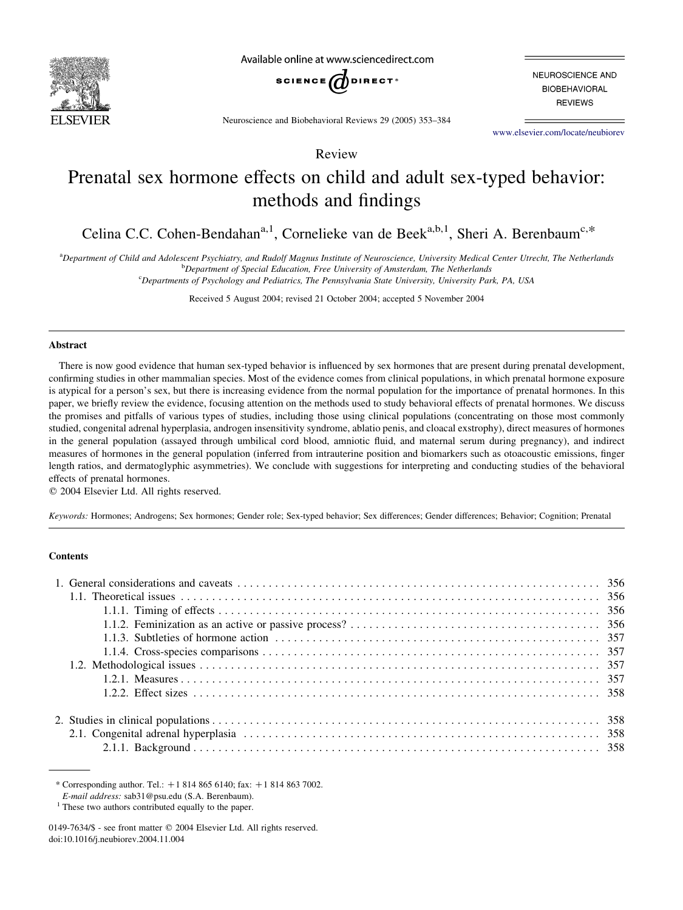Review

# Prenatal sex hormone effects on child and adult sex-typed behavior: methods and findings

Celina C.C. Cohen-Bendahan[a,1], Cornelieke van de Beek[a,b,1], Sheri A. Berenbaum[c,*]

[a]Department of Child and Adolescent Psychiatry, and Rudolf Magnus Institute of Neuroscience, University Medical Center Utrecht, The Netherlands
[b]Department of Special Education, Free University of Amsterdam, The Netherlands
[c]Departments of Psychology and Pediatrics, The Pennsylvania State University, University Park, PA, USA

Received 5 August 2004; revised 21 October 2004; accepted 5 November 2004

## Abstract

There is now good evidence that human sex-typed behavior is influenced by sex hormones that are present during prenatal development, confirming studies in other mammalian species. Most of the evidence comes from clinical populations, in which prenatal hormone exposure is atypical for a person's sex, but there is increasing evidence from the normal population for the importance of prenatal hormones. In this paper, we briefly review the evidence, focusing attention on the methods used to study behavioral effects of prenatal hormones. We discuss the promises and pitfalls of various types of studies, including those using clinical populations (concentrating on those most commonly studied, congenital adrenal hyperplasia, androgen insensitivity syndrome, ablatio penis, and cloacal exstrophy), direct measures of hormones in the general population (assayed through umbilical cord blood, amniotic fluid, and maternal serum during pregnancy), and indirect measures of hormones in the general population (inferred from intrauterine position and biomarkers such as otoacoustic emissions, finger length ratios, and dermatoglyphic asymmetries). We conclude with suggestions for interpreting and conducting studies of the behavioral effects of prenatal hormones.

© 2004 Elsevier Ltd. All rights reserved.

*Keywords:* Hormones; Androgens; Sex hormones; Gender role; Sex-typed behavior; Sex differences; Gender differences; Behavior; Cognition; Prenatal

## Contents

1. General considerations and caveats . . . 356
   1.1. Theoretical issues . . . 356
      1.1.1. Timing of effects . . . 356
      1.1.2. Feminization as an active or passive process? . . . 356
      1.1.3. Subtleties of hormone action . . . 357
      1.1.4. Cross-species comparisons . . . 357
   1.2. Methodological issues . . . 357
      1.2.1. Measures . . . 357
      1.2.2. Effect sizes . . . 358
2. Studies in clinical populations . . . 358
   2.1. Congenital adrenal hyperplasia . . . 358
      2.1.1. Background . . . 358

---

* Corresponding author. Tel.: +1 814 865 6140; fax: +1 814 863 7002.
*E-mail address:* sab31@psu.edu (S.A. Berenbaum).
[1] These two authors contributed equally to the paper.

0149-7634/$ - see front matter © 2004 Elsevier Ltd. All rights reserved.
doi:10.1016/j.neubiorev.2004.11.004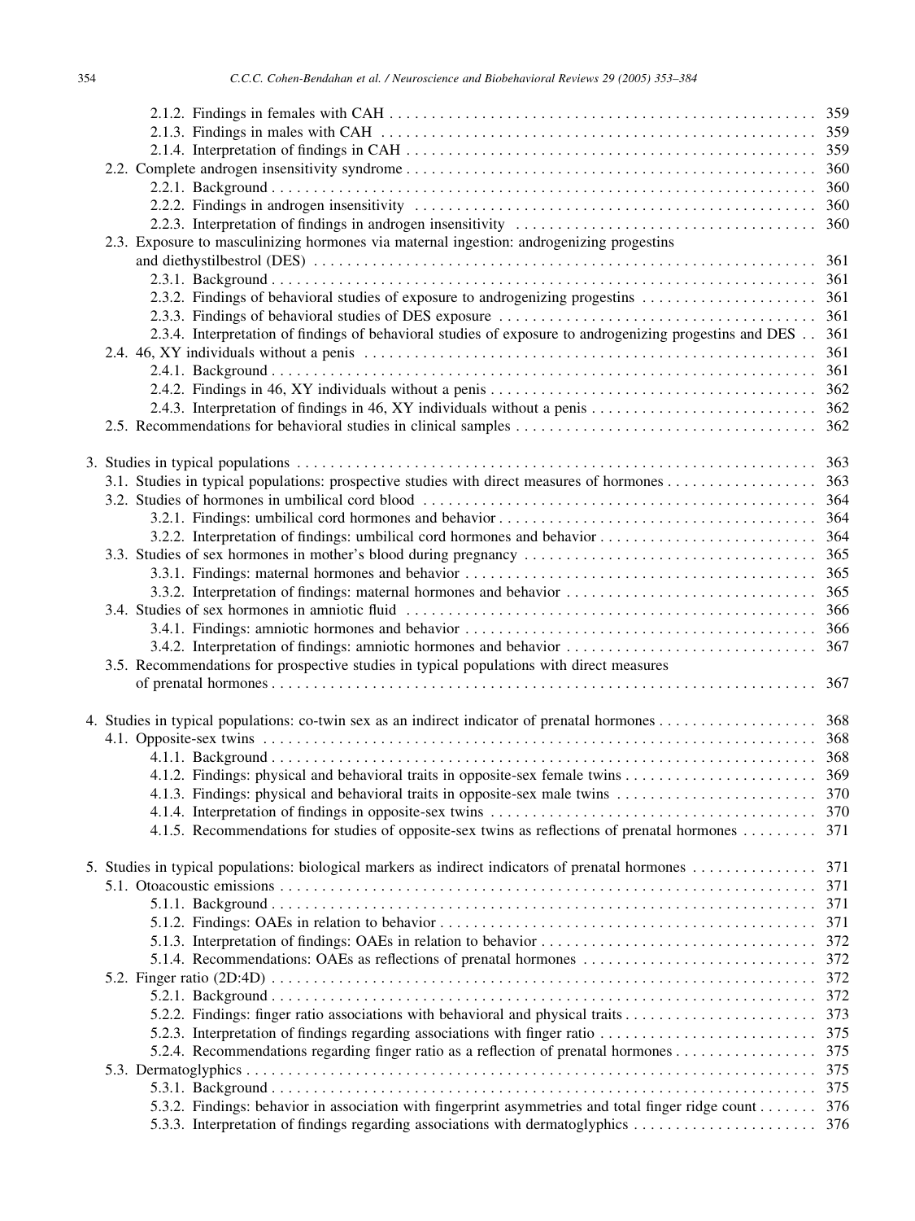2.1.2. Findings in females with CAH . . . . . . . . . . . . . . . . . . . . . . . . . . . . . . . . . . . . . . . . . . . . . . . . . . . 359
2.1.3. Findings in males with CAH . . . . . . . . . . . . . . . . . . . . . . . . . . . . . . . . . . . . . . . . . . . . . . . . . . . . 359
2.1.4. Interpretation of findings in CAH . . . . . . . . . . . . . . . . . . . . . . . . . . . . . . . . . . . . . . . . . . . . . . . . . 359
2.2. Complete androgen insensitivity syndrome . . . . . . . . . . . . . . . . . . . . . . . . . . . . . . . . . . . . . . . . . . . . . . . . 360
2.2.1. Background . . . . . . . . . . . . . . . . . . . . . . . . . . . . . . . . . . . . . . . . . . . . . . . . . . . . . . . . . . . . . 360
2.2.2. Findings in androgen insensitivity . . . . . . . . . . . . . . . . . . . . . . . . . . . . . . . . . . . . . . . . . . . . . . . . 360
2.2.3. Interpretation of findings in androgen insensitivity . . . . . . . . . . . . . . . . . . . . . . . . . . . . . . . . . . . . . 360
2.3. Exposure to masculinizing hormones via maternal ingestion: androgenizing progestins and diethystilbestrol (DES) . . . . . . . . . . . . . . . . . . . . . . . . . . . . . . . . . . . . . . . . . . . . . . . . . . . . . . . . . . . . 361
2.3.1. Background . . . . . . . . . . . . . . . . . . . . . . . . . . . . . . . . . . . . . . . . . . . . . . . . . . . . . . . . . . . . . 361
2.3.2. Findings of behavioral studies of exposure to androgenizing progestins . . . . . . . . . . . . . . . . . . . . . . 361
2.3.3. Findings of behavioral studies of DES exposure . . . . . . . . . . . . . . . . . . . . . . . . . . . . . . . . . . . . . . 361
2.3.4. Interpretation of findings of behavioral studies of exposure to androgenizing progestins and DES . . 361
2.4. 46, XY individuals without a penis . . . . . . . . . . . . . . . . . . . . . . . . . . . . . . . . . . . . . . . . . . . . . . . . . . . . 361
2.4.1. Background . . . . . . . . . . . . . . . . . . . . . . . . . . . . . . . . . . . . . . . . . . . . . . . . . . . . . . . . . . . . . 361
2.4.2. Findings in 46, XY individuals without a penis . . . . . . . . . . . . . . . . . . . . . . . . . . . . . . . . . . . . . . 362
2.4.3. Interpretation of findings in 46, XY individuals without a penis . . . . . . . . . . . . . . . . . . . . . . . . . . . 362
2.5. Recommendations for behavioral studies in clinical samples . . . . . . . . . . . . . . . . . . . . . . . . . . . . . . . . . . . 362

3. Studies in typical populations . . . . . . . . . . . . . . . . . . . . . . . . . . . . . . . . . . . . . . . . . . . . . . . . . . . . . . . . . 363
3.1. Studies in typical populations: prospective studies with direct measures of hormones . . . . . . . . . . . . . . . . . 363
3.2. Studies of hormones in umbilical cord blood . . . . . . . . . . . . . . . . . . . . . . . . . . . . . . . . . . . . . . . . . . . . . . 364
3.2.1. Findings: umbilical cord hormones and behavior . . . . . . . . . . . . . . . . . . . . . . . . . . . . . . . . . . . . . 364
3.2.2. Interpretation of findings: umbilical cord hormones and behavior . . . . . . . . . . . . . . . . . . . . . . . . . . 364
3.3. Studies of sex hormones in mother's blood during pregnancy . . . . . . . . . . . . . . . . . . . . . . . . . . . . . . . . . . 365
3.3.1. Findings: maternal hormones and behavior . . . . . . . . . . . . . . . . . . . . . . . . . . . . . . . . . . . . . . . . . 365
3.3.2. Interpretation of findings: maternal hormones and behavior . . . . . . . . . . . . . . . . . . . . . . . . . . . . . . 365
3.4. Studies of sex hormones in amniotic fluid . . . . . . . . . . . . . . . . . . . . . . . . . . . . . . . . . . . . . . . . . . . . . . . . 366
3.4.1. Findings: amniotic hormones and behavior . . . . . . . . . . . . . . . . . . . . . . . . . . . . . . . . . . . . . . . . . 366
3.4.2. Interpretation of findings: amniotic hormones and behavior . . . . . . . . . . . . . . . . . . . . . . . . . . . . . . 367
3.5. Recommendations for prospective studies in typical populations with direct measures of prenatal hormones . . . . . . . . . . . . . . . . . . . . . . . . . . . . . . . . . . . . . . . . . . . . . . . . . . . . . . . . . . . . . . . . . 367

4. Studies in typical populations: co-twin sex as an indirect indicator of prenatal hormones . . . . . . . . . . . . . . . . . . 368
4.1. Opposite-sex twins . . . . . . . . . . . . . . . . . . . . . . . . . . . . . . . . . . . . . . . . . . . . . . . . . . . . . . . . . . . . . . . 368
4.1.1. Background . . . . . . . . . . . . . . . . . . . . . . . . . . . . . . . . . . . . . . . . . . . . . . . . . . . . . . . . . . . . . 368
4.1.2. Findings: physical and behavioral traits in opposite-sex female twins . . . . . . . . . . . . . . . . . . . . . . . 369
4.1.3. Findings: physical and behavioral traits in opposite-sex male twins . . . . . . . . . . . . . . . . . . . . . . . . 370
4.1.4. Interpretation of findings in opposite-sex twins . . . . . . . . . . . . . . . . . . . . . . . . . . . . . . . . . . . . . . 370
4.1.5. Recommendations for studies of opposite-sex twins as reflections of prenatal hormones . . . . . . . . . 371

5. Studies in typical populations: biological markers as indirect indicators of prenatal hormones . . . . . . . . . . . . . . 371
5.1. Otoacoustic emissions . . . . . . . . . . . . . . . . . . . . . . . . . . . . . . . . . . . . . . . . . . . . . . . . . . . . . . . . . . . . . 371
5.1.1. Background . . . . . . . . . . . . . . . . . . . . . . . . . . . . . . . . . . . . . . . . . . . . . . . . . . . . . . . . . . . . . 371
5.1.2. Findings: OAEs in relation to behavior . . . . . . . . . . . . . . . . . . . . . . . . . . . . . . . . . . . . . . . . . . . 371
5.1.3. Interpretation of findings: OAEs in relation to behavior . . . . . . . . . . . . . . . . . . . . . . . . . . . . . . . . 372
5.1.4. Recommendations: OAEs as reflections of prenatal hormones . . . . . . . . . . . . . . . . . . . . . . . . . . . 372
5.2. Finger ratio (2D:4D) . . . . . . . . . . . . . . . . . . . . . . . . . . . . . . . . . . . . . . . . . . . . . . . . . . . . . . . . . . . . . . 372
5.2.1. Background . . . . . . . . . . . . . . . . . . . . . . . . . . . . . . . . . . . . . . . . . . . . . . . . . . . . . . . . . . . . . 372
5.2.2. Findings: finger ratio associations with behavioral and physical traits . . . . . . . . . . . . . . . . . . . . . . 373
5.2.3. Interpretation of findings regarding associations with finger ratio . . . . . . . . . . . . . . . . . . . . . . . . . 375
5.2.4. Recommendations regarding finger ratio as a reflection of prenatal hormones . . . . . . . . . . . . . . . . 375
5.3. Dermatoglyphics . . . . . . . . . . . . . . . . . . . . . . . . . . . . . . . . . . . . . . . . . . . . . . . . . . . . . . . . . . . . . . . . 375
5.3.1. Background . . . . . . . . . . . . . . . . . . . . . . . . . . . . . . . . . . . . . . . . . . . . . . . . . . . . . . . . . . . . . 375
5.3.2. Findings: behavior in association with fingerprint asymmetries and total finger ridge count . . . . . . . 376
5.3.3. Interpretation of findings regarding associations with dermatoglyphics . . . . . . . . . . . . . . . . . . . . . 376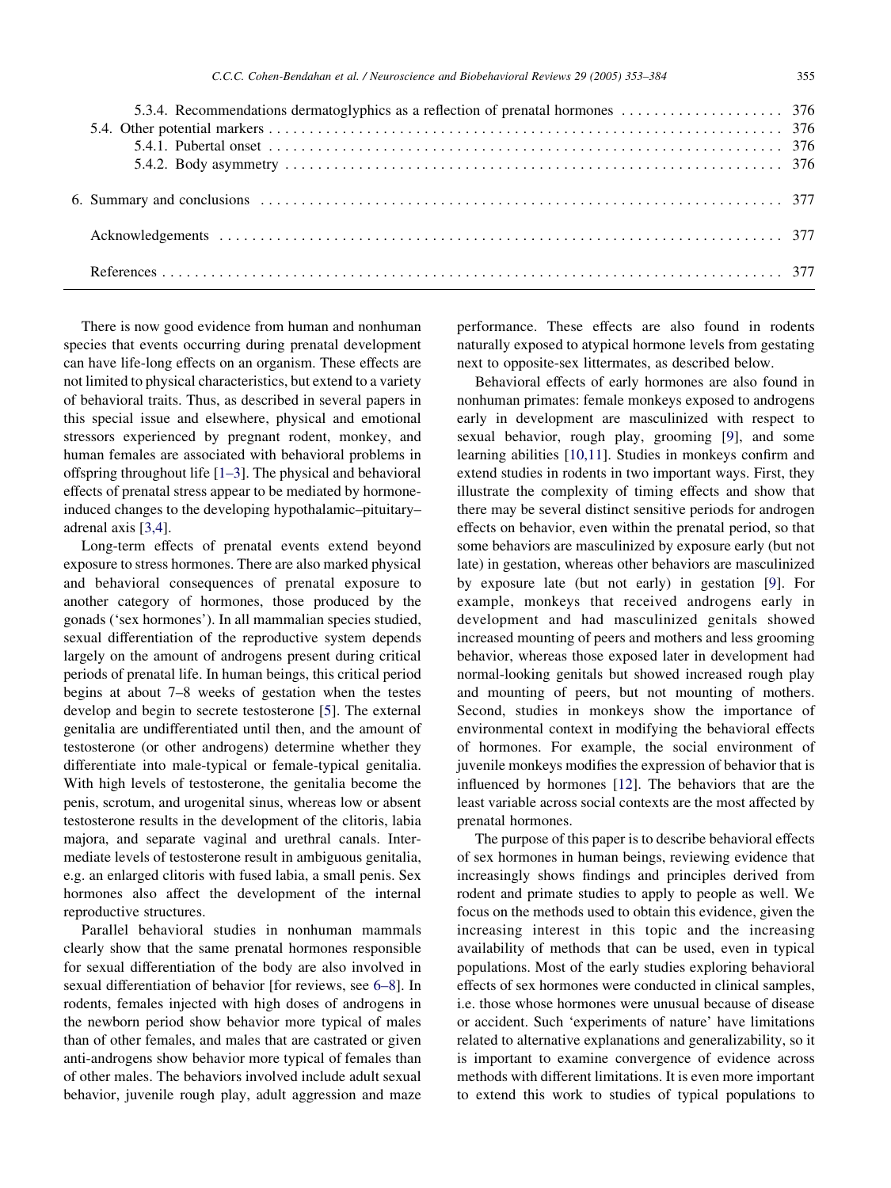5.3.4. Recommendations dermatoglyphics as a reflection of prenatal hormones . . . . . . . . . . . . . . . . . . . . 376

5.4. Other potential markers . . . . . . . . . . . . . . . . . . . . . . . . . . . . . . . . . . . . . . . . . . . . . . . . . . . . . . . . . . . . . . . . 376

5.4.1. Pubertal onset . . . . . . . . . . . . . . . . . . . . . . . . . . . . . . . . . . . . . . . . . . . . . . . . . . . . . . . . . . . . . . . . 376

5.4.2. Body asymmetry . . . . . . . . . . . . . . . . . . . . . . . . . . . . . . . . . . . . . . . . . . . . . . . . . . . . . . . . . . . . . . 376

6. Summary and conclusions . . . . . . . . . . . . . . . . . . . . . . . . . . . . . . . . . . . . . . . . . . . . . . . . . . . . . . . . . . . . . . 377

Acknowledgements . . . . . . . . . . . . . . . . . . . . . . . . . . . . . . . . . . . . . . . . . . . . . . . . . . . . . . . . . . . . . . . . . . . . 377

References . . . . . . . . . . . . . . . . . . . . . . . . . . . . . . . . . . . . . . . . . . . . . . . . . . . . . . . . . . . . . . . . . . . . . . . . . . 377

---

There is now good evidence from human and nonhuman species that events occurring during prenatal development can have life-long effects on an organism. These effects are not limited to physical characteristics, but extend to a variety of behavioral traits. Thus, as described in several papers in this special issue and elsewhere, physical and emotional stressors experienced by pregnant rodent, monkey, and human females are associated with behavioral problems in offspring throughout life [1–3]. The physical and behavioral effects of prenatal stress appear to be mediated by hormone-induced changes to the developing hypothalamic–pituitary–adrenal axis [3,4].

Long-term effects of prenatal events extend beyond exposure to stress hormones. There are also marked physical and behavioral consequences of prenatal exposure to another category of hormones, those produced by the gonads ('sex hormones'). In all mammalian species studied, sexual differentiation of the reproductive system depends largely on the amount of androgens present during critical periods of prenatal life. In human beings, this critical period begins at about 7–8 weeks of gestation when the testes develop and begin to secrete testosterone [5]. The external genitalia are undifferentiated until then, and the amount of testosterone (or other androgens) determine whether they differentiate into male-typical or female-typical genitalia. With high levels of testosterone, the genitalia become the penis, scrotum, and urogenital sinus, whereas low or absent testosterone results in the development of the clitoris, labia majora, and separate vaginal and urethral canals. Intermediate levels of testosterone result in ambiguous genitalia, e.g. an enlarged clitoris with fused labia, a small penis. Sex hormones also affect the development of the internal reproductive structures.

Parallel behavioral studies in nonhuman mammals clearly show that the same prenatal hormones responsible for sexual differentiation of the body are also involved in sexual differentiation of behavior [for reviews, see 6–8]. In rodents, females injected with high doses of androgens in the newborn period show behavior more typical of males than of other females, and males that are castrated or given anti-androgens show behavior more typical of females than of other males. The behaviors involved include adult sexual behavior, juvenile rough play, adult aggression and maze performance. These effects are also found in rodents naturally exposed to atypical hormone levels from gestating next to opposite-sex littermates, as described below.

Behavioral effects of early hormones are also found in nonhuman primates: female monkeys exposed to androgens early in development are masculinized with respect to sexual behavior, rough play, grooming [9], and some learning abilities [10,11]. Studies in monkeys confirm and extend studies in rodents in two important ways. First, they illustrate the complexity of timing effects and show that there may be several distinct sensitive periods for androgen effects on behavior, even within the prenatal period, so that some behaviors are masculinized by exposure early (but not late) in gestation, whereas other behaviors are masculinized by exposure late (but not early) in gestation [9]. For example, monkeys that received androgens early in development and had masculinized genitals showed increased mounting of peers and mothers and less grooming behavior, whereas those exposed later in development had normal-looking genitals but showed increased rough play and mounting of peers, but not mounting of mothers. Second, studies in monkeys show the importance of environmental context in modifying the behavioral effects of hormones. For example, the social environment of juvenile monkeys modifies the expression of behavior that is influenced by hormones [12]. The behaviors that are the least variable across social contexts are the most affected by prenatal hormones.

The purpose of this paper is to describe behavioral effects of sex hormones in human beings, reviewing evidence that increasingly shows findings and principles derived from rodent and primate studies to apply to people as well. We focus on the methods used to obtain this evidence, given the increasing interest in this topic and the increasing availability of methods that can be used, even in typical populations. Most of the early studies exploring behavioral effects of sex hormones were conducted in clinical samples, i.e. those whose hormones were unusual because of disease or accident. Such 'experiments of nature' have limitations related to alternative explanations and generalizability, so it is important to examine convergence of evidence across methods with different limitations. It is even more important to extend this work to studies of typical populations to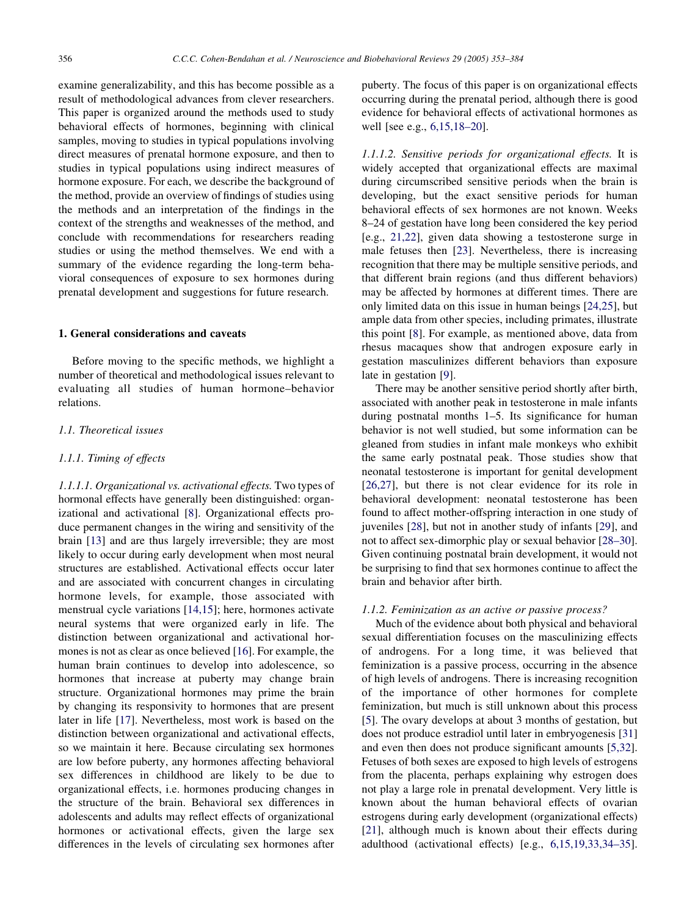examine generalizability, and this has become possible as a result of methodological advances from clever researchers. This paper is organized around the methods used to study behavioral effects of hormones, beginning with clinical samples, moving to studies in typical populations involving direct measures of prenatal hormone exposure, and then to studies in typical populations using indirect measures of hormone exposure. For each, we describe the background of the method, provide an overview of findings of studies using the methods and an interpretation of the findings in the context of the strengths and weaknesses of the method, and conclude with recommendations for researchers reading studies or using the method themselves. We end with a summary of the evidence regarding the long-term behavioral consequences of exposure to sex hormones during prenatal development and suggestions for future research.

## 1. General considerations and caveats

Before moving to the specific methods, we highlight a number of theoretical and methodological issues relevant to evaluating all studies of human hormone–behavior relations.

### 1.1. Theoretical issues

#### 1.1.1. Timing of effects

*1.1.1.1. Organizational vs. activational effects.* Two types of hormonal effects have generally been distinguished: organizational and activational [8]. Organizational effects produce permanent changes in the wiring and sensitivity of the brain [13] and are thus largely irreversible; they are most likely to occur during early development when most neural structures are established. Activational effects occur later and are associated with concurrent changes in circulating hormone levels, for example, those associated with menstrual cycle variations [14,15]; here, hormones activate neural systems that were organized early in life. The distinction between organizational and activational hormones is not as clear as once believed [16]. For example, the human brain continues to develop into adolescence, so hormones that increase at puberty may change brain structure. Organizational hormones may prime the brain by changing its responsivity to hormones that are present later in life [17]. Nevertheless, most work is based on the distinction between organizational and activational effects, so we maintain it here. Because circulating sex hormones are low before puberty, any hormones affecting behavioral sex differences in childhood are likely to be due to organizational effects, i.e. hormones producing changes in the structure of the brain. Behavioral sex differences in adolescents and adults may reflect effects of organizational hormones or activational effects, given the large sex differences in the levels of circulating sex hormones after puberty. The focus of this paper is on organizational effects occurring during the prenatal period, although there is good evidence for behavioral effects of activational hormones as well [see e.g., 6,15,18–20].

*1.1.1.2. Sensitive periods for organizational effects.* It is widely accepted that organizational effects are maximal during circumscribed sensitive periods when the brain is developing, but the exact sensitive periods for human behavioral effects of sex hormones are not known. Weeks 8–24 of gestation have long been considered the key period [e.g., 21,22], given data showing a testosterone surge in male fetuses then [23]. Nevertheless, there is increasing recognition that there may be multiple sensitive periods, and that different brain regions (and thus different behaviors) may be affected by hormones at different times. There are only limited data on this issue in human beings [24,25], but ample data from other species, including primates, illustrate this point [8]. For example, as mentioned above, data from rhesus macaques show that androgen exposure early in gestation masculinizes different behaviors than exposure late in gestation [9].

There may be another sensitive period shortly after birth, associated with another peak in testosterone in male infants during postnatal months 1–5. Its significance for human behavior is not well studied, but some information can be gleaned from studies in infant male monkeys who exhibit the same early postnatal peak. Those studies show that neonatal testosterone is important for genital development [26,27], but there is not clear evidence for its role in behavioral development: neonatal testosterone has been found to affect mother-offspring interaction in one study of juveniles [28], but not in another study of infants [29], and not to affect sex-dimorphic play or sexual behavior [28–30]. Given continuing postnatal brain development, it would not be surprising to find that sex hormones continue to affect the brain and behavior after birth.

#### 1.1.2. Feminization as an active or passive process?

Much of the evidence about both physical and behavioral sexual differentiation focuses on the masculinizing effects of androgens. For a long time, it was believed that feminization is a passive process, occurring in the absence of high levels of androgens. There is increasing recognition of the importance of other hormones for complete feminization, but much is still unknown about this process [5]. The ovary develops at about 3 months of gestation, but does not produce estradiol until later in embryogenesis [31] and even then does not produce significant amounts [5,32]. Fetuses of both sexes are exposed to high levels of estrogens from the placenta, perhaps explaining why estrogen does not play a large role in prenatal development. Very little is known about the human behavioral effects of ovarian estrogens during early development (organizational effects) [21], although much is known about their effects during adulthood (activational effects) [e.g., 6,15,19,33,34–35].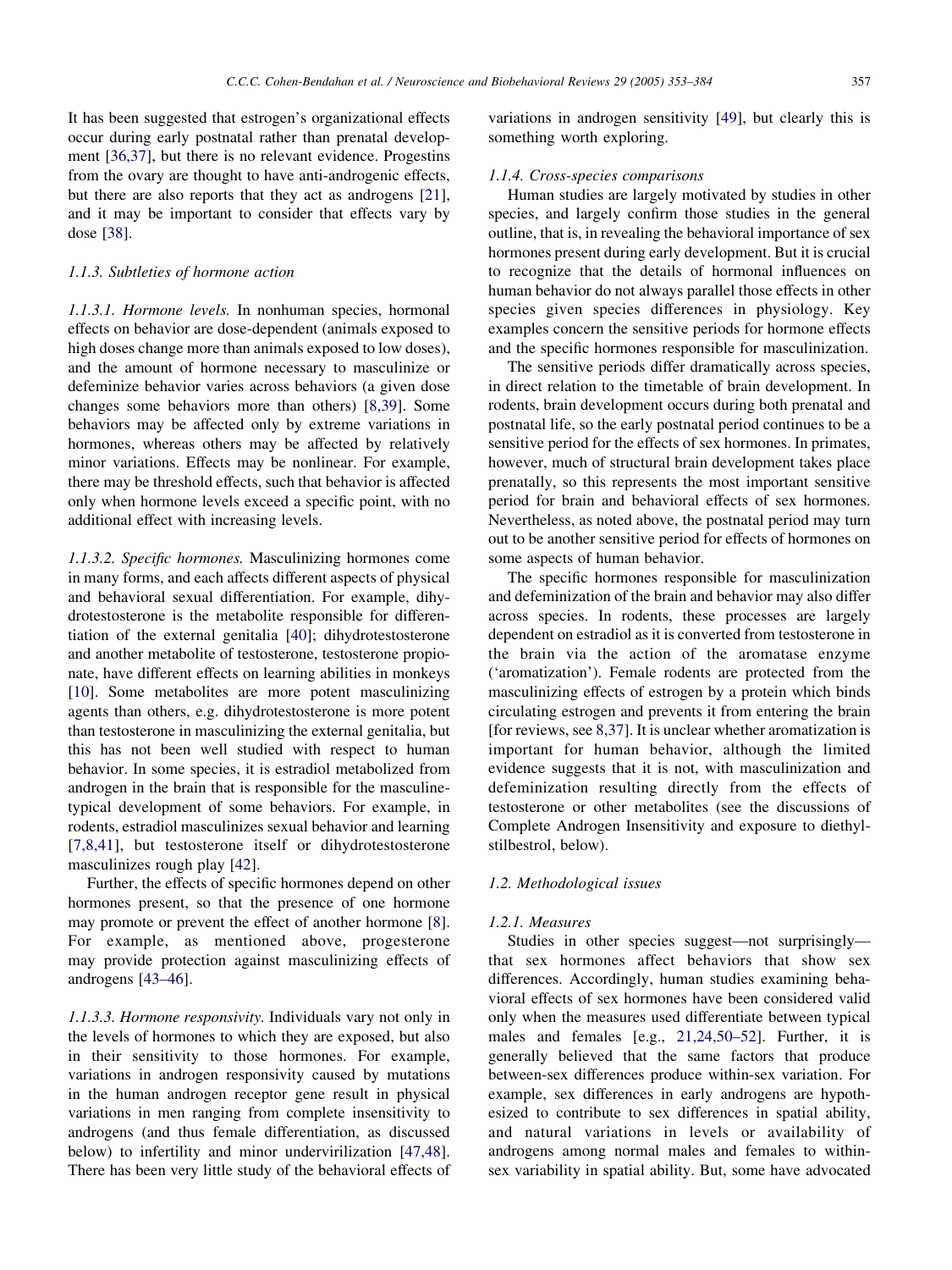It has been suggested that estrogen's organizational effects occur during early postnatal rather than prenatal development [36,37], but there is no relevant evidence. Progestins from the ovary are thought to have anti-androgenic effects, but there are also reports that they act as androgens [21], and it may be important to consider that effects vary by dose [38].

### 1.1.3. Subtleties of hormone action

*1.1.3.1. Hormone levels.* In nonhuman species, hormonal effects on behavior are dose-dependent (animals exposed to high doses change more than animals exposed to low doses), and the amount of hormone necessary to masculinize or defeminize behavior varies across behaviors (a given dose changes some behaviors more than others) [8,39]. Some behaviors may be affected only by extreme variations in hormones, whereas others may be affected by relatively minor variations. Effects may be nonlinear. For example, there may be threshold effects, such that behavior is affected only when hormone levels exceed a specific point, with no additional effect with increasing levels.

*1.1.3.2. Specific hormones.* Masculinizing hormones come in many forms, and each affects different aspects of physical and behavioral sexual differentiation. For example, dihydrotestosterone is the metabolite responsible for differentiation of the external genitalia [40]; dihydrotestosterone and another metabolite of testosterone, testosterone propionate, have different effects on learning abilities in monkeys [10]. Some metabolites are more potent masculinizing agents than others, e.g. dihydrotestosterone is more potent than testosterone in masculinizing the external genitalia, but this has not been well studied with respect to human behavior. In some species, it is estradiol metabolized from androgen in the brain that is responsible for the masculine-typical development of some behaviors. For example, in rodents, estradiol masculinizes sexual behavior and learning [7,8,41], but testosterone itself or dihydrotestosterone masculinizes rough play [42].

Further, the effects of specific hormones depend on other hormones present, so that the presence of one hormone may promote or prevent the effect of another hormone [8]. For example, as mentioned above, progesterone may provide protection against masculinizing effects of androgens [43–46].

*1.1.3.3. Hormone responsivity.* Individuals vary not only in the levels of hormones to which they are exposed, but also in their sensitivity to those hormones. For example, variations in androgen responsivity caused by mutations in the human androgen receptor gene result in physical variations in men ranging from complete insensitivity to androgens (and thus female differentiation, as discussed below) to infertility and minor undervirilization [47,48]. There has been very little study of the behavioral effects of variations in androgen sensitivity [49], but clearly this is something worth exploring.

### 1.1.4. Cross-species comparisons

Human studies are largely motivated by studies in other species, and largely confirm those studies in the general outline, that is, in revealing the behavioral importance of sex hormones present during early development. But it is crucial to recognize that the details of hormonal influences on human behavior do not always parallel those effects in other species given species differences in physiology. Key examples concern the sensitive periods for hormone effects and the specific hormones responsible for masculinization.

The sensitive periods differ dramatically across species, in direct relation to the timetable of brain development. In rodents, brain development occurs during both prenatal and postnatal life, so the early postnatal period continues to be a sensitive period for the effects of sex hormones. In primates, however, much of structural brain development takes place prenatally, so this represents the most important sensitive period for brain and behavioral effects of sex hormones. Nevertheless, as noted above, the postnatal period may turn out to be another sensitive period for effects of hormones on some aspects of human behavior.

The specific hormones responsible for masculinization and defeminization of the brain and behavior may also differ across species. In rodents, these processes are largely dependent on estradiol as it is converted from testosterone in the brain via the action of the aromatase enzyme ('aromatization'). Female rodents are protected from the masculinizing effects of estrogen by a protein which binds circulating estrogen and prevents it from entering the brain [for reviews, see 8,37]. It is unclear whether aromatization is important for human behavior, although the limited evidence suggests that it is not, with masculinization and defeminization resulting directly from the effects of testosterone or other metabolites (see the discussions of Complete Androgen Insensitivity and exposure to diethylstilbestrol, below).

## 1.2. Methodological issues

### 1.2.1. Measures

Studies in other species suggest—not surprisingly—that sex hormones affect behaviors that show sex differences. Accordingly, human studies examining behavioral effects of sex hormones have been considered valid only when the measures used differentiate between typical males and females [e.g., 21,24,50–52]. Further, it is generally believed that the same factors that produce between-sex differences produce within-sex variation. For example, sex differences in early androgens are hypothesized to contribute to sex differences in spatial ability, and natural variations in levels or availability of androgens among normal males and females to within-sex variability in spatial ability. But, some have advocated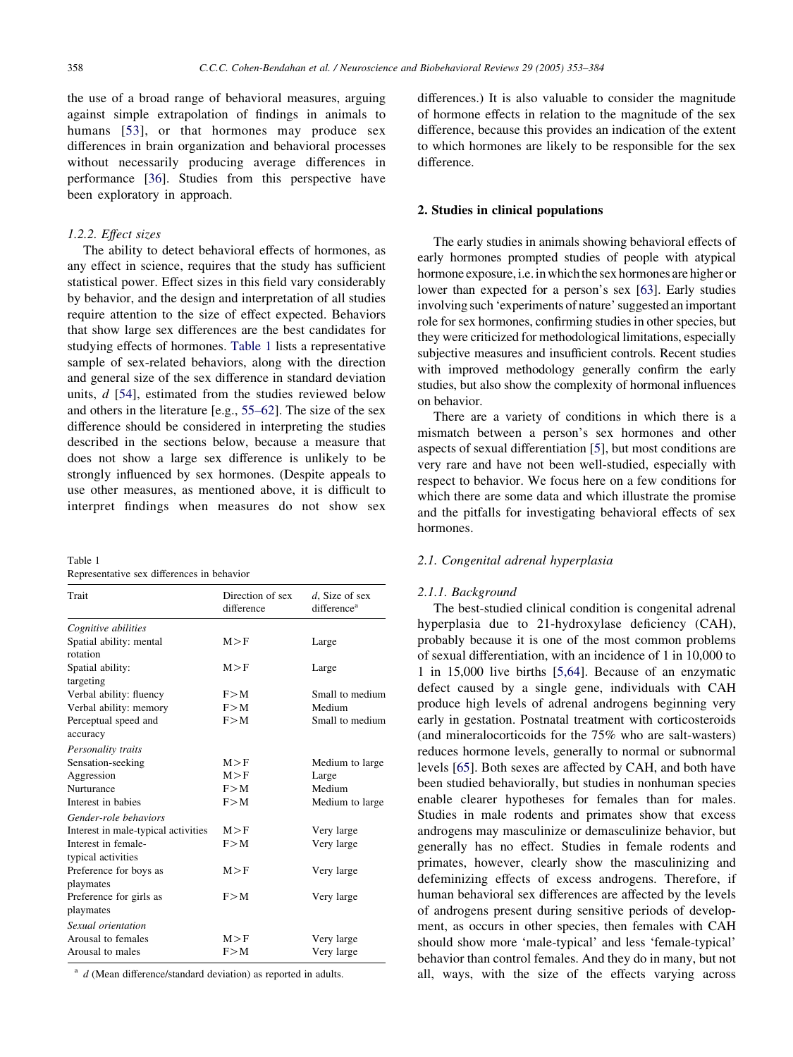the use of a broad range of behavioral measures, arguing against simple extrapolation of findings in animals to humans [53], or that hormones may produce sex differences in brain organization and behavioral processes without necessarily producing average differences in performance [36]. Studies from this perspective have been exploratory in approach.

#### 1.2.2. Effect sizes

The ability to detect behavioral effects of hormones, as any effect in science, requires that the study has sufficient statistical power. Effect sizes in this field vary considerably by behavior, and the design and interpretation of all studies require attention to the size of effect expected. Behaviors that show large sex differences are the best candidates for studying effects of hormones. Table 1 lists a representative sample of sex-related behaviors, along with the direction and general size of the sex difference in standard deviation units, *d* [54], estimated from the studies reviewed below and others in the literature [e.g., 55–62]. The size of the sex difference should be considered in interpreting the studies described in the sections below, because a measure that does not show a large sex difference is unlikely to be strongly influenced by sex hormones. (Despite appeals to use other measures, as mentioned above, it is difficult to interpret findings when measures do not show sex differences.) It is also valuable to consider the magnitude of hormone effects in relation to the magnitude of the sex difference, because this provides an indication of the extent to which hormones are likely to be responsible for the sex difference.

Table 1
Representative sex differences in behavior

| Trait | Direction of sex difference | *d*, Size of sex difference[a] |
|---|---|---|
| *Cognitive abilities* | | |
| Spatial ability: mental rotation | M>F | Large |
| Spatial ability: targeting | M>F | Large |
| Verbal ability: fluency | F>M | Small to medium |
| Verbal ability: memory | F>M | Medium |
| Perceptual speed and accuracy | F>M | Small to medium |
| *Personality traits* | | |
| Sensation-seeking | M>F | Medium to large |
| Aggression | M>F | Large |
| Nurturance | F>M | Medium |
| Interest in babies | F>M | Medium to large |
| *Gender-role behaviors* | | |
| Interest in male-typical activities | M>F | Very large |
| Interest in female-typical activities | F>M | Very large |
| Preference for boys as playmates | M>F | Very large |
| Preference for girls as playmates | F>M | Very large |
| *Sexual orientation* | | |
| Arousal to females | M>F | Very large |
| Arousal to males | F>M | Very large |

[a] *d* (Mean difference/standard deviation) as reported in adults.

## 2. Studies in clinical populations

The early studies in animals showing behavioral effects of early hormones prompted studies of people with atypical hormone exposure, i.e. in which the sex hormones are higher or lower than expected for a person's sex [63]. Early studies involving such 'experiments of nature' suggested an important role for sex hormones, confirming studies in other species, but they were criticized for methodological limitations, especially subjective measures and insufficient controls. Recent studies with improved methodology generally confirm the early studies, but also show the complexity of hormonal influences on behavior.

There are a variety of conditions in which there is a mismatch between a person's sex hormones and other aspects of sexual differentiation [5], but most conditions are very rare and have not been well-studied, especially with respect to behavior. We focus here on a few conditions for which there are some data and which illustrate the promise and the pitfalls for investigating behavioral effects of sex hormones.

### 2.1. Congenital adrenal hyperplasia

#### 2.1.1. Background

The best-studied clinical condition is congenital adrenal hyperplasia due to 21-hydroxylase deficiency (CAH), probably because it is one of the most common problems of sexual differentiation, with an incidence of 1 in 10,000 to 1 in 15,000 live births [5,64]. Because of an enzymatic defect caused by a single gene, individuals with CAH produce high levels of adrenal androgens beginning very early in gestation. Postnatal treatment with corticosteroids (and mineralocorticoids for the 75% who are salt-wasters) reduces hormone levels, generally to normal or subnormal levels [65]. Both sexes are affected by CAH, and both have been studied behaviorally, but studies in nonhuman species enable clearer hypotheses for females than for males. Studies in male rodents and primates show that excess androgens may masculinize or demasculinize behavior, but generally has no effect. Studies in female rodents and primates, however, clearly show the masculinizing and defeminizing effects of excess androgens. Therefore, if human behavioral sex differences are affected by the levels of androgens present during sensitive periods of development, as occurs in other species, then females with CAH should show more 'male-typical' and less 'female-typical' behavior than control females. And they do in many, but not all, ways, with the size of the effects varying across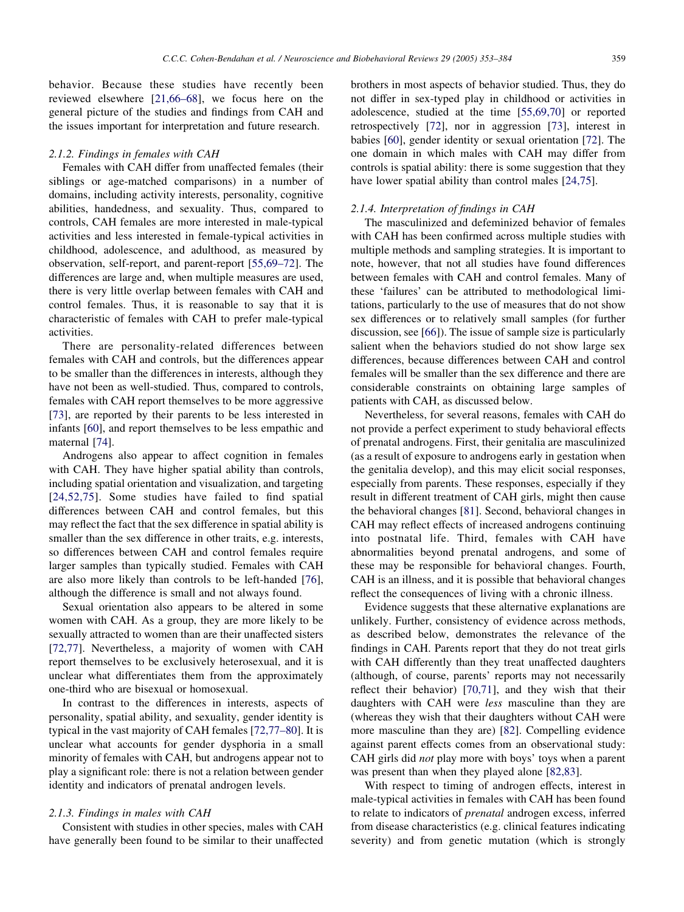behavior. Because these studies have recently been reviewed elsewhere [21,66–68], we focus here on the general picture of the studies and findings from CAH and the issues important for interpretation and future research.

#### 2.1.2. Findings in females with CAH

Females with CAH differ from unaffected females (their siblings or age-matched comparisons) in a number of domains, including activity interests, personality, cognitive abilities, handedness, and sexuality. Thus, compared to controls, CAH females are more interested in male-typical activities and less interested in female-typical activities in childhood, adolescence, and adulthood, as measured by observation, self-report, and parent-report [55,69–72]. The differences are large and, when multiple measures are used, there is very little overlap between females with CAH and control females. Thus, it is reasonable to say that it is characteristic of females with CAH to prefer male-typical activities.

There are personality-related differences between females with CAH and controls, but the differences appear to be smaller than the differences in interests, although they have not been as well-studied. Thus, compared to controls, females with CAH report themselves to be more aggressive [73], are reported by their parents to be less interested in infants [60], and report themselves to be less empathic and maternal [74].

Androgens also appear to affect cognition in females with CAH. They have higher spatial ability than controls, including spatial orientation and visualization, and targeting [24,52,75]. Some studies have failed to find spatial differences between CAH and control females, but this may reflect the fact that the sex difference in spatial ability is smaller than the sex difference in other traits, e.g. interests, so differences between CAH and control females require larger samples than typically studied. Females with CAH are also more likely than controls to be left-handed [76], although the difference is small and not always found.

Sexual orientation also appears to be altered in some women with CAH. As a group, they are more likely to be sexually attracted to women than are their unaffected sisters [72,77]. Nevertheless, a majority of women with CAH report themselves to be exclusively heterosexual, and it is unclear what differentiates them from the approximately one-third who are bisexual or homosexual.

In contrast to the differences in interests, aspects of personality, spatial ability, and sexuality, gender identity is typical in the vast majority of CAH females [72,77–80]. It is unclear what accounts for gender dysphoria in a small minority of females with CAH, but androgens appear not to play a significant role: there is not a relation between gender identity and indicators of prenatal androgen levels.

#### 2.1.3. Findings in males with CAH

Consistent with studies in other species, males with CAH have generally been found to be similar to their unaffected brothers in most aspects of behavior studied. Thus, they do not differ in sex-typed play in childhood or activities in adolescence, studied at the time [55,69,70] or reported retrospectively [72], nor in aggression [73], interest in babies [60], gender identity or sexual orientation [72]. The one domain in which males with CAH may differ from controls is spatial ability: there is some suggestion that they have lower spatial ability than control males [24,75].

#### 2.1.4. Interpretation of findings in CAH

The masculinized and defeminized behavior of females with CAH has been confirmed across multiple studies with multiple methods and sampling strategies. It is important to note, however, that not all studies have found differences between females with CAH and control females. Many of these 'failures' can be attributed to methodological limitations, particularly to the use of measures that do not show sex differences or to relatively small samples (for further discussion, see [66]). The issue of sample size is particularly salient when the behaviors studied do not show large sex differences, because differences between CAH and control females will be smaller than the sex difference and there are considerable constraints on obtaining large samples of patients with CAH, as discussed below.

Nevertheless, for several reasons, females with CAH do not provide a perfect experiment to study behavioral effects of prenatal androgens. First, their genitalia are masculinized (as a result of exposure to androgens early in gestation when the genitalia develop), and this may elicit social responses, especially from parents. These responses, especially if they result in different treatment of CAH girls, might then cause the behavioral changes [81]. Second, behavioral changes in CAH may reflect effects of increased androgens continuing into postnatal life. Third, females with CAH have abnormalities beyond prenatal androgens, and some of these may be responsible for behavioral changes. Fourth, CAH is an illness, and it is possible that behavioral changes reflect the consequences of living with a chronic illness.

Evidence suggests that these alternative explanations are unlikely. Further, consistency of evidence across methods, as described below, demonstrates the relevance of the findings in CAH. Parents report that they do not treat girls with CAH differently than they treat unaffected daughters (although, of course, parents' reports may not necessarily reflect their behavior) [70,71], and they wish that their daughters with CAH were *less* masculine than they are (whereas they wish that their daughters without CAH were more masculine than they are) [82]. Compelling evidence against parent effects comes from an observational study: CAH girls did *not* play more with boys' toys when a parent was present than when they played alone [82,83].

With respect to timing of androgen effects, interest in male-typical activities in females with CAH has been found to relate to indicators of *prenatal* androgen excess, inferred from disease characteristics (e.g. clinical features indicating severity) and from genetic mutation (which is strongly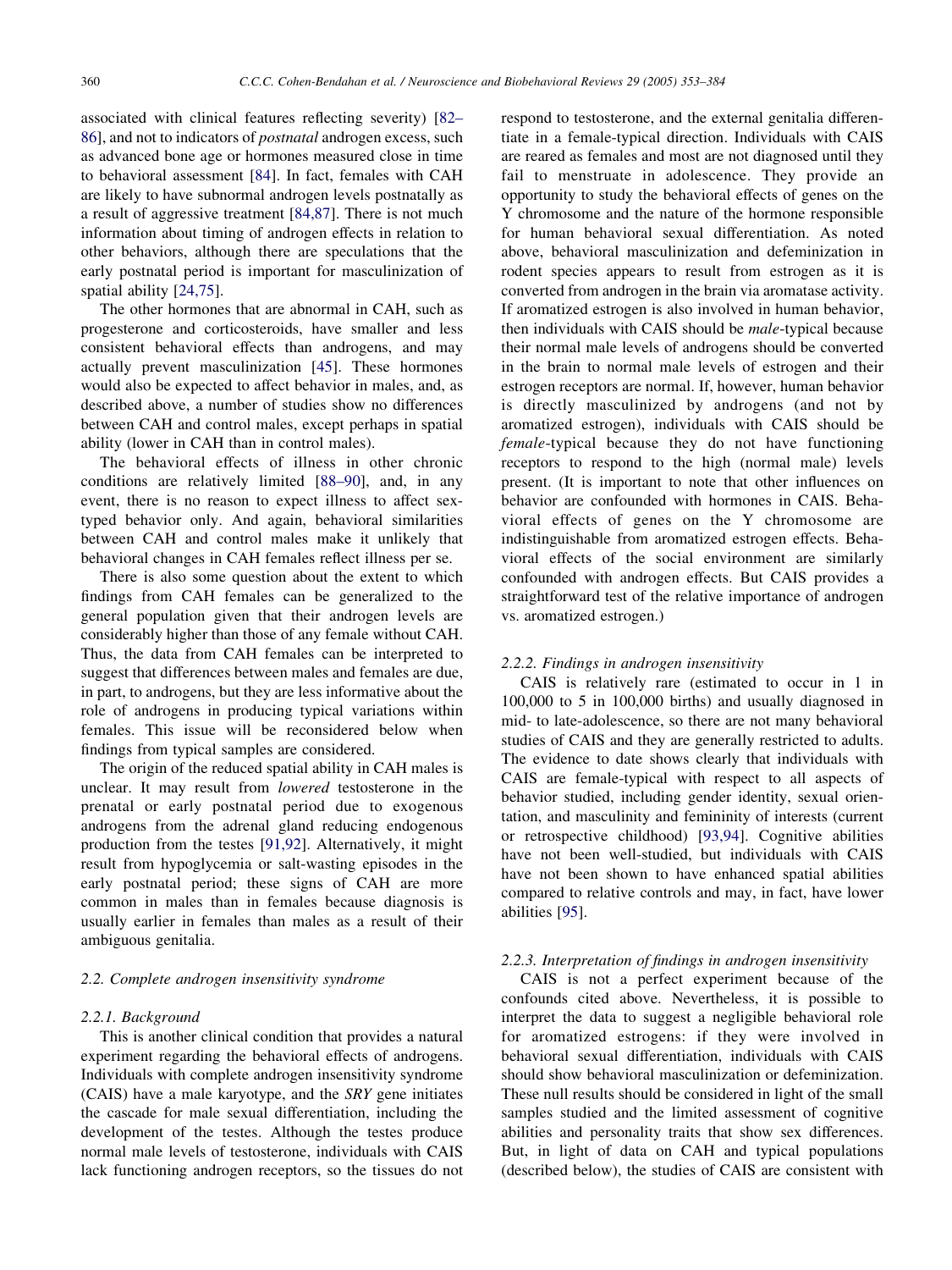associated with clinical features reflecting severity) [82–86], and not to indicators of *postnatal* androgen excess, such as advanced bone age or hormones measured close in time to behavioral assessment [84]. In fact, females with CAH are likely to have subnormal androgen levels postnatally as a result of aggressive treatment [84,87]. There is not much information about timing of androgen effects in relation to other behaviors, although there are speculations that the early postnatal period is important for masculinization of spatial ability [24,75].

The other hormones that are abnormal in CAH, such as progesterone and corticosteroids, have smaller and less consistent behavioral effects than androgens, and may actually prevent masculinization [45]. These hormones would also be expected to affect behavior in males, and, as described above, a number of studies show no differences between CAH and control males, except perhaps in spatial ability (lower in CAH than in control males).

The behavioral effects of illness in other chronic conditions are relatively limited [88–90], and, in any event, there is no reason to expect illness to affect sex-typed behavior only. And again, behavioral similarities between CAH and control males make it unlikely that behavioral changes in CAH females reflect illness per se.

There is also some question about the extent to which findings from CAH females can be generalized to the general population given that their androgen levels are considerably higher than those of any female without CAH. Thus, the data from CAH females can be interpreted to suggest that differences between males and females are due, in part, to androgens, but they are less informative about the role of androgens in producing typical variations within females. This issue will be reconsidered below when findings from typical samples are considered.

The origin of the reduced spatial ability in CAH males is unclear. It may result from *lowered* testosterone in the prenatal or early postnatal period due to exogenous androgens from the adrenal gland reducing endogenous production from the testes [91,92]. Alternatively, it might result from hypoglycemia or salt-wasting episodes in the early postnatal period; these signs of CAH are more common in males than in females because diagnosis is usually earlier in females than males as a result of their ambiguous genitalia.

### 2.2. Complete androgen insensitivity syndrome

#### 2.2.1. Background

This is another clinical condition that provides a natural experiment regarding the behavioral effects of androgens. Individuals with complete androgen insensitivity syndrome (CAIS) have a male karyotype, and the *SRY* gene initiates the cascade for male sexual differentiation, including the development of the testes. Although the testes produce normal male levels of testosterone, individuals with CAIS lack functioning androgen receptors, so the tissues do not respond to testosterone, and the external genitalia differentiate in a female-typical direction. Individuals with CAIS are reared as females and most are not diagnosed until they fail to menstruate in adolescence. They provide an opportunity to study the behavioral effects of genes on the Y chromosome and the nature of the hormone responsible for human behavioral sexual differentiation. As noted above, behavioral masculinization and defeminization in rodent species appears to result from estrogen as it is converted from androgen in the brain via aromatase activity. If aromatized estrogen is also involved in human behavior, then individuals with CAIS should be *male*-typical because their normal male levels of androgens should be converted in the brain to normal male levels of estrogen and their estrogen receptors are normal. If, however, human behavior is directly masculinized by androgens (and not by aromatized estrogen), individuals with CAIS should be *female*-typical because they do not have functioning receptors to respond to the high (normal male) levels present. (It is important to note that other influences on behavior are confounded with hormones in CAIS. Behavioral effects of genes on the Y chromosome are indistinguishable from aromatized estrogen effects. Behavioral effects of the social environment are similarly confounded with androgen effects. But CAIS provides a straightforward test of the relative importance of androgen vs. aromatized estrogen.)

#### 2.2.2. Findings in androgen insensitivity

CAIS is relatively rare (estimated to occur in 1 in 100,000 to 5 in 100,000 births) and usually diagnosed in mid- to late-adolescence, so there are not many behavioral studies of CAIS and they are generally restricted to adults. The evidence to date shows clearly that individuals with CAIS are female-typical with respect to all aspects of behavior studied, including gender identity, sexual orientation, and masculinity and femininity of interests (current or retrospective childhood) [93,94]. Cognitive abilities have not been well-studied, but individuals with CAIS have not been shown to have enhanced spatial abilities compared to relative controls and may, in fact, have lower abilities [95].

#### 2.2.3. Interpretation of findings in androgen insensitivity

CAIS is not a perfect experiment because of the confounds cited above. Nevertheless, it is possible to interpret the data to suggest a negligible behavioral role for aromatized estrogens: if they were involved in behavioral sexual differentiation, individuals with CAIS should show behavioral masculinization or defeminization. These null results should be considered in light of the small samples studied and the limited assessment of cognitive abilities and personality traits that show sex differences. But, in light of data on CAH and typical populations (described below), the studies of CAIS are consistent with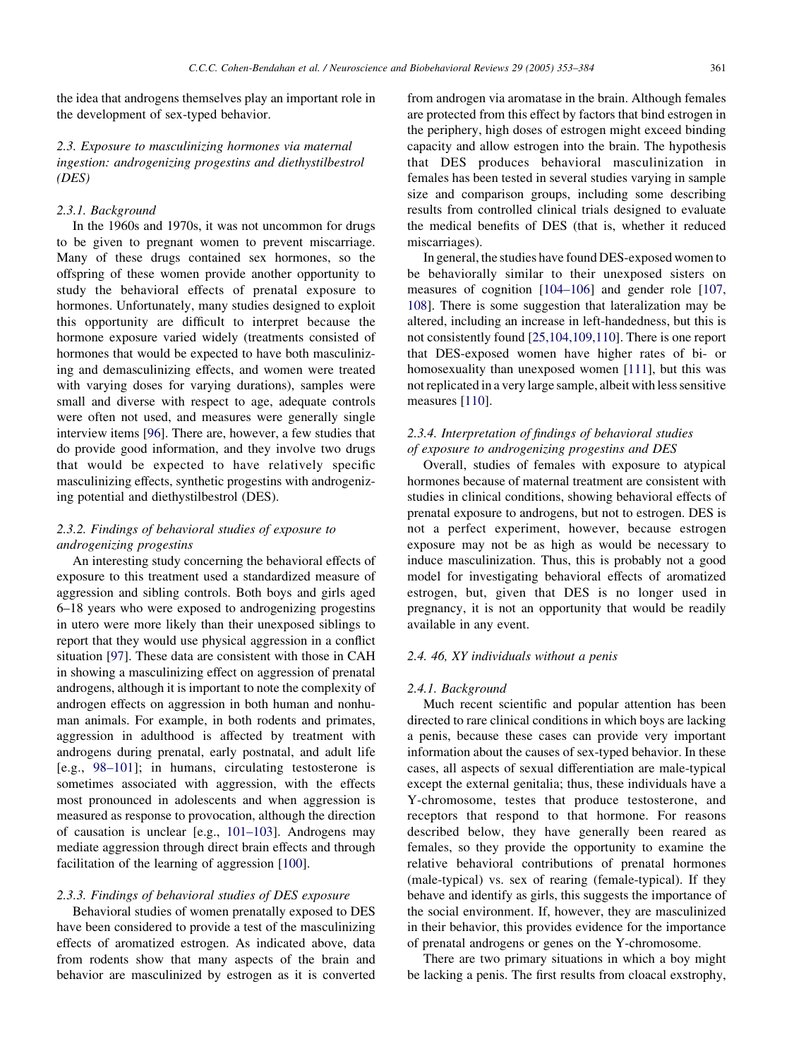the idea that androgens themselves play an important role in the development of sex-typed behavior.

### 2.3. Exposure to masculinizing hormones via maternal ingestion: androgenizing progestins and diethystilbestrol (DES)

#### 2.3.1. Background

In the 1960s and 1970s, it was not uncommon for drugs to be given to pregnant women to prevent miscarriage. Many of these drugs contained sex hormones, so the offspring of these women provide another opportunity to study the behavioral effects of prenatal exposure to hormones. Unfortunately, many studies designed to exploit this opportunity are difficult to interpret because the hormone exposure varied widely (treatments consisted of hormones that would be expected to have both masculinizing and demasculinizing effects, and women were treated with varying doses for varying durations), samples were small and diverse with respect to age, adequate controls were often not used, and measures were generally single interview items [96]. There are, however, a few studies that do provide good information, and they involve two drugs that would be expected to have relatively specific masculinizing effects, synthetic progestins with androgenizing potential and diethystilbestrol (DES).

#### 2.3.2. Findings of behavioral studies of exposure to androgenizing progestins

An interesting study concerning the behavioral effects of exposure to this treatment used a standardized measure of aggression and sibling controls. Both boys and girls aged 6–18 years who were exposed to androgenizing progestins in utero were more likely than their unexposed siblings to report that they would use physical aggression in a conflict situation [97]. These data are consistent with those in CAH in showing a masculinizing effect on aggression of prenatal androgens, although it is important to note the complexity of androgen effects on aggression in both human and nonhuman animals. For example, in both rodents and primates, aggression in adulthood is affected by treatment with androgens during prenatal, early postnatal, and adult life [e.g., 98–101]; in humans, circulating testosterone is sometimes associated with aggression, with the effects most pronounced in adolescents and when aggression is measured as response to provocation, although the direction of causation is unclear [e.g., 101–103]. Androgens may mediate aggression through direct brain effects and through facilitation of the learning of aggression [100].

#### 2.3.3. Findings of behavioral studies of DES exposure

Behavioral studies of women prenatally exposed to DES have been considered to provide a test of the masculinizing effects of aromatized estrogen. As indicated above, data from rodents show that many aspects of the brain and behavior are masculinized by estrogen as it is converted from androgen via aromatase in the brain. Although females are protected from this effect by factors that bind estrogen in the periphery, high doses of estrogen might exceed binding capacity and allow estrogen into the brain. The hypothesis that DES produces behavioral masculinization in females has been tested in several studies varying in sample size and comparison groups, including some describing results from controlled clinical trials designed to evaluate the medical benefits of DES (that is, whether it reduced miscarriages).

In general, the studies have found DES-exposed women to be behaviorally similar to their unexposed sisters on measures of cognition [104–106] and gender role [107, 108]. There is some suggestion that lateralization may be altered, including an increase in left-handedness, but this is not consistently found [25,104,109,110]. There is one report that DES-exposed women have higher rates of bi- or homosexuality than unexposed women [111], but this was not replicated in a very large sample, albeit with less sensitive measures [110].

#### 2.3.4. Interpretation of findings of behavioral studies of exposure to androgenizing progestins and DES

Overall, studies of females with exposure to atypical hormones because of maternal treatment are consistent with studies in clinical conditions, showing behavioral effects of prenatal exposure to androgens, but not to estrogen. DES is not a perfect experiment, however, because estrogen exposure may not be as high as would be necessary to induce masculinization. Thus, this is probably not a good model for investigating behavioral effects of aromatized estrogen, but, given that DES is no longer used in pregnancy, it is not an opportunity that would be readily available in any event.

### 2.4. 46, XY individuals without a penis

#### 2.4.1. Background

Much recent scientific and popular attention has been directed to rare clinical conditions in which boys are lacking a penis, because these cases can provide very important information about the causes of sex-typed behavior. In these cases, all aspects of sexual differentiation are male-typical except the external genitalia; thus, these individuals have a Y-chromosome, testes that produce testosterone, and receptors that respond to that hormone. For reasons described below, they have generally been reared as females, so they provide the opportunity to examine the relative behavioral contributions of prenatal hormones (male-typical) vs. sex of rearing (female-typical). If they behave and identify as girls, this suggests the importance of the social environment. If, however, they are masculinized in their behavior, this provides evidence for the importance of prenatal androgens or genes on the Y-chromosome.

There are two primary situations in which a boy might be lacking a penis. The first results from cloacal exstrophy,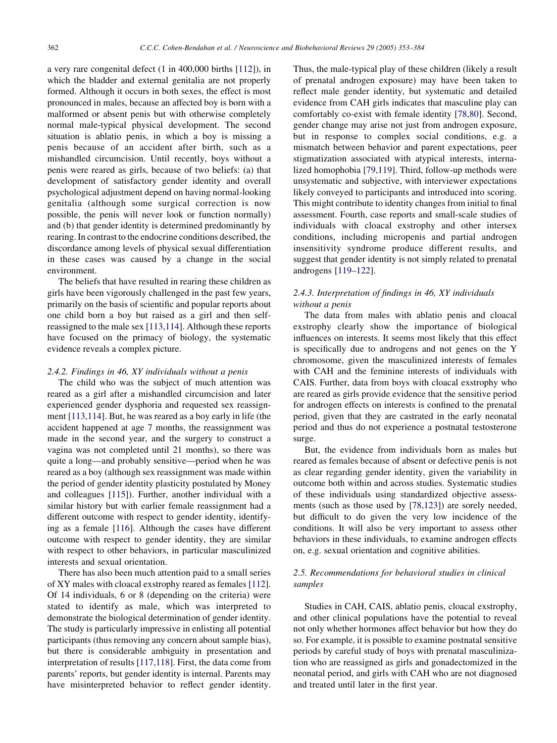a very rare congenital defect (1 in 400,000 births [112]), in which the bladder and external genitalia are not properly formed. Although it occurs in both sexes, the effect is most pronounced in males, because an affected boy is born with a malformed or absent penis but with otherwise completely normal male-typical physical development. The second situation is ablatio penis, in which a boy is missing a penis because of an accident after birth, such as a mishandled circumcision. Until recently, boys without a penis were reared as girls, because of two beliefs: (a) that development of satisfactory gender identity and overall psychological adjustment depend on having normal-looking genitalia (although some surgical correction is now possible, the penis will never look or function normally) and (b) that gender identity is determined predominantly by rearing. In contrast to the endocrine conditions described, the discordance among levels of physical sexual differentiation in these cases was caused by a change in the social environment.

The beliefs that have resulted in rearing these children as girls have been vigorously challenged in the past few years, primarily on the basis of scientific and popular reports about one child born a boy but raised as a girl and then self-reassigned to the male sex [113,114]. Although these reports have focused on the primacy of biology, the systematic evidence reveals a complex picture.

#### 2.4.2. Findings in 46, XY individuals without a penis

The child who was the subject of much attention was reared as a girl after a mishandled circumcision and later experienced gender dysphoria and requested sex reassignment [113,114]. But, he was reared as a boy early in life (the accident happened at age 7 months, the reassignment was made in the second year, and the surgery to construct a vagina was not completed until 21 months), so there was quite a long—and probably sensitive—period when he was reared as a boy (although sex reassignment was made within the period of gender identity plasticity postulated by Money and colleagues [115]). Further, another individual with a similar history but with earlier female reassignment had a different outcome with respect to gender identity, identifying as a female [116]. Although the cases have different outcome with respect to gender identity, they are similar with respect to other behaviors, in particular masculinized interests and sexual orientation.

There has also been much attention paid to a small series of XY males with cloacal exstrophy reared as females [112]. Of 14 individuals, 6 or 8 (depending on the criteria) were stated to identify as male, which was interpreted to demonstrate the biological determination of gender identity. The study is particularly impressive in enlisting all potential participants (thus removing any concern about sample bias), but there is considerable ambiguity in presentation and interpretation of results [117,118]. First, the data come from parents' reports, but gender identity is internal. Parents may have misinterpreted behavior to reflect gender identity. Thus, the male-typical play of these children (likely a result of prenatal androgen exposure) may have been taken to reflect male gender identity, but systematic and detailed evidence from CAH girls indicates that masculine play can comfortably co-exist with female identity [78,80]. Second, gender change may arise not just from androgen exposure, but in response to complex social conditions, e.g. a mismatch between behavior and parent expectations, peer stigmatization associated with atypical interests, internalized homophobia [79,119]. Third, follow-up methods were unsystematic and subjective, with interviewer expectations likely conveyed to participants and introduced into scoring. This might contribute to identity changes from initial to final assessment. Fourth, case reports and small-scale studies of individuals with cloacal exstrophy and other intersex conditions, including micropenis and partial androgen insensitivity syndrome produce different results, and suggest that gender identity is not simply related to prenatal androgens [119–122].

#### 2.4.3. Interpretation of findings in 46, XY individuals without a penis

The data from males with ablatio penis and cloacal exstrophy clearly show the importance of biological influences on interests. It seems most likely that this effect is specifically due to androgens and not genes on the Y chromosome, given the masculinized interests of females with CAH and the feminine interests of individuals with CAIS. Further, data from boys with cloacal exstrophy who are reared as girls provide evidence that the sensitive period for androgen effects on interests is confined to the prenatal period, given that they are castrated in the early neonatal period and thus do not experience a postnatal testosterone surge.

But, the evidence from individuals born as males but reared as females because of absent or defective penis is not as clear regarding gender identity, given the variability in outcome both within and across studies. Systematic studies of these individuals using standardized objective assessments (such as those used by [78,123]) are sorely needed, but difficult to do given the very low incidence of the conditions. It will also be very important to assess other behaviors in these individuals, to examine androgen effects on, e.g. sexual orientation and cognitive abilities.

### 2.5. Recommendations for behavioral studies in clinical samples

Studies in CAH, CAIS, ablatio penis, cloacal exstrophy, and other clinical populations have the potential to reveal not only whether hormones affect behavior but how they do so. For example, it is possible to examine postnatal sensitive periods by careful study of boys with prenatal masculinization who are reassigned as girls and gonadectomized in the neonatal period, and girls with CAH who are not diagnosed and treated until later in the first year.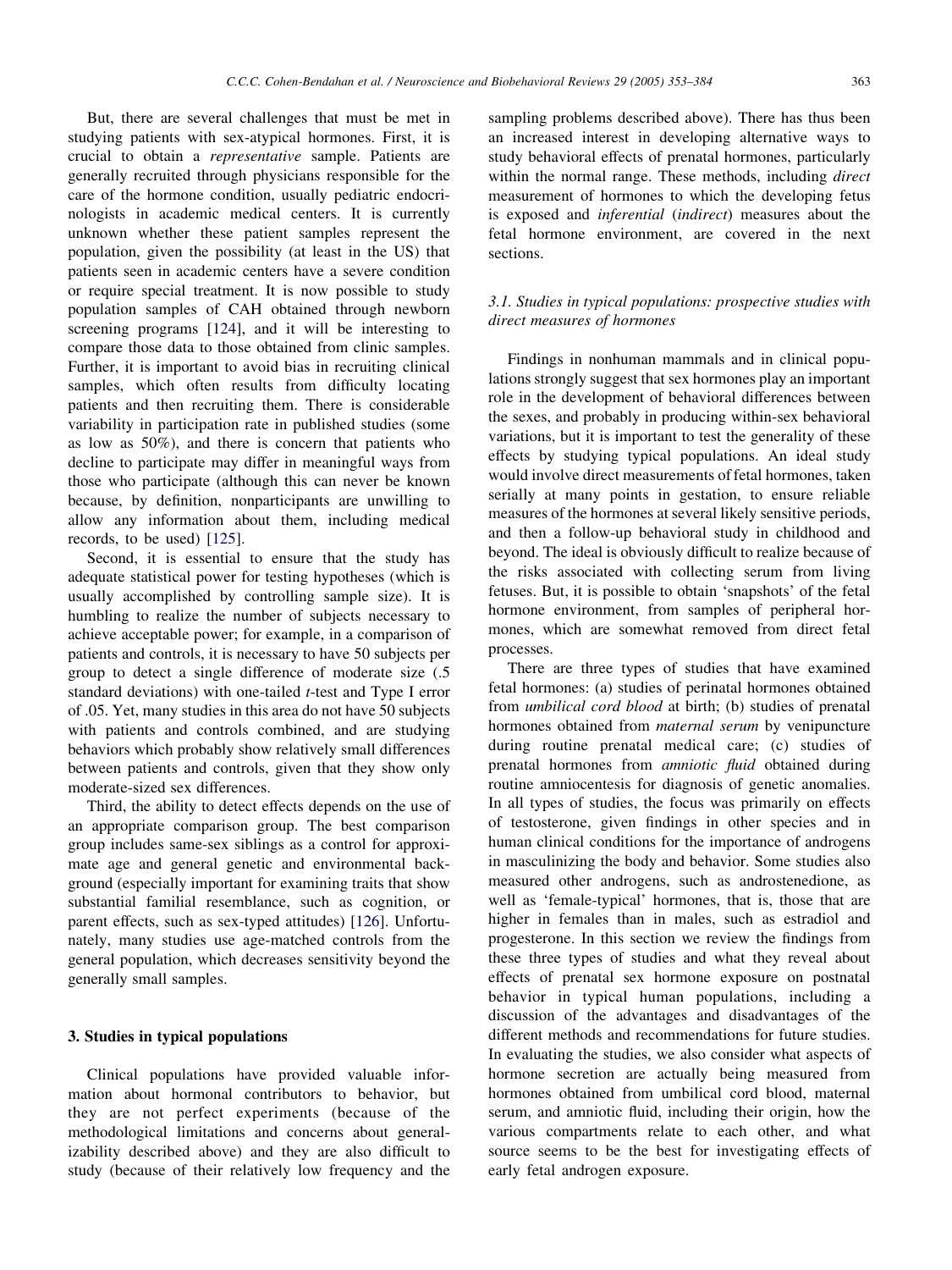But, there are several challenges that must be met in studying patients with sex-atypical hormones. First, it is crucial to obtain a *representative* sample. Patients are generally recruited through physicians responsible for the care of the hormone condition, usually pediatric endocrinologists in academic medical centers. It is currently unknown whether these patient samples represent the population, given the possibility (at least in the US) that patients seen in academic centers have a severe condition or require special treatment. It is now possible to study population samples of CAH obtained through newborn screening programs [124], and it will be interesting to compare those data to those obtained from clinic samples. Further, it is important to avoid bias in recruiting clinical samples, which often results from difficulty locating patients and then recruiting them. There is considerable variability in participation rate in published studies (some as low as 50%), and there is concern that patients who decline to participate may differ in meaningful ways from those who participate (although this can never be known because, by definition, nonparticipants are unwilling to allow any information about them, including medical records, to be used) [125].

Second, it is essential to ensure that the study has adequate statistical power for testing hypotheses (which is usually accomplished by controlling sample size). It is humbling to realize the number of subjects necessary to achieve acceptable power; for example, in a comparison of patients and controls, it is necessary to have 50 subjects per group to detect a single difference of moderate size (.5 standard deviations) with one-tailed *t*-test and Type I error of .05. Yet, many studies in this area do not have 50 subjects with patients and controls combined, and are studying behaviors which probably show relatively small differences between patients and controls, given that they show only moderate-sized sex differences.

Third, the ability to detect effects depends on the use of an appropriate comparison group. The best comparison group includes same-sex siblings as a control for approximate age and general genetic and environmental background (especially important for examining traits that show substantial familial resemblance, such as cognition, or parent effects, such as sex-typed attitudes) [126]. Unfortunately, many studies use age-matched controls from the general population, which decreases sensitivity beyond the generally small samples.

## 3. Studies in typical populations

Clinical populations have provided valuable information about hormonal contributors to behavior, but they are not perfect experiments (because of the methodological limitations and concerns about generalizability described above) and they are also difficult to study (because of their relatively low frequency and the sampling problems described above). There has thus been an increased interest in developing alternative ways to study behavioral effects of prenatal hormones, particularly within the normal range. These methods, including *direct* measurement of hormones to which the developing fetus is exposed and *inferential* (*indirect*) measures about the fetal hormone environment, are covered in the next sections.

### 3.1. Studies in typical populations: prospective studies with direct measures of hormones

Findings in nonhuman mammals and in clinical populations strongly suggest that sex hormones play an important role in the development of behavioral differences between the sexes, and probably in producing within-sex behavioral variations, but it is important to test the generality of these effects by studying typical populations. An ideal study would involve direct measurements of fetal hormones, taken serially at many points in gestation, to ensure reliable measures of the hormones at several likely sensitive periods, and then a follow-up behavioral study in childhood and beyond. The ideal is obviously difficult to realize because of the risks associated with collecting serum from living fetuses. But, it is possible to obtain 'snapshots' of the fetal hormone environment, from samples of peripheral hormones, which are somewhat removed from direct fetal processes.

There are three types of studies that have examined fetal hormones: (a) studies of perinatal hormones obtained from *umbilical cord blood* at birth; (b) studies of prenatal hormones obtained from *maternal serum* by venipuncture during routine prenatal medical care; (c) studies of prenatal hormones from *amniotic fluid* obtained during routine amniocentesis for diagnosis of genetic anomalies. In all types of studies, the focus was primarily on effects of testosterone, given findings in other species and in human clinical conditions for the importance of androgens in masculinizing the body and behavior. Some studies also measured other androgens, such as androstenedione, as well as 'female-typical' hormones, that is, those that are higher in females than in males, such as estradiol and progesterone. In this section we review the findings from these three types of studies and what they reveal about effects of prenatal sex hormone exposure on postnatal behavior in typical human populations, including a discussion of the advantages and disadvantages of the different methods and recommendations for future studies. In evaluating the studies, we also consider what aspects of hormone secretion are actually being measured from hormones obtained from umbilical cord blood, maternal serum, and amniotic fluid, including their origin, how the various compartments relate to each other, and what source seems to be the best for investigating effects of early fetal androgen exposure.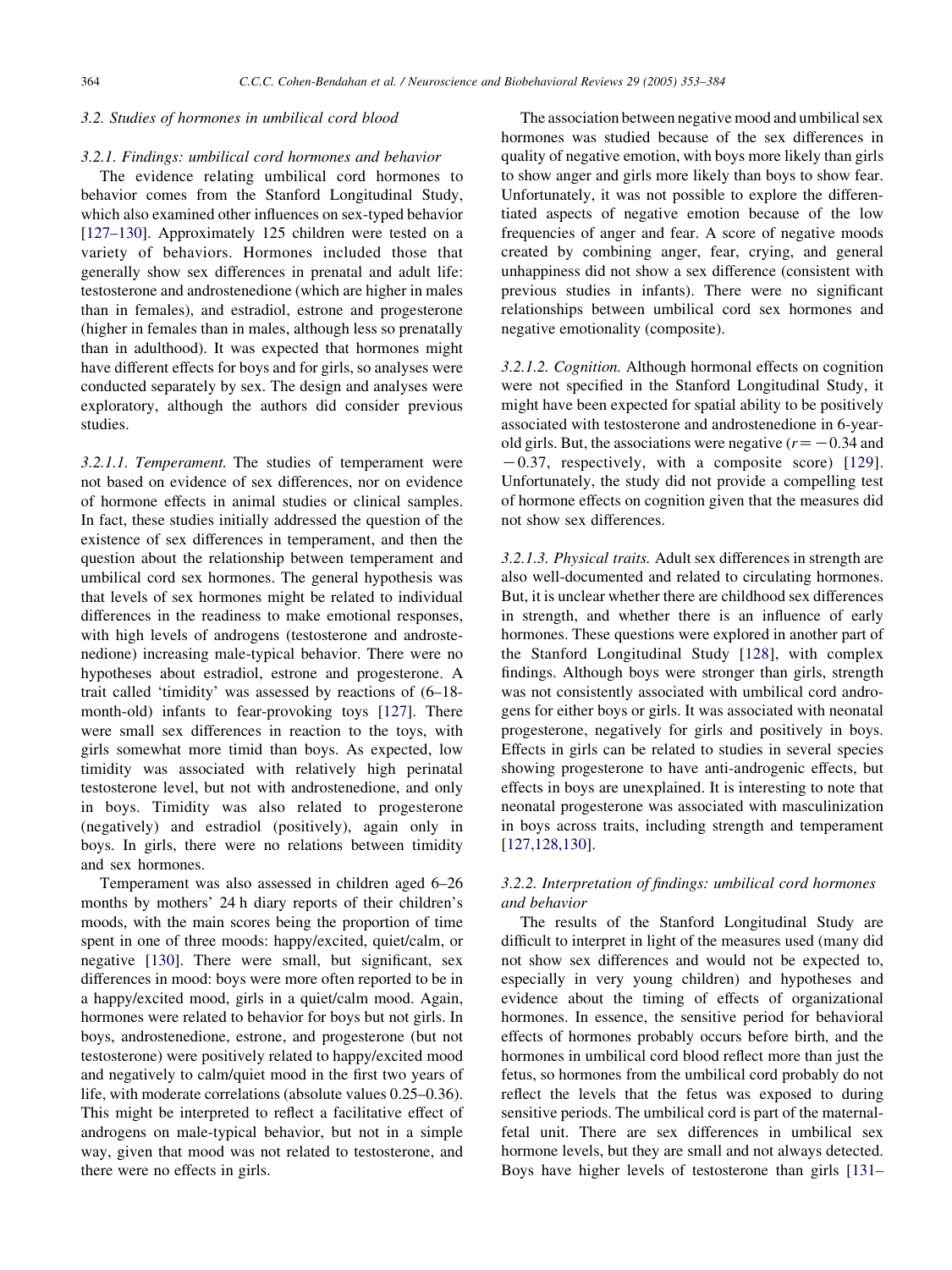### 3.2. Studies of hormones in umbilical cord blood

#### 3.2.1. Findings: umbilical cord hormones and behavior

The evidence relating umbilical cord hormones to behavior comes from the Stanford Longitudinal Study, which also examined other influences on sex-typed behavior [127–130]. Approximately 125 children were tested on a variety of behaviors. Hormones included those that generally show sex differences in prenatal and adult life: testosterone and androstenedione (which are higher in males than in females), and estradiol, estrone and progesterone (higher in females than in males, although less so prenatally than in adulthood). It was expected that hormones might have different effects for boys and for girls, so analyses were conducted separately by sex. The design and analyses were exploratory, although the authors did consider previous studies.

*3.2.1.1. Temperament.* The studies of temperament were not based on evidence of sex differences, nor on evidence of hormone effects in animal studies or clinical samples. In fact, these studies initially addressed the question of the existence of sex differences in temperament, and then the question about the relationship between temperament and umbilical cord sex hormones. The general hypothesis was that levels of sex hormones might be related to individual differences in the readiness to make emotional responses, with high levels of androgens (testosterone and androstenedione) increasing male-typical behavior. There were no hypotheses about estradiol, estrone and progesterone. A trait called 'timidity' was assessed by reactions of (6–18-month-old) infants to fear-provoking toys [127]. There were small sex differences in reaction to the toys, with girls somewhat more timid than boys. As expected, low timidity was associated with relatively high perinatal testosterone level, but not with androstenedione, and only in boys. Timidity was also related to progesterone (negatively) and estradiol (positively), again only in boys. In girls, there were no relations between timidity and sex hormones.

Temperament was also assessed in children aged 6–26 months by mothers' 24 h diary reports of their children's moods, with the main scores being the proportion of time spent in one of three moods: happy/excited, quiet/calm, or negative [130]. There were small, but significant, sex differences in mood: boys were more often reported to be in a happy/excited mood, girls in a quiet/calm mood. Again, hormones were related to behavior for boys but not girls. In boys, androstenedione, estrone, and progesterone (but not testosterone) were positively related to happy/excited mood and negatively to calm/quiet mood in the first two years of life, with moderate correlations (absolute values 0.25–0.36). This might be interpreted to reflect a facilitative effect of androgens on male-typical behavior, but not in a simple way, given that mood was not related to testosterone, and there were no effects in girls.

The association between negative mood and umbilical sex hormones was studied because of the sex differences in quality of negative emotion, with boys more likely than girls to show anger and girls more likely than boys to show fear. Unfortunately, it was not possible to explore the differentiated aspects of negative emotion because of the low frequencies of anger and fear. A score of negative moods created by combining anger, fear, crying, and general unhappiness did not show a sex difference (consistent with previous studies in infants). There were no significant relationships between umbilical cord sex hormones and negative emotionality (composite).

*3.2.1.2. Cognition.* Although hormonal effects on cognition were not specified in the Stanford Longitudinal Study, it might have been expected for spatial ability to be positively associated with testosterone and androstenedione in 6-year-old girls. But, the associations were negative ($r = -0.34$ and $-0.37$, respectively, with a composite score) [129]. Unfortunately, the study did not provide a compelling test of hormone effects on cognition given that the measures did not show sex differences.

*3.2.1.3. Physical traits.* Adult sex differences in strength are also well-documented and related to circulating hormones. But, it is unclear whether there are childhood sex differences in strength, and whether there is an influence of early hormones. These questions were explored in another part of the Stanford Longitudinal Study [128], with complex findings. Although boys were stronger than girls, strength was not consistently associated with umbilical cord androgens for either boys or girls. It was associated with neonatal progesterone, negatively for girls and positively in boys. Effects in girls can be related to studies in several species showing progesterone to have anti-androgenic effects, but effects in boys are unexplained. It is interesting to note that neonatal progesterone was associated with masculinization in boys across traits, including strength and temperament [127,128,130].

#### 3.2.2. Interpretation of findings: umbilical cord hormones and behavior

The results of the Stanford Longitudinal Study are difficult to interpret in light of the measures used (many did not show sex differences and would not be expected to, especially in very young children) and hypotheses and evidence about the timing of effects of organizational hormones. In essence, the sensitive period for behavioral effects of hormones probably occurs before birth, and the hormones in umbilical cord blood reflect more than just the fetus, so hormones from the umbilical cord probably do not reflect the levels that the fetus was exposed to during sensitive periods. The umbilical cord is part of the maternal-fetal unit. There are sex differences in umbilical sex hormone levels, but they are small and not always detected. Boys have higher levels of testosterone than girls [131–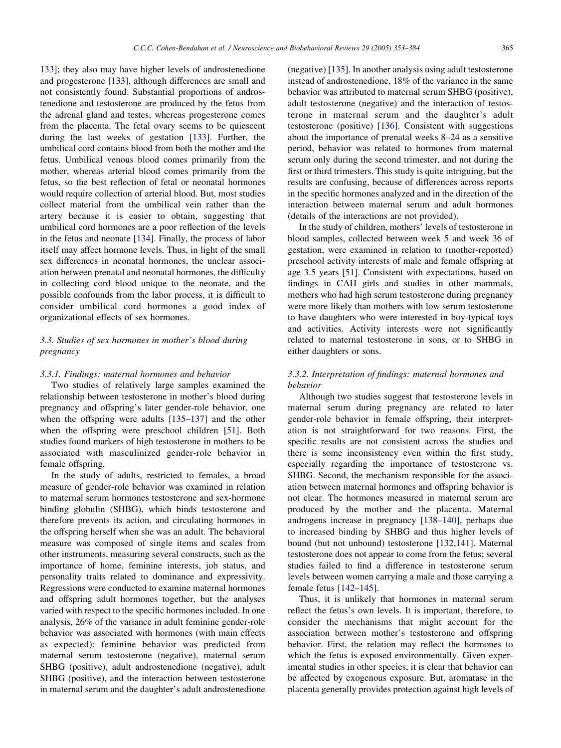133]; they also may have higher levels of androstenedione and progesterone [133], although differences are small and not consistently found. Substantial proportions of androstenedione and testosterone are produced by the fetus from the adrenal gland and testes, whereas progesterone comes from the placenta. The fetal ovary seems to be quiescent during the last weeks of gestation [133]. Further, the umbilical cord contains blood from both the mother and the fetus. Umbilical venous blood comes primarily from the mother, whereas arterial blood comes primarily from the fetus, so the best reflection of fetal or neonatal hormones would require collection of arterial blood. But, most studies collect material from the umbilical vein rather than the artery because it is easier to obtain, suggesting that umbilical cord hormones are a poor reflection of the levels in the fetus and neonate [134]. Finally, the process of labor itself may affect hormone levels. Thus, in light of the small sex differences in neonatal hormones, the unclear association between prenatal and neonatal hormones, the difficulty in collecting cord blood unique to the neonate, and the possible confounds from the labor process, it is difficult to consider umbilical cord hormones a good index of organizational effects of sex hormones.

### 3.3. Studies of sex hormones in mother's blood during pregnancy

#### 3.3.1. Findings: maternal hormones and behavior

Two studies of relatively large samples examined the relationship between testosterone in mother's blood during pregnancy and offspring's later gender-role behavior, one when the offspring were adults [135–137] and the other when the offspring were preschool children [51]. Both studies found markers of high testosterone in mothers to be associated with masculinized gender-role behavior in female offspring.

In the study of adults, restricted to females, a broad measure of gender-role behavior was examined in relation to maternal serum hormones testosterone and sex-hormone binding globulin (SHBG), which binds testosterone and therefore prevents its action, and circulating hormones in the offspring herself when she was an adult. The behavioral measure was composed of single items and scales from other instruments, measuring several constructs, such as the importance of home, feminine interests, job status, and personality traits related to dominance and expressivity. Regressions were conducted to examine maternal hormones and offspring adult hormones together, but the analyses varied with respect to the specific hormones included. In one analysis, 26% of the variance in adult feminine gender-role behavior was associated with hormones (with main effects as expected): feminine behavior was predicted from maternal serum testosterone (negative), maternal serum SHBG (positive), adult androstenedione (negative), adult SHBG (positive), and the interaction between testosterone in maternal serum and the daughter's adult androstenedione (negative) [135]. In another analysis using adult testosterone instead of androstenedione, 18% of the variance in the same behavior was attributed to maternal serum SHBG (positive), adult testosterone (negative) and the interaction of testosterone in maternal serum and the daughter's adult testosterone (positive) [136]. Consistent with suggestions about the importance of prenatal weeks 8–24 as a sensitive period, behavior was related to hormones from maternal serum only during the second trimester, and not during the first or third trimesters. This study is quite intriguing, but the results are confusing, because of differences across reports in the specific hormones analyzed and in the direction of the interaction between maternal serum and adult hormones (details of the interactions are not provided).

In the study of children, mothers' levels of testosterone in blood samples, collected between week 5 and week 36 of gestation, were examined in relation to (mother-reported) preschool activity interests of male and female offspring at age 3.5 years [51]. Consistent with expectations, based on findings in CAH girls and studies in other mammals, mothers who had high serum testosterone during pregnancy were more likely than mothers with low serum testosterone to have daughters who were interested in boy-typical toys and activities. Activity interests were not significantly related to maternal testosterone in sons, or to SHBG in either daughters or sons.

#### 3.3.2. Interpretation of findings: maternal hormones and behavior

Although two studies suggest that testosterone levels in maternal serum during pregnancy are related to later gender-role behavior in female offspring, their interpretation is not straightforward for two reasons. First, the specific results are not consistent across the studies and there is some inconsistency even within the first study, especially regarding the importance of testosterone vs. SHBG. Second, the mechanism responsible for the association between maternal hormones and offspring behavior is not clear. The hormones measured in maternal serum are produced by the mother and the placenta. Maternal androgens increase in pregnancy [138–140], perhaps due to increased binding by SHBG and thus higher levels of bound (but not unbound) testosterone [132,141]. Maternal testosterone does not appear to come from the fetus; several studies failed to find a difference in testosterone serum levels between women carrying a male and those carrying a female fetus [142–145].

Thus, it is unlikely that hormones in maternal serum reflect the fetus's own levels. It is important, therefore, to consider the mechanisms that might account for the association between mother's testosterone and offspring behavior. First, the relation may reflect the hormones to which the fetus is exposed environmentally. Given experimental studies in other species, it is clear that behavior can be affected by exogenous exposure. But, aromatase in the placenta generally provides protection against high levels of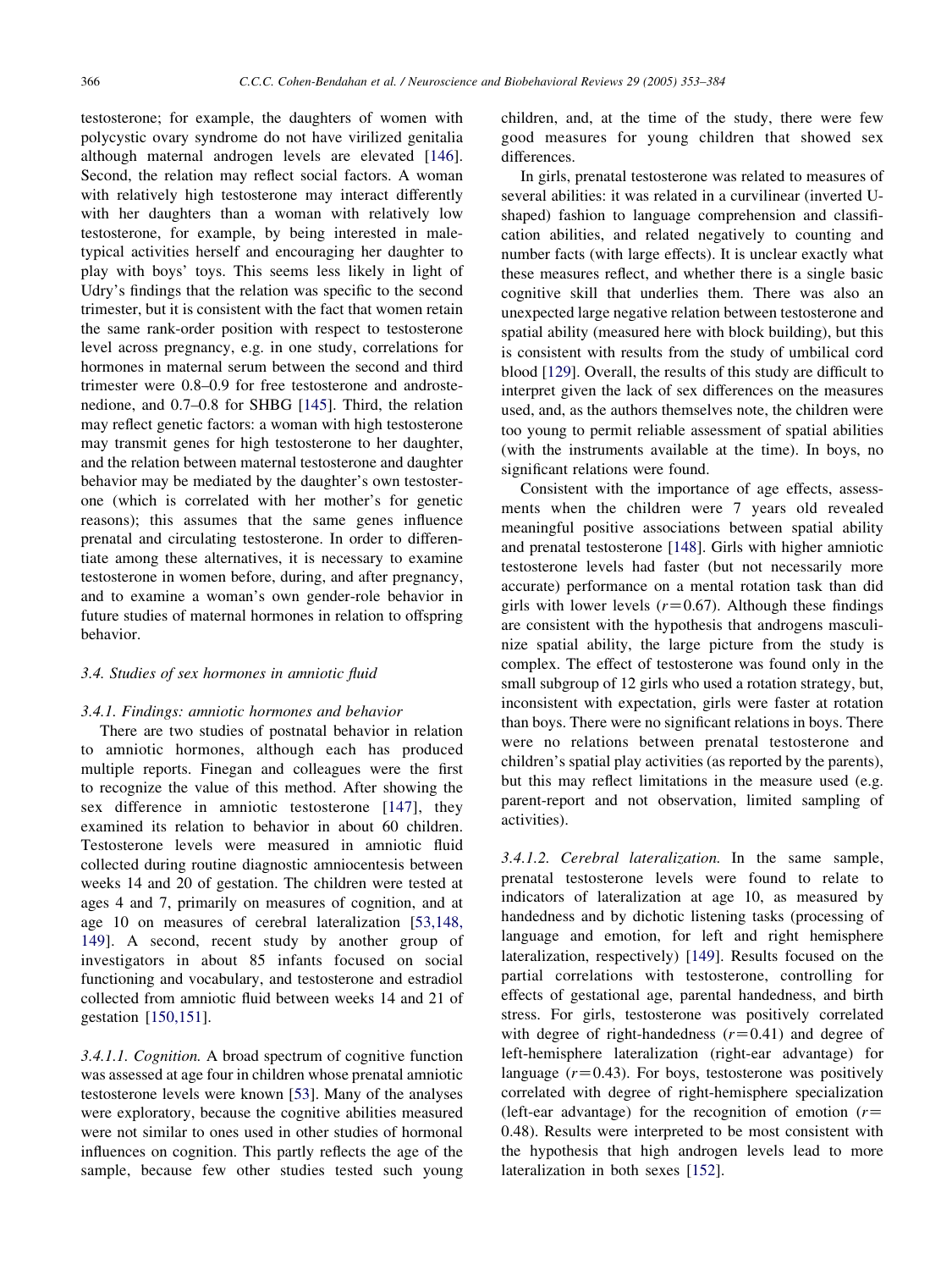testosterone; for example, the daughters of women with polycystic ovary syndrome do not have virilized genitalia although maternal androgen levels are elevated [146]. Second, the relation may reflect social factors. A woman with relatively high testosterone may interact differently with her daughters than a woman with relatively low testosterone, for example, by being interested in male-typical activities herself and encouraging her daughter to play with boys' toys. This seems less likely in light of Udry's findings that the relation was specific to the second trimester, but it is consistent with the fact that women retain the same rank-order position with respect to testosterone level across pregnancy, e.g. in one study, correlations for hormones in maternal serum between the second and third trimester were 0.8–0.9 for free testosterone and androstenedione, and 0.7–0.8 for SHBG [145]. Third, the relation may reflect genetic factors: a woman with high testosterone may transmit genes for high testosterone to her daughter, and the relation between maternal testosterone and daughter behavior may be mediated by the daughter's own testosterone (which is correlated with her mother's for genetic reasons); this assumes that the same genes influence prenatal and circulating testosterone. In order to differentiate among these alternatives, it is necessary to examine testosterone in women before, during, and after pregnancy, and to examine a woman's own gender-role behavior in future studies of maternal hormones in relation to offspring behavior.

### 3.4. Studies of sex hormones in amniotic fluid

#### 3.4.1. Findings: amniotic hormones and behavior

There are two studies of postnatal behavior in relation to amniotic hormones, although each has produced multiple reports. Finegan and colleagues were the first to recognize the value of this method. After showing the sex difference in amniotic testosterone [147], they examined its relation to behavior in about 60 children. Testosterone levels were measured in amniotic fluid collected during routine diagnostic amniocentesis between weeks 14 and 20 of gestation. The children were tested at ages 4 and 7, primarily on measures of cognition, and at age 10 on measures of cerebral lateralization [53,148,149]. A second, recent study by another group of investigators in about 85 infants focused on social functioning and vocabulary, and testosterone and estradiol collected from amniotic fluid between weeks 14 and 21 of gestation [150,151].

*3.4.1.1. Cognition.* A broad spectrum of cognitive function was assessed at age four in children whose prenatal amniotic testosterone levels were known [53]. Many of the analyses were exploratory, because the cognitive abilities measured were not similar to ones used in other studies of hormonal influences on cognition. This partly reflects the age of the sample, because few other studies tested such young children, and, at the time of the study, there were few good measures for young children that showed sex differences.

In girls, prenatal testosterone was related to measures of several abilities: it was related in a curvilinear (inverted U-shaped) fashion to language comprehension and classification abilities, and related negatively to counting and number facts (with large effects). It is unclear exactly what these measures reflect, and whether there is a single basic cognitive skill that underlies them. There was also an unexpected large negative relation between testosterone and spatial ability (measured here with block building), but this is consistent with results from the study of umbilical cord blood [129]. Overall, the results of this study are difficult to interpret given the lack of sex differences on the measures used, and, as the authors themselves note, the children were too young to permit reliable assessment of spatial abilities (with the instruments available at the time). In boys, no significant relations were found.

Consistent with the importance of age effects, assessments when the children were 7 years old revealed meaningful positive associations between spatial ability and prenatal testosterone [148]. Girls with higher amniotic testosterone levels had faster (but not necessarily more accurate) performance on a mental rotation task than did girls with lower levels ($r = 0.67$). Although these findings are consistent with the hypothesis that androgens masculinize spatial ability, the large picture from the study is complex. The effect of testosterone was found only in the small subgroup of 12 girls who used a rotation strategy, but, inconsistent with expectation, girls were faster at rotation than boys. There were no significant relations in boys. There were no relations between prenatal testosterone and children's spatial play activities (as reported by the parents), but this may reflect limitations in the measure used (e.g. parent-report and not observation, limited sampling of activities).

*3.4.1.2. Cerebral lateralization.* In the same sample, prenatal testosterone levels were found to relate to indicators of lateralization at age 10, as measured by handedness and by dichotic listening tasks (processing of language and emotion, for left and right hemisphere lateralization, respectively) [149]. Results focused on the partial correlations with testosterone, controlling for effects of gestational age, parental handedness, and birth stress. For girls, testosterone was positively correlated with degree of right-handedness ($r = 0.41$) and degree of left-hemisphere lateralization (right-ear advantage) for language ($r = 0.43$). For boys, testosterone was positively correlated with degree of right-hemisphere specialization (left-ear advantage) for the recognition of emotion ($r = 0.48$). Results were interpreted to be most consistent with the hypothesis that high androgen levels lead to more lateralization in both sexes [152].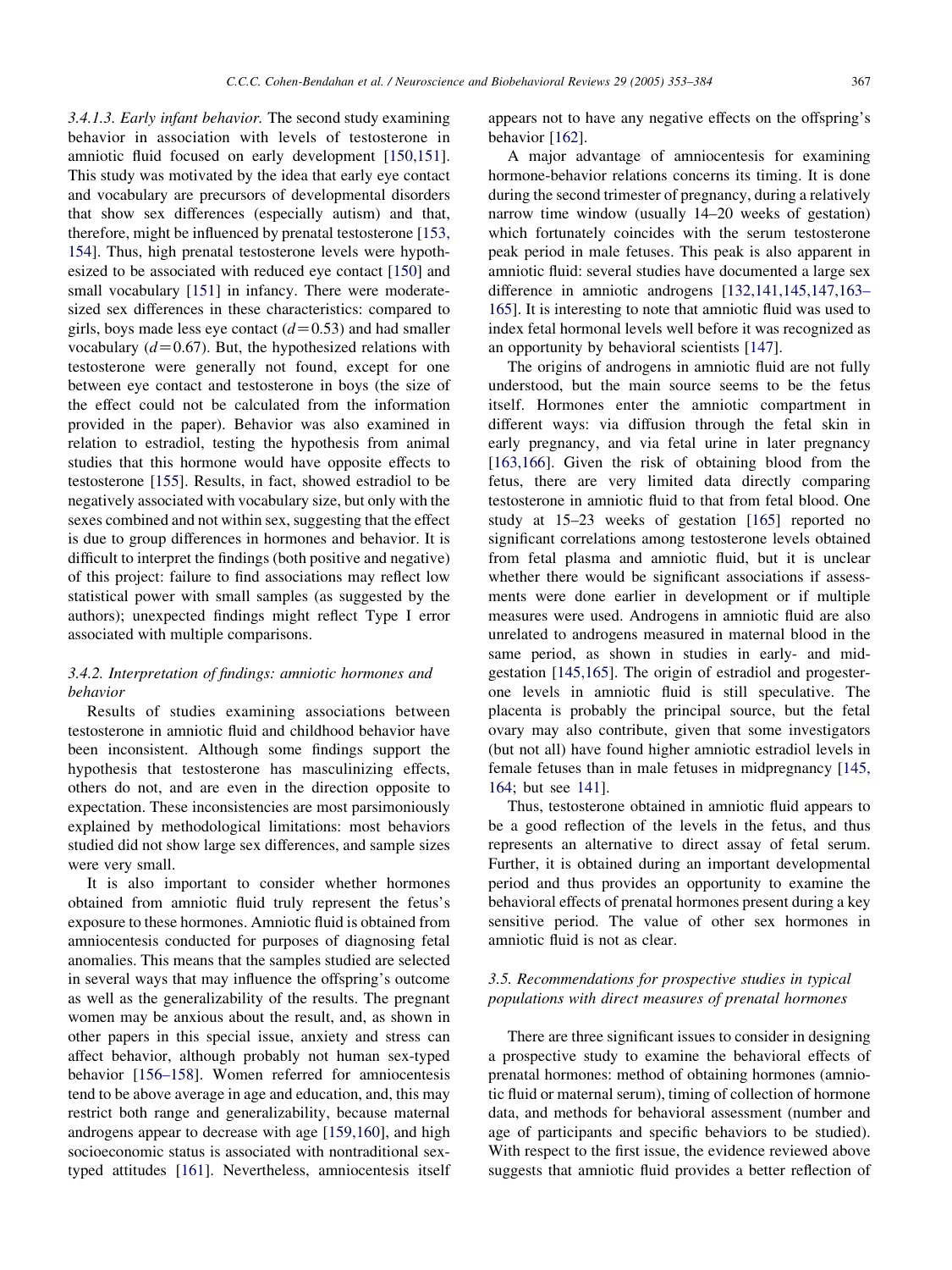*3.4.1.3. Early infant behavior.* The second study examining behavior in association with levels of testosterone in amniotic fluid focused on early development [150,151]. This study was motivated by the idea that early eye contact and vocabulary are precursors of developmental disorders that show sex differences (especially autism) and that, therefore, might be influenced by prenatal testosterone [153, 154]. Thus, high prenatal testosterone levels were hypothesized to be associated with reduced eye contact [150] and small vocabulary [151] in infancy. There were moderate-sized sex differences in these characteristics: compared to girls, boys made less eye contact ($d=0.53$) and had smaller vocabulary ($d=0.67$). But, the hypothesized relations with testosterone were generally not found, except for one between eye contact and testosterone in boys (the size of the effect could not be calculated from the information provided in the paper). Behavior was also examined in relation to estradiol, testing the hypothesis from animal studies that this hormone would have opposite effects to testosterone [155]. Results, in fact, showed estradiol to be negatively associated with vocabulary size, but only with the sexes combined and not within sex, suggesting that the effect is due to group differences in hormones and behavior. It is difficult to interpret the findings (both positive and negative) of this project: failure to find associations may reflect low statistical power with small samples (as suggested by the authors); unexpected findings might reflect Type I error associated with multiple comparisons.

### 3.4.2. Interpretation of findings: amniotic hormones and behavior

Results of studies examining associations between testosterone in amniotic fluid and childhood behavior have been inconsistent. Although some findings support the hypothesis that testosterone has masculinizing effects, others do not, and are even in the direction opposite to expectation. These inconsistencies are most parsimoniously explained by methodological limitations: most behaviors studied did not show large sex differences, and sample sizes were very small.

It is also important to consider whether hormones obtained from amniotic fluid truly represent the fetus's exposure to these hormones. Amniotic fluid is obtained from amniocentesis conducted for purposes of diagnosing fetal anomalies. This means that the samples studied are selected in several ways that may influence the offspring's outcome as well as the generalizability of the results. The pregnant women may be anxious about the result, and, as shown in other papers in this special issue, anxiety and stress can affect behavior, although probably not human sex-typed behavior [156–158]. Women referred for amniocentesis tend to be above average in age and education, and, this may restrict both range and generalizability, because maternal androgens appear to decrease with age [159,160], and high socioeconomic status is associated with nontraditional sex-typed attitudes [161]. Nevertheless, amniocentesis itself appears not to have any negative effects on the offspring's behavior [162].

A major advantage of amniocentesis for examining hormone-behavior relations concerns its timing. It is done during the second trimester of pregnancy, during a relatively narrow time window (usually 14–20 weeks of gestation) which fortunately coincides with the serum testosterone peak period in male fetuses. This peak is also apparent in amniotic fluid: several studies have documented a large sex difference in amniotic androgens [132,141,145,147,163–165]. It is interesting to note that amniotic fluid was used to index fetal hormonal levels well before it was recognized as an opportunity by behavioral scientists [147].

The origins of androgens in amniotic fluid are not fully understood, but the main source seems to be the fetus itself. Hormones enter the amniotic compartment in different ways: via diffusion through the fetal skin in early pregnancy, and via fetal urine in later pregnancy [163,166]. Given the risk of obtaining blood from the fetus, there are very limited data directly comparing testosterone in amniotic fluid to that from fetal blood. One study at 15–23 weeks of gestation [165] reported no significant correlations among testosterone levels obtained from fetal plasma and amniotic fluid, but it is unclear whether there would be significant associations if assessments were done earlier in development or if multiple measures were used. Androgens in amniotic fluid are also unrelated to androgens measured in maternal blood in the same period, as shown in studies in early- and mid-gestation [145,165]. The origin of estradiol and progesterone levels in amniotic fluid is still speculative. The placenta is probably the principal source, but the fetal ovary may also contribute, given that some investigators (but not all) have found higher amniotic estradiol levels in female fetuses than in male fetuses in midpregnancy [145, 164; but see 141].

Thus, testosterone obtained in amniotic fluid appears to be a good reflection of the levels in the fetus, and thus represents an alternative to direct assay of fetal serum. Further, it is obtained during an important developmental period and thus provides an opportunity to examine the behavioral effects of prenatal hormones present during a key sensitive period. The value of other sex hormones in amniotic fluid is not as clear.

## 3.5. Recommendations for prospective studies in typical populations with direct measures of prenatal hormones

There are three significant issues to consider in designing a prospective study to examine the behavioral effects of prenatal hormones: method of obtaining hormones (amniotic fluid or maternal serum), timing of collection of hormone data, and methods for behavioral assessment (number and age of participants and specific behaviors to be studied). With respect to the first issue, the evidence reviewed above suggests that amniotic fluid provides a better reflection of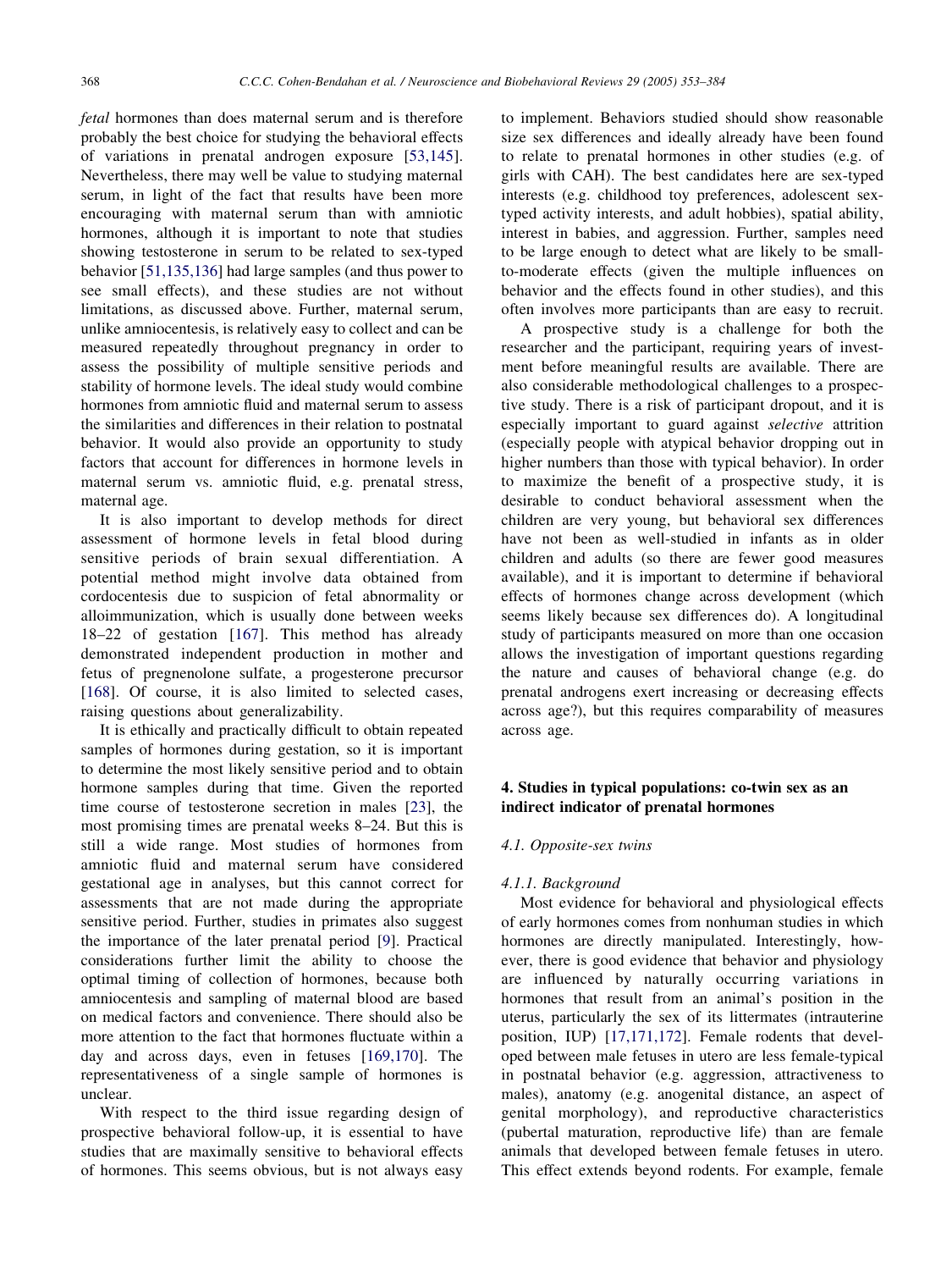*fetal* hormones than does maternal serum and is therefore probably the best choice for studying the behavioral effects of variations in prenatal androgen exposure [53,145]. Nevertheless, there may well be value to studying maternal serum, in light of the fact that results have been more encouraging with maternal serum than with amniotic hormones, although it is important to note that studies showing testosterone in serum to be related to sex-typed behavior [51,135,136] had large samples (and thus power to see small effects), and these studies are not without limitations, as discussed above. Further, maternal serum, unlike amniocentesis, is relatively easy to collect and can be measured repeatedly throughout pregnancy in order to assess the possibility of multiple sensitive periods and stability of hormone levels. The ideal study would combine hormones from amniotic fluid and maternal serum to assess the similarities and differences in their relation to postnatal behavior. It would also provide an opportunity to study factors that account for differences in hormone levels in maternal serum vs. amniotic fluid, e.g. prenatal stress, maternal age.

It is also important to develop methods for direct assessment of hormone levels in fetal blood during sensitive periods of brain sexual differentiation. A potential method might involve data obtained from cordocentesis due to suspicion of fetal abnormality or alloimmunization, which is usually done between weeks 18–22 of gestation [167]. This method has already demonstrated independent production in mother and fetus of pregnenolone sulfate, a progesterone precursor [168]. Of course, it is also limited to selected cases, raising questions about generalizability.

It is ethically and practically difficult to obtain repeated samples of hormones during gestation, so it is important to determine the most likely sensitive period and to obtain hormone samples during that time. Given the reported time course of testosterone secretion in males [23], the most promising times are prenatal weeks 8–24. But this is still a wide range. Most studies of hormones from amniotic fluid and maternal serum have considered gestational age in analyses, but this cannot correct for assessments that are not made during the appropriate sensitive period. Further, studies in primates also suggest the importance of the later prenatal period [9]. Practical considerations further limit the ability to choose the optimal timing of collection of hormones, because both amniocentesis and sampling of maternal blood are based on medical factors and convenience. There should also be more attention to the fact that hormones fluctuate within a day and across days, even in fetuses [169,170]. The representativeness of a single sample of hormones is unclear.

With respect to the third issue regarding design of prospective behavioral follow-up, it is essential to have studies that are maximally sensitive to behavioral effects of hormones. This seems obvious, but is not always easy to implement. Behaviors studied should show reasonable size sex differences and ideally already have been found to relate to prenatal hormones in other studies (e.g. of girls with CAH). The best candidates here are sex-typed interests (e.g. childhood toy preferences, adolescent sex-typed activity interests, and adult hobbies), spatial ability, interest in babies, and aggression. Further, samples need to be large enough to detect what are likely to be small-to-moderate effects (given the multiple influences on behavior and the effects found in other studies), and this often involves more participants than are easy to recruit.

A prospective study is a challenge for both the researcher and the participant, requiring years of investment before meaningful results are available. There are also considerable methodological challenges to a prospective study. There is a risk of participant dropout, and it is especially important to guard against *selective* attrition (especially people with atypical behavior dropping out in higher numbers than those with typical behavior). In order to maximize the benefit of a prospective study, it is desirable to conduct behavioral assessment when the children are very young, but behavioral sex differences have not been as well-studied in infants as in older children and adults (so there are fewer good measures available), and it is important to determine if behavioral effects of hormones change across development (which seems likely because sex differences do). A longitudinal study of participants measured on more than one occasion allows the investigation of important questions regarding the nature and causes of behavioral change (e.g. do prenatal androgens exert increasing or decreasing effects across age?), but this requires comparability of measures across age.

## 4. Studies in typical populations: co-twin sex as an indirect indicator of prenatal hormones

### 4.1. Opposite-sex twins

#### 4.1.1. Background

Most evidence for behavioral and physiological effects of early hormones comes from nonhuman studies in which hormones are directly manipulated. Interestingly, however, there is good evidence that behavior and physiology are influenced by naturally occurring variations in hormones that result from an animal's position in the uterus, particularly the sex of its littermates (intrauterine position, IUP) [17,171,172]. Female rodents that developed between male fetuses in utero are less female-typical in postnatal behavior (e.g. aggression, attractiveness to males), anatomy (e.g. anogenital distance, an aspect of genital morphology), and reproductive characteristics (pubertal maturation, reproductive life) than are female animals that developed between female fetuses in utero. This effect extends beyond rodents. For example, female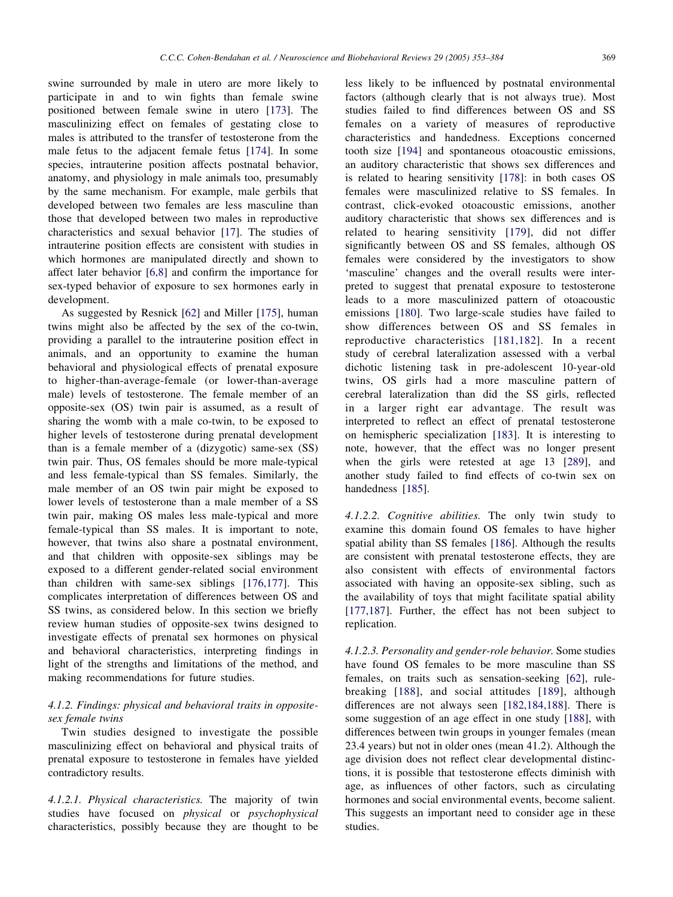swine surrounded by male in utero are more likely to participate in and to win fights than female swine positioned between female swine in utero [173]. The masculinizing effect on females of gestating close to males is attributed to the transfer of testosterone from the male fetus to the adjacent female fetus [174]. In some species, intrauterine position affects postnatal behavior, anatomy, and physiology in male animals too, presumably by the same mechanism. For example, male gerbils that developed between two females are less masculine than those that developed between two males in reproductive characteristics and sexual behavior [17]. The studies of intrauterine position effects are consistent with studies in which hormones are manipulated directly and shown to affect later behavior [6,8] and confirm the importance for sex-typed behavior of exposure to sex hormones early in development.

As suggested by Resnick [62] and Miller [175], human twins might also be affected by the sex of the co-twin, providing a parallel to the intrauterine position effect in animals, and an opportunity to examine the human behavioral and physiological effects of prenatal exposure to higher-than-average-female (or lower-than-average male) levels of testosterone. The female member of an opposite-sex (OS) twin pair is assumed, as a result of sharing the womb with a male co-twin, to be exposed to higher levels of testosterone during prenatal development than is a female member of a (dizygotic) same-sex (SS) twin pair. Thus, OS females should be more male-typical and less female-typical than SS females. Similarly, the male member of an OS twin pair might be exposed to lower levels of testosterone than a male member of a SS twin pair, making OS males less male-typical and more female-typical than SS males. It is important to note, however, that twins also share a postnatal environment, and that children with opposite-sex siblings may be exposed to a different gender-related social environment than children with same-sex siblings [176,177]. This complicates interpretation of differences between OS and SS twins, as considered below. In this section we briefly review human studies of opposite-sex twins designed to investigate effects of prenatal sex hormones on physical and behavioral characteristics, interpreting findings in light of the strengths and limitations of the method, and making recommendations for future studies.

#### 4.1.2. Findings: physical and behavioral traits in opposite-sex female twins

Twin studies designed to investigate the possible masculinizing effect on behavioral and physical traits of prenatal exposure to testosterone in females have yielded contradictory results.

*4.1.2.1. Physical characteristics.* The majority of twin studies have focused on *physical* or *psychophysical* characteristics, possibly because they are thought to be less likely to be influenced by postnatal environmental factors (although clearly that is not always true). Most studies failed to find differences between OS and SS females on a variety of measures of reproductive characteristics and handedness. Exceptions concerned tooth size [194] and spontaneous otoacoustic emissions, an auditory characteristic that shows sex differences and is related to hearing sensitivity [178]: in both cases OS females were masculinized relative to SS females. In contrast, click-evoked otoacoustic emissions, another auditory characteristic that shows sex differences and is related to hearing sensitivity [179], did not differ significantly between OS and SS females, although OS females were considered by the investigators to show 'masculine' changes and the overall results were interpreted to suggest that prenatal exposure to testosterone leads to a more masculinized pattern of otoacoustic emissions [180]. Two large-scale studies have failed to show differences between OS and SS females in reproductive characteristics [181,182]. In a recent study of cerebral lateralization assessed with a verbal dichotic listening task in pre-adolescent 10-year-old twins, OS girls had a more masculine pattern of cerebral lateralization than did the SS girls, reflected in a larger right ear advantage. The result was interpreted to reflect an effect of prenatal testosterone on hemispheric specialization [183]. It is interesting to note, however, that the effect was no longer present when the girls were retested at age 13 [289], and another study failed to find effects of co-twin sex on handedness [185].

*4.1.2.2. Cognitive abilities.* The only twin study to examine this domain found OS females to have higher spatial ability than SS females [186]. Although the results are consistent with prenatal testosterone effects, they are also consistent with effects of environmental factors associated with having an opposite-sex sibling, such as the availability of toys that might facilitate spatial ability [177,187]. Further, the effect has not been subject to replication.

*4.1.2.3. Personality and gender-role behavior.* Some studies have found OS females to be more masculine than SS females, on traits such as sensation-seeking [62], rule-breaking [188], and social attitudes [189], although differences are not always seen [182,184,188]. There is some suggestion of an age effect in one study [188], with differences between twin groups in younger females (mean 23.4 years) but not in older ones (mean 41.2). Although the age division does not reflect clear developmental distinctions, it is possible that testosterone effects diminish with age, as influences of other factors, such as circulating hormones and social environmental events, become salient. This suggests an important need to consider age in these studies.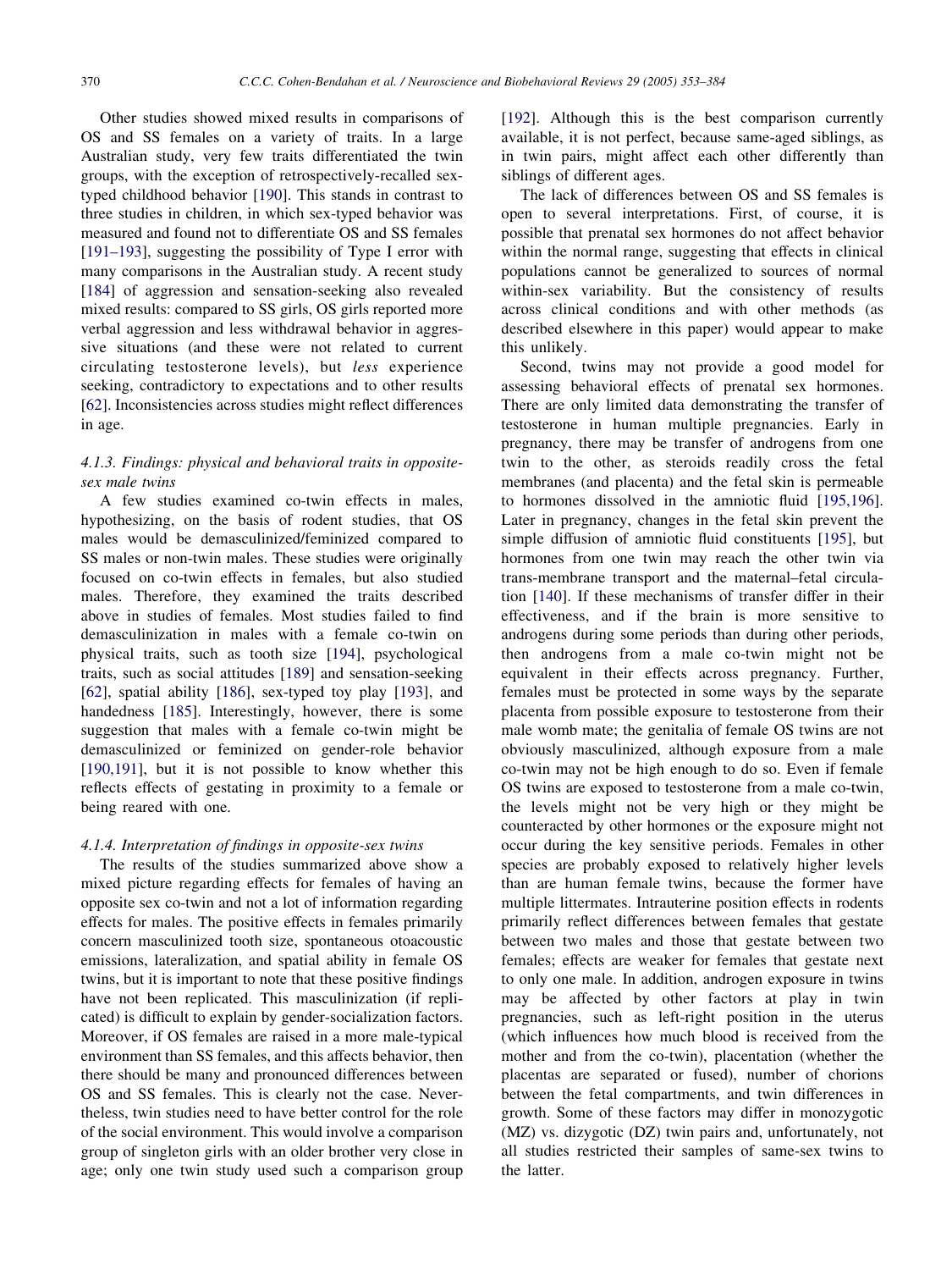Other studies showed mixed results in comparisons of OS and SS females on a variety of traits. In a large Australian study, very few traits differentiated the twin groups, with the exception of retrospectively-recalled sex-typed childhood behavior [190]. This stands in contrast to three studies in children, in which sex-typed behavior was measured and found not to differentiate OS and SS females [191–193], suggesting the possibility of Type I error with many comparisons in the Australian study. A recent study [184] of aggression and sensation-seeking also revealed mixed results: compared to SS girls, OS girls reported more verbal aggression and less withdrawal behavior in aggressive situations (and these were not related to current circulating testosterone levels), but *less* experience seeking, contradictory to expectations and to other results [62]. Inconsistencies across studies might reflect differences in age.

#### 4.1.3. Findings: physical and behavioral traits in opposite-sex male twins

A few studies examined co-twin effects in males, hypothesizing, on the basis of rodent studies, that OS males would be demasculinized/feminized compared to SS males or non-twin males. These studies were originally focused on co-twin effects in females, but also studied males. Therefore, they examined the traits described above in studies of females. Most studies failed to find demasculinization in males with a female co-twin on physical traits, such as tooth size [194], psychological traits, such as social attitudes [189] and sensation-seeking [62], spatial ability [186], sex-typed toy play [193], and handedness [185]. Interestingly, however, there is some suggestion that males with a female co-twin might be demasculinized or feminized on gender-role behavior [190,191], but it is not possible to know whether this reflects effects of gestating in proximity to a female or being reared with one.

#### 4.1.4. Interpretation of findings in opposite-sex twins

The results of the studies summarized above show a mixed picture regarding effects for females of having an opposite sex co-twin and not a lot of information regarding effects for males. The positive effects in females primarily concern masculinized tooth size, spontaneous otoacoustic emissions, lateralization, and spatial ability in female OS twins, but it is important to note that these positive findings have not been replicated. This masculinization (if replicated) is difficult to explain by gender-socialization factors. Moreover, if OS females are raised in a more male-typical environment than SS females, and this affects behavior, then there should be many and pronounced differences between OS and SS females. This is clearly not the case. Nevertheless, twin studies need to have better control for the role of the social environment. This would involve a comparison group of singleton girls with an older brother very close in age; only one twin study used such a comparison group [192]. Although this is the best comparison currently available, it is not perfect, because same-aged siblings, as in twin pairs, might affect each other differently than siblings of different ages.

The lack of differences between OS and SS females is open to several interpretations. First, of course, it is possible that prenatal sex hormones do not affect behavior within the normal range, suggesting that effects in clinical populations cannot be generalized to sources of normal within-sex variability. But the consistency of results across clinical conditions and with other methods (as described elsewhere in this paper) would appear to make this unlikely.

Second, twins may not provide a good model for assessing behavioral effects of prenatal sex hormones. There are only limited data demonstrating the transfer of testosterone in human multiple pregnancies. Early in pregnancy, there may be transfer of androgens from one twin to the other, as steroids readily cross the fetal membranes (and placenta) and the fetal skin is permeable to hormones dissolved in the amniotic fluid [195,196]. Later in pregnancy, changes in the fetal skin prevent the simple diffusion of amniotic fluid constituents [195], but hormones from one twin may reach the other twin via trans-membrane transport and the maternal–fetal circulation [140]. If these mechanisms of transfer differ in their effectiveness, and if the brain is more sensitive to androgens during some periods than during other periods, then androgens from a male co-twin might not be equivalent in their effects across pregnancy. Further, females must be protected in some ways by the separate placenta from possible exposure to testosterone from their male womb mate; the genitalia of female OS twins are not obviously masculinized, although exposure from a male co-twin may not be high enough to do so. Even if female OS twins are exposed to testosterone from a male co-twin, the levels might not be very high or they might be counteracted by other hormones or the exposure might not occur during the key sensitive periods. Females in other species are probably exposed to relatively higher levels than are human female twins, because the former have multiple littermates. Intrauterine position effects in rodents primarily reflect differences between females that gestate between two males and those that gestate between two females; effects are weaker for females that gestate next to only one male. In addition, androgen exposure in twins may be affected by other factors at play in twin pregnancies, such as left-right position in the uterus (which influences how much blood is received from the mother and from the co-twin), placentation (whether the placentas are separated or fused), number of chorions between the fetal compartments, and twin differences in growth. Some of these factors may differ in monozygotic (MZ) vs. dizygotic (DZ) twin pairs and, unfortunately, not all studies restricted their samples of same-sex twins to the latter.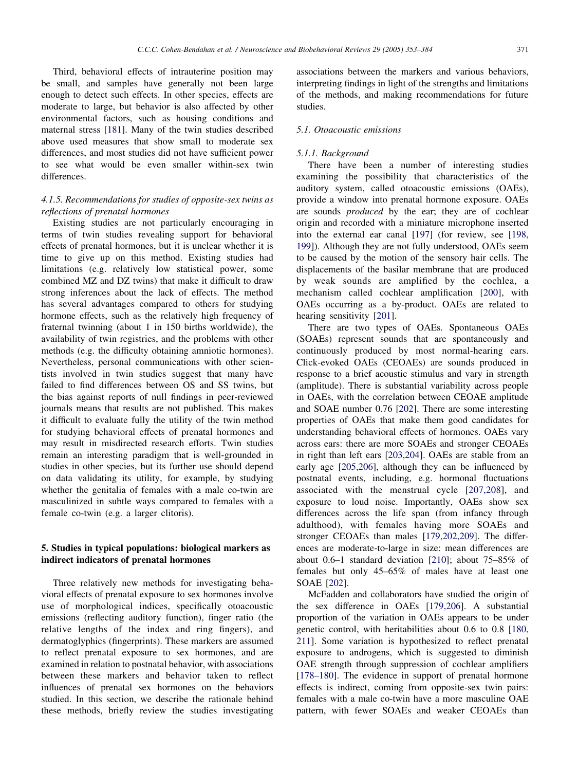Third, behavioral effects of intrauterine position may be small, and samples have generally not been large enough to detect such effects. In other species, effects are moderate to large, but behavior is also affected by other environmental factors, such as housing conditions and maternal stress [181]. Many of the twin studies described above used measures that show small to moderate sex differences, and most studies did not have sufficient power to see what would be even smaller within-sex twin differences.

#### 4.1.5. Recommendations for studies of opposite-sex twins as reflections of prenatal hormones

Existing studies are not particularly encouraging in terms of twin studies revealing support for behavioral effects of prenatal hormones, but it is unclear whether it is time to give up on this method. Existing studies had limitations (e.g. relatively low statistical power, some combined MZ and DZ twins) that make it difficult to draw strong inferences about the lack of effects. The method has several advantages compared to others for studying hormone effects, such as the relatively high frequency of fraternal twinning (about 1 in 150 births worldwide), the availability of twin registries, and the problems with other methods (e.g. the difficulty obtaining amniotic hormones). Nevertheless, personal communications with other scientists involved in twin studies suggest that many have failed to find differences between OS and SS twins, but the bias against reports of null findings in peer-reviewed journals means that results are not published. This makes it difficult to evaluate fully the utility of the twin method for studying behavioral effects of prenatal hormones and may result in misdirected research efforts. Twin studies remain an interesting paradigm that is well-grounded in studies in other species, but its further use should depend on data validating its utility, for example, by studying whether the genitalia of females with a male co-twin are masculinized in subtle ways compared to females with a female co-twin (e.g. a larger clitoris).

## 5. Studies in typical populations: biological markers as indirect indicators of prenatal hormones

Three relatively new methods for investigating behavioral effects of prenatal exposure to sex hormones involve use of morphological indices, specifically otoacoustic emissions (reflecting auditory function), finger ratio (the relative lengths of the index and ring fingers), and dermatoglyphics (fingerprints). These markers are assumed to reflect prenatal exposure to sex hormones, and are examined in relation to postnatal behavior, with associations between these markers and behavior taken to reflect influences of prenatal sex hormones on the behaviors studied. In this section, we describe the rationale behind these methods, briefly review the studies investigating associations between the markers and various behaviors, interpreting findings in light of the strengths and limitations of the methods, and making recommendations for future studies.

### 5.1. Otoacoustic emissions

#### 5.1.1. Background

There have been a number of interesting studies examining the possibility that characteristics of the auditory system, called otoacoustic emissions (OAEs), provide a window into prenatal hormone exposure. OAEs are sounds *produced* by the ear; they are of cochlear origin and recorded with a miniature microphone inserted into the external ear canal [197] (for review, see [198, 199]). Although they are not fully understood, OAEs seem to be caused by the motion of the sensory hair cells. The displacements of the basilar membrane that are produced by weak sounds are amplified by the cochlea, a mechanism called cochlear amplification [200], with OAEs occurring as a by-product. OAEs are related to hearing sensitivity [201].

There are two types of OAEs. Spontaneous OAEs (SOAEs) represent sounds that are spontaneously and continuously produced by most normal-hearing ears. Click-evoked OAEs (CEOAEs) are sounds produced in response to a brief acoustic stimulus and vary in strength (amplitude). There is substantial variability across people in OAEs, with the correlation between CEOAE amplitude and SOAE number 0.76 [202]. There are some interesting properties of OAEs that make them good candidates for understanding behavioral effects of hormones. OAEs vary across ears: there are more SOAEs and stronger CEOAEs in right than left ears [203,204]. OAEs are stable from an early age [205,206], although they can be influenced by postnatal events, including, e.g. hormonal fluctuations associated with the menstrual cycle [207,208], and exposure to loud noise. Importantly, OAEs show sex differences across the life span (from infancy through adulthood), with females having more SOAEs and stronger CEOAEs than males [179,202,209]. The differences are moderate-to-large in size: mean differences are about 0.6–1 standard deviation [210]; about 75–85% of females but only 45–65% of males have at least one SOAE [202].

McFadden and collaborators have studied the origin of the sex difference in OAEs [179,206]. A substantial proportion of the variation in OAEs appears to be under genetic control, with heritabilities about 0.6 to 0.8 [180, 211]. Some variation is hypothesized to reflect prenatal exposure to androgens, which is suggested to diminish OAE strength through suppression of cochlear amplifiers [178–180]. The evidence in support of prenatal hormone effects is indirect, coming from opposite-sex twin pairs: females with a male co-twin have a more masculine OAE pattern, with fewer SOAEs and weaker CEOAEs than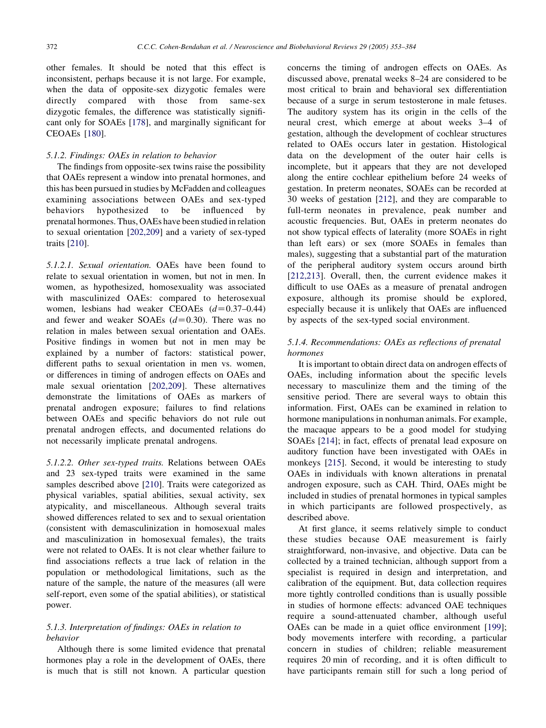other females. It should be noted that this effect is inconsistent, perhaps because it is not large. For example, when the data of opposite-sex dizygotic females were directly compared with those from same-sex dizygotic females, the difference was statistically significant only for SOAEs [178], and marginally significant for CEOAEs [180].

#### 5.1.2. Findings: OAEs in relation to behavior

The findings from opposite-sex twins raise the possibility that OAEs represent a window into prenatal hormones, and this has been pursued in studies by McFadden and colleagues examining associations between OAEs and sex-typed behaviors hypothesized to be influenced by prenatal hormones. Thus, OAEs have been studied in relation to sexual orientation [202,209] and a variety of sex-typed traits [210].

*5.1.2.1. Sexual orientation.* OAEs have been found to relate to sexual orientation in women, but not in men. In women, as hypothesized, homosexuality was associated with masculinized OAEs: compared to heterosexual women, lesbians had weaker CEOAEs ($d = 0.37$–$0.44$) and fewer and weaker SOAEs ($d = 0.30$). There was no relation in males between sexual orientation and OAEs. Positive findings in women but not in men may be explained by a number of factors: statistical power, different paths to sexual orientation in men vs. women, or differences in timing of androgen effects on OAEs and male sexual orientation [202,209]. These alternatives demonstrate the limitations of OAEs as markers of prenatal androgen exposure; failures to find relations between OAEs and specific behaviors do not rule out prenatal androgen effects, and documented relations do not necessarily implicate prenatal androgens.

*5.1.2.2. Other sex-typed traits.* Relations between OAEs and 23 sex-typed traits were examined in the same samples described above [210]. Traits were categorized as physical variables, spatial abilities, sexual activity, sex atypicality, and miscellaneous. Although several traits showed differences related to sex and to sexual orientation (consistent with demasculinization in homosexual males and masculinization in homosexual females), the traits were not related to OAEs. It is not clear whether failure to find associations reflects a true lack of relation in the population or methodological limitations, such as the nature of the sample, the nature of the measures (all were self-report, even some of the spatial abilities), or statistical power.

#### 5.1.3. Interpretation of findings: OAEs in relation to behavior

Although there is some limited evidence that prenatal hormones play a role in the development of OAEs, there is much that is still not known. A particular question concerns the timing of androgen effects on OAEs. As discussed above, prenatal weeks 8–24 are considered to be most critical to brain and behavioral sex differentiation because of a surge in serum testosterone in male fetuses. The auditory system has its origin in the cells of the neural crest, which emerge at about weeks 3–4 of gestation, although the development of cochlear structures related to OAEs occurs later in gestation. Histological data on the development of the outer hair cells is incomplete, but it appears that they are not developed along the entire cochlear epithelium before 24 weeks of gestation. In preterm neonates, SOAEs can be recorded at 30 weeks of gestation [212], and they are comparable to full-term neonates in prevalence, peak number and acoustic frequencies. But, OAEs in preterm neonates do not show typical effects of laterality (more SOAEs in right than left ears) or sex (more SOAEs in females than males), suggesting that a substantial part of the maturation of the peripheral auditory system occurs around birth [212,213]. Overall, then, the current evidence makes it difficult to use OAEs as a measure of prenatal androgen exposure, although its promise should be explored, especially because it is unlikely that OAEs are influenced by aspects of the sex-typed social environment.

#### 5.1.4. Recommendations: OAEs as reflections of prenatal hormones

It is important to obtain direct data on androgen effects of OAEs, including information about the specific levels necessary to masculinize them and the timing of the sensitive period. There are several ways to obtain this information. First, OAEs can be examined in relation to hormone manipulations in nonhuman animals. For example, the macaque appears to be a good model for studying SOAEs [214]; in fact, effects of prenatal lead exposure on auditory function have been investigated with OAEs in monkeys [215]. Second, it would be interesting to study OAEs in individuals with known alterations in prenatal androgen exposure, such as CAH. Third, OAEs might be included in studies of prenatal hormones in typical samples in which participants are followed prospectively, as described above.

At first glance, it seems relatively simple to conduct these studies because OAE measurement is fairly straightforward, non-invasive, and objective. Data can be collected by a trained technician, although support from a specialist is required in design and interpretation, and calibration of the equipment. But, data collection requires more tightly controlled conditions than is usually possible in studies of hormone effects: advanced OAE techniques require a sound-attenuated chamber, although useful OAEs can be made in a quiet office environment [199]; body movements interfere with recording, a particular concern in studies of children; reliable measurement requires 20 min of recording, and it is often difficult to have participants remain still for such a long period of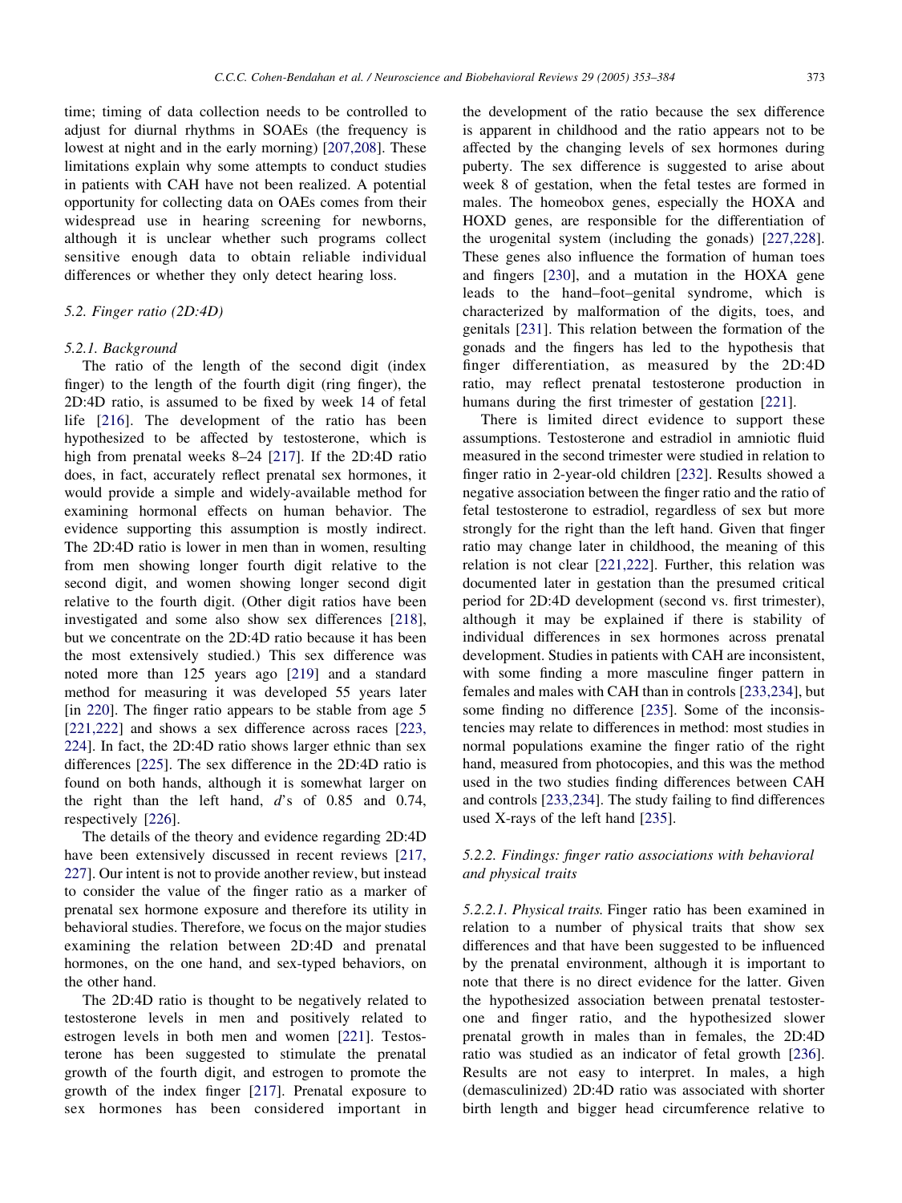time; timing of data collection needs to be controlled to adjust for diurnal rhythms in SOAEs (the frequency is lowest at night and in the early morning) [207,208]. These limitations explain why some attempts to conduct studies in patients with CAH have not been realized. A potential opportunity for collecting data on OAEs comes from their widespread use in hearing screening for newborns, although it is unclear whether such programs collect sensitive enough data to obtain reliable individual differences or whether they only detect hearing loss.

### 5.2. Finger ratio (2D:4D)

#### 5.2.1. Background

The ratio of the length of the second digit (index finger) to the length of the fourth digit (ring finger), the 2D:4D ratio, is assumed to be fixed by week 14 of fetal life [216]. The development of the ratio has been hypothesized to be affected by testosterone, which is high from prenatal weeks 8–24 [217]. If the 2D:4D ratio does, in fact, accurately reflect prenatal sex hormones, it would provide a simple and widely-available method for examining hormonal effects on human behavior. The evidence supporting this assumption is mostly indirect. The 2D:4D ratio is lower in men than in women, resulting from men showing longer fourth digit relative to the second digit, and women showing longer second digit relative to the fourth digit. (Other digit ratios have been investigated and some also show sex differences [218], but we concentrate on the 2D:4D ratio because it has been the most extensively studied.) This sex difference was noted more than 125 years ago [219] and a standard method for measuring it was developed 55 years later [in 220]. The finger ratio appears to be stable from age 5 [221,222] and shows a sex difference across races [223,224]. In fact, the 2D:4D ratio shows larger ethnic than sex differences [225]. The sex difference in the 2D:4D ratio is found on both hands, although it is somewhat larger on the right than the left hand, $d$'s of 0.85 and 0.74, respectively [226].

The details of the theory and evidence regarding 2D:4D have been extensively discussed in recent reviews [217,227]. Our intent is not to provide another review, but instead to consider the value of the finger ratio as a marker of prenatal sex hormone exposure and therefore its utility in behavioral studies. Therefore, we focus on the major studies examining the relation between 2D:4D and prenatal hormones, on the one hand, and sex-typed behaviors, on the other hand.

The 2D:4D ratio is thought to be negatively related to testosterone levels in men and positively related to estrogen levels in both men and women [221]. Testosterone has been suggested to stimulate the prenatal growth of the fourth digit, and estrogen to promote the growth of the index finger [217]. Prenatal exposure to sex hormones has been considered important in the development of the ratio because the sex difference is apparent in childhood and the ratio appears not to be affected by the changing levels of sex hormones during puberty. The sex difference is suggested to arise about week 8 of gestation, when the fetal testes are formed in males. The homeobox genes, especially the HOXA and HOXD genes, are responsible for the differentiation of the urogenital system (including the gonads) [227,228]. These genes also influence the formation of human toes and fingers [230], and a mutation in the HOXA gene leads to the hand–foot–genital syndrome, which is characterized by malformation of the digits, toes, and genitals [231]. This relation between the formation of the gonads and the fingers has led to the hypothesis that finger differentiation, as measured by the 2D:4D ratio, may reflect prenatal testosterone production in humans during the first trimester of gestation [221].

There is limited direct evidence to support these assumptions. Testosterone and estradiol in amniotic fluid measured in the second trimester were studied in relation to finger ratio in 2-year-old children [232]. Results showed a negative association between the finger ratio and the ratio of fetal testosterone to estradiol, regardless of sex but more strongly for the right than the left hand. Given that finger ratio may change later in childhood, the meaning of this relation is not clear [221,222]. Further, this relation was documented later in gestation than the presumed critical period for 2D:4D development (second vs. first trimester), although it may be explained if there is stability of individual differences in sex hormones across prenatal development. Studies in patients with CAH are inconsistent, with some finding a more masculine finger pattern in females and males with CAH than in controls [233,234], but some finding no difference [235]. Some of the inconsistencies may relate to differences in method: most studies in normal populations examine the finger ratio of the right hand, measured from photocopies, and this was the method used in the two studies finding differences between CAH and controls [233,234]. The study failing to find differences used X-rays of the left hand [235].

#### 5.2.2. Findings: finger ratio associations with behavioral and physical traits

*5.2.2.1. Physical traits.* Finger ratio has been examined in relation to a number of physical traits that show sex differences and that have been suggested to be influenced by the prenatal environment, although it is important to note that there is no direct evidence for the latter. Given the hypothesized association between prenatal testosterone and finger ratio, and the hypothesized slower prenatal growth in males than in females, the 2D:4D ratio was studied as an indicator of fetal growth [236]. Results are not easy to interpret. In males, a high (demasculinized) 2D:4D ratio was associated with shorter birth length and bigger head circumference relative to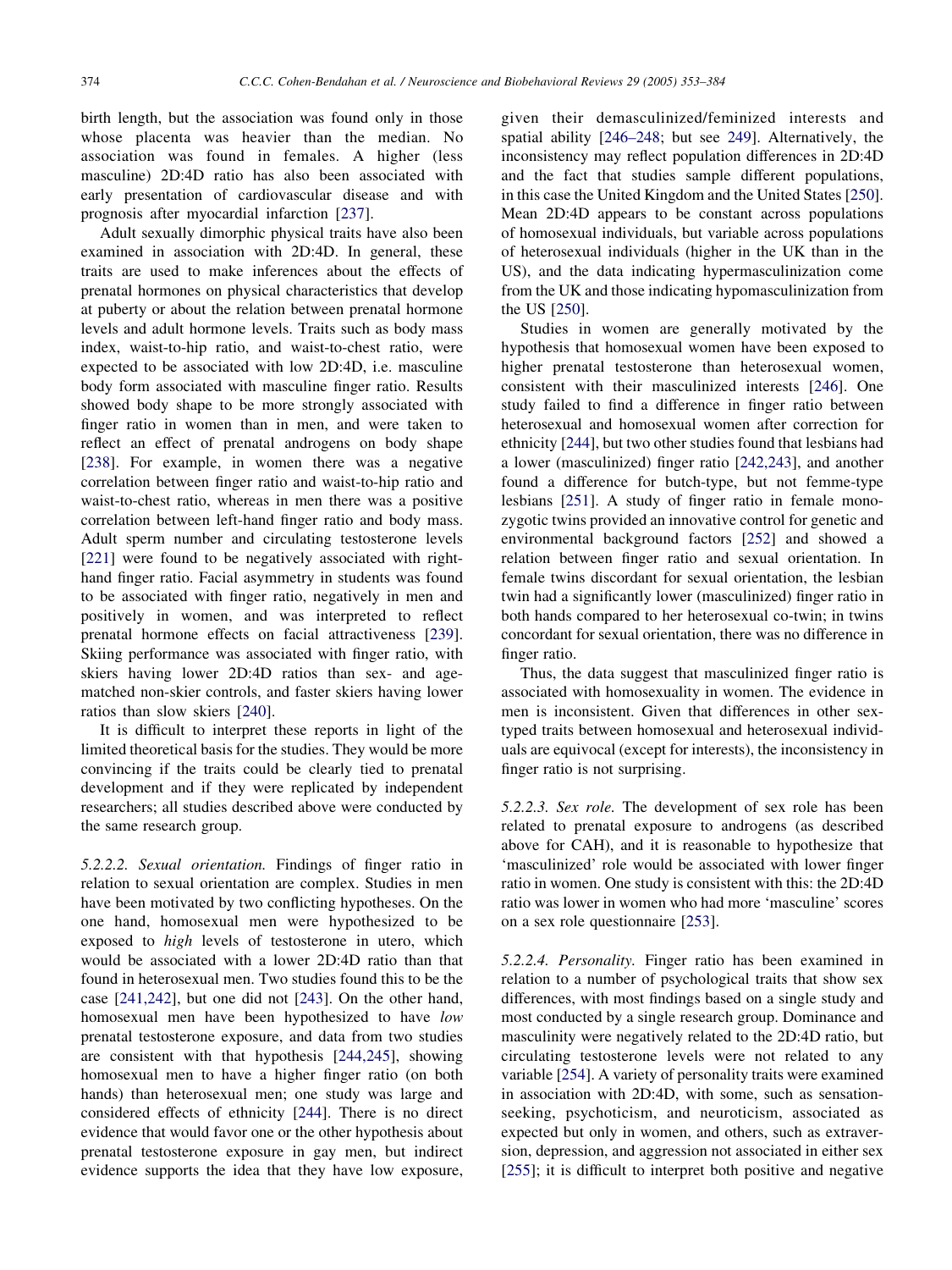birth length, but the association was found only in those whose placenta was heavier than the median. No association was found in females. A higher (less masculine) 2D:4D ratio has also been associated with early presentation of cardiovascular disease and with prognosis after myocardial infarction [237].

Adult sexually dimorphic physical traits have also been examined in association with 2D:4D. In general, these traits are used to make inferences about the effects of prenatal hormones on physical characteristics that develop at puberty or about the relation between prenatal hormone levels and adult hormone levels. Traits such as body mass index, waist-to-hip ratio, and waist-to-chest ratio, were expected to be associated with low 2D:4D, i.e. masculine body form associated with masculine finger ratio. Results showed body shape to be more strongly associated with finger ratio in women than in men, and were taken to reflect an effect of prenatal androgens on body shape [238]. For example, in women there was a negative correlation between finger ratio and waist-to-hip ratio and waist-to-chest ratio, whereas in men there was a positive correlation between left-hand finger ratio and body mass. Adult sperm number and circulating testosterone levels [221] were found to be negatively associated with right-hand finger ratio. Facial asymmetry in students was found to be associated with finger ratio, negatively in men and positively in women, and was interpreted to reflect prenatal hormone effects on facial attractiveness [239]. Skiing performance was associated with finger ratio, with skiers having lower 2D:4D ratios than sex- and age-matched non-skier controls, and faster skiers having lower ratios than slow skiers [240].

It is difficult to interpret these reports in light of the limited theoretical basis for the studies. They would be more convincing if the traits could be clearly tied to prenatal development and if they were replicated by independent researchers; all studies described above were conducted by the same research group.

*5.2.2.2. Sexual orientation.* Findings of finger ratio in relation to sexual orientation are complex. Studies in men have been motivated by two conflicting hypotheses. On the one hand, homosexual men were hypothesized to be exposed to *high* levels of testosterone in utero, which would be associated with a lower 2D:4D ratio than that found in heterosexual men. Two studies found this to be the case [241,242], but one did not [243]. On the other hand, homosexual men have been hypothesized to have *low* prenatal testosterone exposure, and data from two studies are consistent with that hypothesis [244,245], showing homosexual men to have a higher finger ratio (on both hands) than heterosexual men; one study was large and considered effects of ethnicity [244]. There is no direct evidence that would favor one or the other hypothesis about prenatal testosterone exposure in gay men, but indirect evidence supports the idea that they have low exposure, given their demasculinized/feminized interests and spatial ability [246–248; but see 249]. Alternatively, the inconsistency may reflect population differences in 2D:4D and the fact that studies sample different populations, in this case the United Kingdom and the United States [250]. Mean 2D:4D appears to be constant across populations of homosexual individuals, but variable across populations of heterosexual individuals (higher in the UK than in the US), and the data indicating hypermasculinization come from the UK and those indicating hypomasculinization from the US [250].

Studies in women are generally motivated by the hypothesis that homosexual women have been exposed to higher prenatal testosterone than heterosexual women, consistent with their masculinized interests [246]. One study failed to find a difference in finger ratio between heterosexual and homosexual women after correction for ethnicity [244], but two other studies found that lesbians had a lower (masculinized) finger ratio [242,243], and another found a difference for butch-type, but not femme-type lesbians [251]. A study of finger ratio in female monozygotic twins provided an innovative control for genetic and environmental background factors [252] and showed a relation between finger ratio and sexual orientation. In female twins discordant for sexual orientation, the lesbian twin had a significantly lower (masculinized) finger ratio in both hands compared to her heterosexual co-twin; in twins concordant for sexual orientation, there was no difference in finger ratio.

Thus, the data suggest that masculinized finger ratio is associated with homosexuality in women. The evidence in men is inconsistent. Given that differences in other sex-typed traits between homosexual and heterosexual individuals are equivocal (except for interests), the inconsistency in finger ratio is not surprising.

*5.2.2.3. Sex role.* The development of sex role has been related to prenatal exposure to androgens (as described above for CAH), and it is reasonable to hypothesize that 'masculinized' role would be associated with lower finger ratio in women. One study is consistent with this: the 2D:4D ratio was lower in women who had more 'masculine' scores on a sex role questionnaire [253].

*5.2.2.4. Personality.* Finger ratio has been examined in relation to a number of psychological traits that show sex differences, with most findings based on a single study and most conducted by a single research group. Dominance and masculinity were negatively related to the 2D:4D ratio, but circulating testosterone levels were not related to any variable [254]. A variety of personality traits were examined in association with 2D:4D, with some, such as sensation-seeking, psychoticism, and neuroticism, associated as expected but only in women, and others, such as extraversion, depression, and aggression not associated in either sex [255]; it is difficult to interpret both positive and negative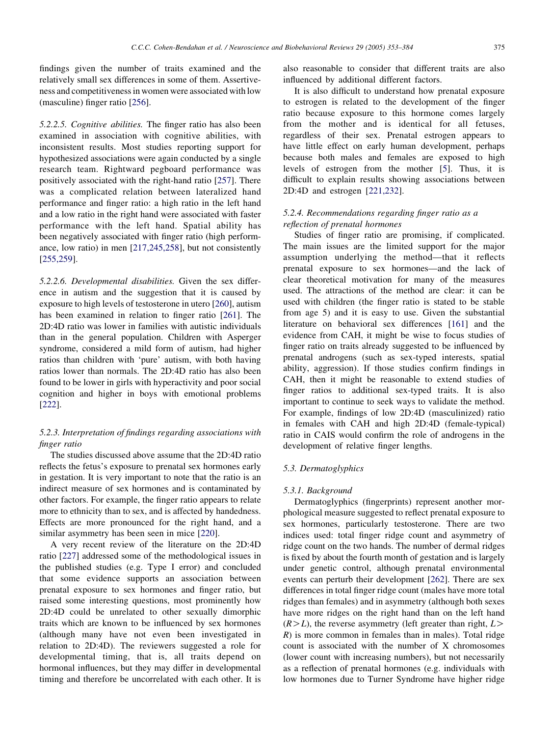findings given the number of traits examined and the relatively small sex differences in some of them. Assertiveness and competitiveness in women were associated with low (masculine) finger ratio [256].

*5.2.2.5. Cognitive abilities.* The finger ratio has also been examined in association with cognitive abilities, with inconsistent results. Most studies reporting support for hypothesized associations were again conducted by a single research team. Rightward pegboard performance was positively associated with the right-hand ratio [257]. There was a complicated relation between lateralized hand performance and finger ratio: a high ratio in the left hand and a low ratio in the right hand were associated with faster performance with the left hand. Spatial ability has been negatively associated with finger ratio (high performance, low ratio) in men [217,245,258], but not consistently [255,259].

*5.2.2.6. Developmental disabilities.* Given the sex difference in autism and the suggestion that it is caused by exposure to high levels of testosterone in utero [260], autism has been examined in relation to finger ratio [261]. The 2D:4D ratio was lower in families with autistic individuals than in the general population. Children with Asperger syndrome, considered a mild form of autism, had higher ratios than children with 'pure' autism, with both having ratios lower than normals. The 2D:4D ratio has also been found to be lower in girls with hyperactivity and poor social cognition and higher in boys with emotional problems [222].

#### 5.2.3. Interpretation of findings regarding associations with finger ratio

The studies discussed above assume that the 2D:4D ratio reflects the fetus's exposure to prenatal sex hormones early in gestation. It is very important to note that the ratio is an indirect measure of sex hormones and is contaminated by other factors. For example, the finger ratio appears to relate more to ethnicity than to sex, and is affected by handedness. Effects are more pronounced for the right hand, and a similar asymmetry has been seen in mice [220].

A very recent review of the literature on the 2D:4D ratio [227] addressed some of the methodological issues in the published studies (e.g. Type I error) and concluded that some evidence supports an association between prenatal exposure to sex hormones and finger ratio, but raised some interesting questions, most prominently how 2D:4D could be unrelated to other sexually dimorphic traits which are known to be influenced by sex hormones (although many have not even been investigated in relation to 2D:4D). The reviewers suggested a role for developmental timing, that is, all traits depend on hormonal influences, but they may differ in developmental timing and therefore be uncorrelated with each other. It is also reasonable to consider that different traits are also influenced by additional different factors.

It is also difficult to understand how prenatal exposure to estrogen is related to the development of the finger ratio because exposure to this hormone comes largely from the mother and is identical for all fetuses, regardless of their sex. Prenatal estrogen appears to have little effect on early human development, perhaps because both males and females are exposed to high levels of estrogen from the mother [5]. Thus, it is difficult to explain results showing associations between 2D:4D and estrogen [221,232].

#### 5.2.4. Recommendations regarding finger ratio as a reflection of prenatal hormones

Studies of finger ratio are promising, if complicated. The main issues are the limited support for the major assumption underlying the method—that it reflects prenatal exposure to sex hormones—and the lack of clear theoretical motivation for many of the measures used. The attractions of the method are clear: it can be used with children (the finger ratio is stated to be stable from age 5) and it is easy to use. Given the substantial literature on behavioral sex differences [161] and the evidence from CAH, it might be wise to focus studies of finger ratio on traits already suggested to be influenced by prenatal androgens (such as sex-typed interests, spatial ability, aggression). If those studies confirm findings in CAH, then it might be reasonable to extend studies of finger ratios to additional sex-typed traits. It is also important to continue to seek ways to validate the method. For example, findings of low 2D:4D (masculinized) ratio in females with CAH and high 2D:4D (female-typical) ratio in CAIS would confirm the role of androgens in the development of relative finger lengths.

### 5.3. Dermatoglyphics

#### 5.3.1. Background

Dermatoglyphics (fingerprints) represent another morphological measure suggested to reflect prenatal exposure to sex hormones, particularly testosterone. There are two indices used: total finger ridge count and asymmetry of ridge count on the two hands. The number of dermal ridges is fixed by about the fourth month of gestation and is largely under genetic control, although prenatal environmental events can perturb their development [262]. There are sex differences in total finger ridge count (males have more total ridges than females) and in asymmetry (although both sexes have more ridges on the right hand than on the left hand ($R > L$), the reverse asymmetry (left greater than right, $L > R$) is more common in females than in males). Total ridge count is associated with the number of X chromosomes (lower count with increasing numbers), but not necessarily as a reflection of prenatal hormones (e.g. individuals with low hormones due to Turner Syndrome have higher ridge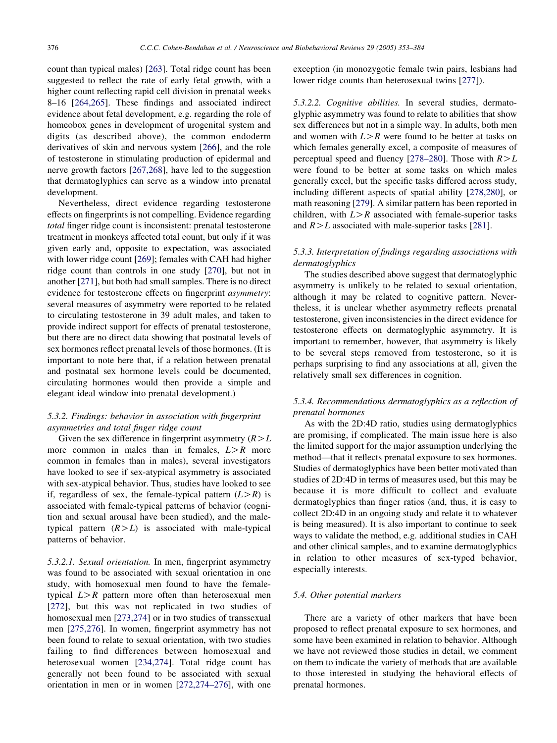count than typical males) [263]. Total ridge count has been suggested to reflect the rate of early fetal growth, with a higher count reflecting rapid cell division in prenatal weeks 8–16 [264,265]. These findings and associated indirect evidence about fetal development, e.g. regarding the role of homeobox genes in development of urogenital system and digits (as described above), the common endoderm derivatives of skin and nervous system [266], and the role of testosterone in stimulating production of epidermal and nerve growth factors [267,268], have led to the suggestion that dermatoglyphics can serve as a window into prenatal development.

Nevertheless, direct evidence regarding testosterone effects on fingerprints is not compelling. Evidence regarding *total* finger ridge count is inconsistent: prenatal testosterone treatment in monkeys affected total count, but only if it was given early and, opposite to expectation, was associated with lower ridge count [269]; females with CAH had higher ridge count than controls in one study [270], but not in another [271], but both had small samples. There is no direct evidence for testosterone effects on fingerprint *asymmetry*: several measures of asymmetry were reported to be related to circulating testosterone in 39 adult males, and taken to provide indirect support for effects of prenatal testosterone, but there are no direct data showing that postnatal levels of sex hormones reflect prenatal levels of those hormones. (It is important to note here that, if a relation between prenatal and postnatal sex hormone levels could be documented, circulating hormones would then provide a simple and elegant ideal window into prenatal development.)

#### *5.3.2. Findings: behavior in association with fingerprint asymmetries and total finger ridge count*

Given the sex difference in fingerprint asymmetry ($R>L$ more common in males than in females, $L>R$ more common in females than in males), several investigators have looked to see if sex-atypical asymmetry is associated with sex-atypical behavior. Thus, studies have looked to see if, regardless of sex, the female-typical pattern ($L>R$) is associated with female-typical patterns of behavior (cognition and sexual arousal have been studied), and the male-typical pattern ($R>L$) is associated with male-typical patterns of behavior.

*5.3.2.1. Sexual orientation.* In men, fingerprint asymmetry was found to be associated with sexual orientation in one study, with homosexual men found to have the female-typical $L>R$ pattern more often than heterosexual men [272], but this was not replicated in two studies of homosexual men [273,274] or in two studies of transsexual men [275,276]. In women, fingerprint asymmetry has not been found to relate to sexual orientation, with two studies failing to find differences between homosexual and heterosexual women [234,274]. Total ridge count has generally not been found to be associated with sexual orientation in men or in women [272,274–276], with one exception (in monozygotic female twin pairs, lesbians had lower ridge counts than heterosexual twins [277]).

*5.3.2.2. Cognitive abilities.* In several studies, dermatoglyphic asymmetry was found to relate to abilities that show sex differences but not in a simple way. In adults, both men and women with $L>R$ were found to be better at tasks on which females generally excel, a composite of measures of perceptual speed and fluency [278–280]. Those with $R>L$ were found to be better at some tasks on which males generally excel, but the specific tasks differed across study, including different aspects of spatial ability [278,280], or math reasoning [279]. A similar pattern has been reported in children, with $L>R$ associated with female-superior tasks and $R>L$ associated with male-superior tasks [281].

#### *5.3.3. Interpretation of findings regarding associations with dermatoglyphics*

The studies described above suggest that dermatoglyphic asymmetry is unlikely to be related to sexual orientation, although it may be related to cognitive pattern. Nevertheless, it is unclear whether asymmetry reflects prenatal testosterone, given inconsistencies in the direct evidence for testosterone effects on dermatoglyphic asymmetry. It is important to remember, however, that asymmetry is likely to be several steps removed from testosterone, so it is perhaps surprising to find any associations at all, given the relatively small sex differences in cognition.

#### *5.3.4. Recommendations dermatoglyphics as a reflection of prenatal hormones*

As with the 2D:4D ratio, studies using dermatoglyphics are promising, if complicated. The main issue here is also the limited support for the major assumption underlying the method—that it reflects prenatal exposure to sex hormones. Studies of dermatoglyphics have been better motivated than studies of 2D:4D in terms of measures used, but this may be because it is more difficult to collect and evaluate dermatoglyphics than finger ratios (and, thus, it is easy to collect 2D:4D in an ongoing study and relate it to whatever is being measured). It is also important to continue to seek ways to validate the method, e.g. additional studies in CAH and other clinical samples, and to examine dermatoglyphics in relation to other measures of sex-typed behavior, especially interests.

### *5.4. Other potential markers*

There are a variety of other markers that have been proposed to reflect prenatal exposure to sex hormones, and some have been examined in relation to behavior. Although we have not reviewed those studies in detail, we comment on them to indicate the variety of methods that are available to those interested in studying the behavioral effects of prenatal hormones.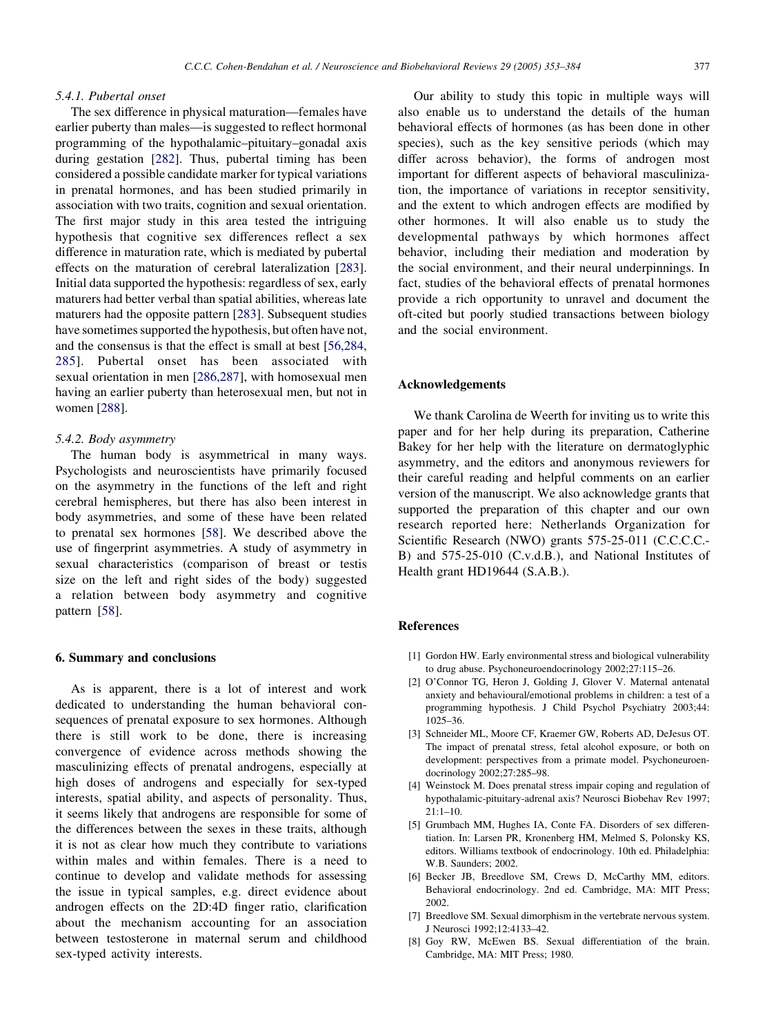#### 5.4.1. Pubertal onset

The sex difference in physical maturation—females have earlier puberty than males—is suggested to reflect hormonal programming of the hypothalamic–pituitary–gonadal axis during gestation [282]. Thus, pubertal timing has been considered a possible candidate marker for typical variations in prenatal hormones, and has been studied primarily in association with two traits, cognition and sexual orientation. The first major study in this area tested the intriguing hypothesis that cognitive sex differences reflect a sex difference in maturation rate, which is mediated by pubertal effects on the maturation of cerebral lateralization [283]. Initial data supported the hypothesis: regardless of sex, early maturers had better verbal than spatial abilities, whereas late maturers had the opposite pattern [283]. Subsequent studies have sometimes supported the hypothesis, but often have not, and the consensus is that the effect is small at best [56,284, 285]. Pubertal onset has been associated with sexual orientation in men [286,287], with homosexual men having an earlier puberty than heterosexual men, but not in women [288].

#### 5.4.2. Body asymmetry

The human body is asymmetrical in many ways. Psychologists and neuroscientists have primarily focused on the asymmetry in the functions of the left and right cerebral hemispheres, but there has also been interest in body asymmetries, and some of these have been related to prenatal sex hormones [58]. We described above the use of fingerprint asymmetries. A study of asymmetry in sexual characteristics (comparison of breast or testis size on the left and right sides of the body) suggested a relation between body asymmetry and cognitive pattern [58].

## 6. Summary and conclusions

As is apparent, there is a lot of interest and work dedicated to understanding the human behavioral consequences of prenatal exposure to sex hormones. Although there is still work to be done, there is increasing convergence of evidence across methods showing the masculinizing effects of prenatal androgens, especially at high doses of androgens and especially for sex-typed interests, spatial ability, and aspects of personality. Thus, it seems likely that androgens are responsible for some of the differences between the sexes in these traits, although it is not as clear how much they contribute to variations within males and within females. There is a need to continue to develop and validate methods for assessing the issue in typical samples, e.g. direct evidence about androgen effects on the 2D:4D finger ratio, clarification about the mechanism accounting for an association between testosterone in maternal serum and childhood sex-typed activity interests.

Our ability to study this topic in multiple ways will also enable us to understand the details of the human behavioral effects of hormones (as has been done in other species), such as the key sensitive periods (which may differ across behavior), the forms of androgen most important for different aspects of behavioral masculinization, the importance of variations in receptor sensitivity, and the extent to which androgen effects are modified by other hormones. It will also enable us to study the developmental pathways by which hormones affect behavior, including their mediation and moderation by the social environment, and their neural underpinnings. In fact, studies of the behavioral effects of prenatal hormones provide a rich opportunity to unravel and document the oft-cited but poorly studied transactions between biology and the social environment.

## Acknowledgements

We thank Carolina de Weerth for inviting us to write this paper and for her help during its preparation, Catherine Bakey for her help with the literature on dermatoglyphic asymmetry, and the editors and anonymous reviewers for their careful reading and helpful comments on an earlier version of the manuscript. We also acknowledge grants that supported the preparation of this chapter and our own research reported here: Netherlands Organization for Scientific Research (NWO) grants 575-25-011 (C.C.C.C.-B) and 575-25-010 (C.v.d.B.), and National Institutes of Health grant HD19644 (S.A.B.).

## References

[1] Gordon HW. Early environmental stress and biological vulnerability to drug abuse. Psychoneuroendocrinology 2002;27:115–26.

[2] O'Connor TG, Heron J, Golding J, Glover V. Maternal antenatal anxiety and behavioural/emotional problems in children: a test of a programming hypothesis. J Child Psychol Psychiatry 2003;44: 1025–36.

[3] Schneider ML, Moore CF, Kraemer GW, Roberts AD, DeJesus OT. The impact of prenatal stress, fetal alcohol exposure, or both on development: perspectives from a primate model. Psychoneuroendocrinology 2002;27:285–98.

[4] Weinstock M. Does prenatal stress impair coping and regulation of hypothalamic-pituitary-adrenal axis? Neurosci Biobehav Rev 1997; 21:1–10.

[5] Grumbach MM, Hughes IA, Conte FA. Disorders of sex differentiation. In: Larsen PR, Kronenberg HM, Melmed S, Polonsky KS, editors. Williams textbook of endocrinology. 10th ed. Philadelphia: W.B. Saunders; 2002.

[6] Becker JB, Breedlove SM, Crews D, McCarthy MM, editors. Behavioral endocrinology. 2nd ed. Cambridge, MA: MIT Press; 2002.

[7] Breedlove SM. Sexual dimorphism in the vertebrate nervous system. J Neurosci 1992;12:4133–42.

[8] Goy RW, McEwen BS. Sexual differentiation of the brain. Cambridge, MA: MIT Press; 1980.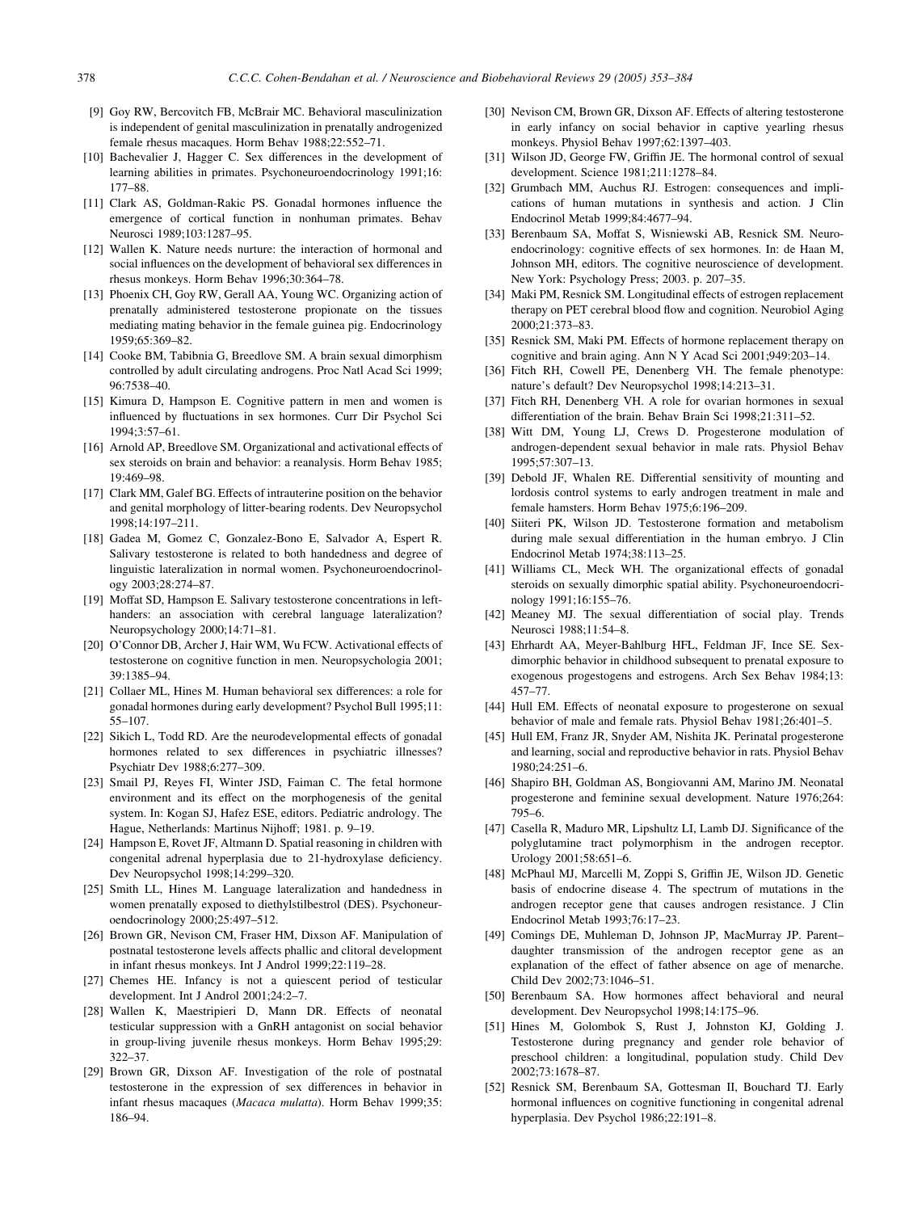[9] Goy RW, Bercovitch FB, McBrair MC. Behavioral masculinization is independent of genital masculinization in prenatally androgenized female rhesus macaques. Horm Behav 1988;22:552–71.

[10] Bachevalier J, Hagger C. Sex differences in the development of learning abilities in primates. Psychoneuroendocrinology 1991;16: 177–88.

[11] Clark AS, Goldman-Rakic PS. Gonadal hormones influence the emergence of cortical function in nonhuman primates. Behav Neurosci 1989;103:1287–95.

[12] Wallen K. Nature needs nurture: the interaction of hormonal and social influences on the development of behavioral sex differences in rhesus monkeys. Horm Behav 1996;30:364–78.

[13] Phoenix CH, Goy RW, Gerall AA, Young WC. Organizing action of prenatally administered testosterone propionate on the tissues mediating mating behavior in the female guinea pig. Endocrinology 1959;65:369–82.

[14] Cooke BM, Tabibnia G, Breedlove SM. A brain sexual dimorphism controlled by adult circulating androgens. Proc Natl Acad Sci 1999; 96:7538–40.

[15] Kimura D, Hampson E. Cognitive pattern in men and women is influenced by fluctuations in sex hormones. Curr Dir Psychol Sci 1994;3:57–61.

[16] Arnold AP, Breedlove SM. Organizational and activational effects of sex steroids on brain and behavior: a reanalysis. Horm Behav 1985; 19:469–98.

[17] Clark MM, Galef BG. Effects of intrauterine position on the behavior and genital morphology of litter-bearing rodents. Dev Neuropsychol 1998;14:197–211.

[18] Gadea M, Gomez C, Gonzalez-Bono E, Salvador A, Espert R. Salivary testosterone is related to both handedness and degree of linguistic lateralization in normal women. Psychoneuroendocrinology 2003;28:274–87.

[19] Moffat SD, Hampson E. Salivary testosterone concentrations in left-handers: an association with cerebral language lateralization? Neuropsychology 2000;14:71–81.

[20] O'Connor DB, Archer J, Hair WM, Wu FCW. Activational effects of testosterone on cognitive function in men. Neuropsychologia 2001; 39:1385–94.

[21] Collaer ML, Hines M. Human behavioral sex differences: a role for gonadal hormones during early development? Psychol Bull 1995;11: 55–107.

[22] Sikich L, Todd RD. Are the neurodevelopmental effects of gonadal hormones related to sex differences in psychiatric illnesses? Psychiatr Dev 1988;6:277–309.

[23] Smail PJ, Reyes FI, Winter JSD, Faiman C. The fetal hormone environment and its effect on the morphogenesis of the genital system. In: Kogan SJ, Hafez ESE, editors. Pediatric andrology. The Hague, Netherlands: Martinus Nijhoff; 1981. p. 9–19.

[24] Hampson E, Rovet JF, Altmann D. Spatial reasoning in children with congenital adrenal hyperplasia due to 21-hydroxylase deficiency. Dev Neuropsychol 1998;14:299–320.

[25] Smith LL, Hines M. Language lateralization and handedness in women prenatally exposed to diethylstilbestrol (DES). Psychoneuroendocrinology 2000;25:497–512.

[26] Brown GR, Nevison CM, Fraser HM, Dixson AF. Manipulation of postnatal testosterone levels affects phallic and clitoral development in infant rhesus monkeys. Int J Androl 1999;22:119–28.

[27] Chemes HE. Infancy is not a quiescent period of testicular development. Int J Androl 2001;24:2–7.

[28] Wallen K, Maestripieri D, Mann DR. Effects of neonatal testicular suppression with a GnRH antagonist on social behavior in group-living juvenile rhesus monkeys. Horm Behav 1995;29: 322–37.

[29] Brown GR, Dixson AF. Investigation of the role of postnatal testosterone in the expression of sex differences in behavior in infant rhesus macaques (*Macaca mulatta*). Horm Behav 1999;35: 186–94.

[30] Nevison CM, Brown GR, Dixson AF. Effects of altering testosterone in early infancy on social behavior in captive yearling rhesus monkeys. Physiol Behav 1997;62:1397–403.

[31] Wilson JD, George FW, Griffin JE. The hormonal control of sexual development. Science 1981;211:1278–84.

[32] Grumbach MM, Auchus RJ. Estrogen: consequences and implications of human mutations in synthesis and action. J Clin Endocrinol Metab 1999;84:4677–94.

[33] Berenbaum SA, Moffat S, Wisniewski AB, Resnick SM. Neuroendocrinology: cognitive effects of sex hormones. In: de Haan M, Johnson MH, editors. The cognitive neuroscience of development. New York: Psychology Press; 2003. p. 207–35.

[34] Maki PM, Resnick SM. Longitudinal effects of estrogen replacement therapy on PET cerebral blood flow and cognition. Neurobiol Aging 2000;21:373–83.

[35] Resnick SM, Maki PM. Effects of hormone replacement therapy on cognitive and brain aging. Ann N Y Acad Sci 2001;949:203–14.

[36] Fitch RH, Cowell PE, Denenberg VH. The female phenotype: nature's default? Dev Neuropsychol 1998;14:213–31.

[37] Fitch RH, Denenberg VH. A role for ovarian hormones in sexual differentiation of the brain. Behav Brain Sci 1998;21:311–52.

[38] Witt DM, Young LJ, Crews D. Progesterone modulation of androgen-dependent sexual behavior in male rats. Physiol Behav 1995;57:307–13.

[39] Debold JF, Whalen RE. Differential sensitivity of mounting and lordosis control systems to early androgen treatment in male and female hamsters. Horm Behav 1975;6:196–209.

[40] Siiteri PK, Wilson JD. Testosterone formation and metabolism during male sexual differentiation in the human embryo. J Clin Endocrinol Metab 1974;38:113–25.

[41] Williams CL, Meck WH. The organizational effects of gonadal steroids on sexually dimorphic spatial ability. Psychoneuroendocrinology 1991;16:155–76.

[42] Meaney MJ. The sexual differentiation of social play. Trends Neurosci 1988;11:54–8.

[43] Ehrhardt AA, Meyer-Bahlburg HFL, Feldman JF, Ince SE. Sex-dimorphic behavior in childhood subsequent to prenatal exposure to exogenous progestogens and estrogens. Arch Sex Behav 1984;13: 457–77.

[44] Hull EM. Effects of neonatal exposure to progesterone on sexual behavior of male and female rats. Physiol Behav 1981;26:401–5.

[45] Hull EM, Franz JR, Snyder AM, Nishita JK. Perinatal progesterone and learning, social and reproductive behavior in rats. Physiol Behav 1980;24:251–6.

[46] Shapiro BH, Goldman AS, Bongiovanni AM, Marino JM. Neonatal progesterone and feminine sexual development. Nature 1976;264: 795–6.

[47] Casella R, Maduro MR, Lipshultz LI, Lamb DJ. Significance of the polyglutamine tract polymorphism in the androgen receptor. Urology 2001;58:651–6.

[48] McPhaul MJ, Marcelli M, Zoppi S, Griffin JE, Wilson JD. Genetic basis of endocrine disease 4. The spectrum of mutations in the androgen receptor gene that causes androgen resistance. J Clin Endocrinol Metab 1993;76:17–23.

[49] Comings DE, Muhleman D, Johnson JP, MacMurray JP. Parent–daughter transmission of the androgen receptor gene as an explanation of the effect of father absence on age of menarche. Child Dev 2002;73:1046–51.

[50] Berenbaum SA. How hormones affect behavioral and neural development. Dev Neuropsychol 1998;14:175–96.

[51] Hines M, Golombok S, Rust J, Johnston KJ, Golding J. Testosterone during pregnancy and gender role behavior of preschool children: a longitudinal, population study. Child Dev 2002;73:1678–87.

[52] Resnick SM, Berenbaum SA, Gottesman II, Bouchard TJ. Early hormonal influences on cognitive functioning in congenital adrenal hyperplasia. Dev Psychol 1986;22:191–8.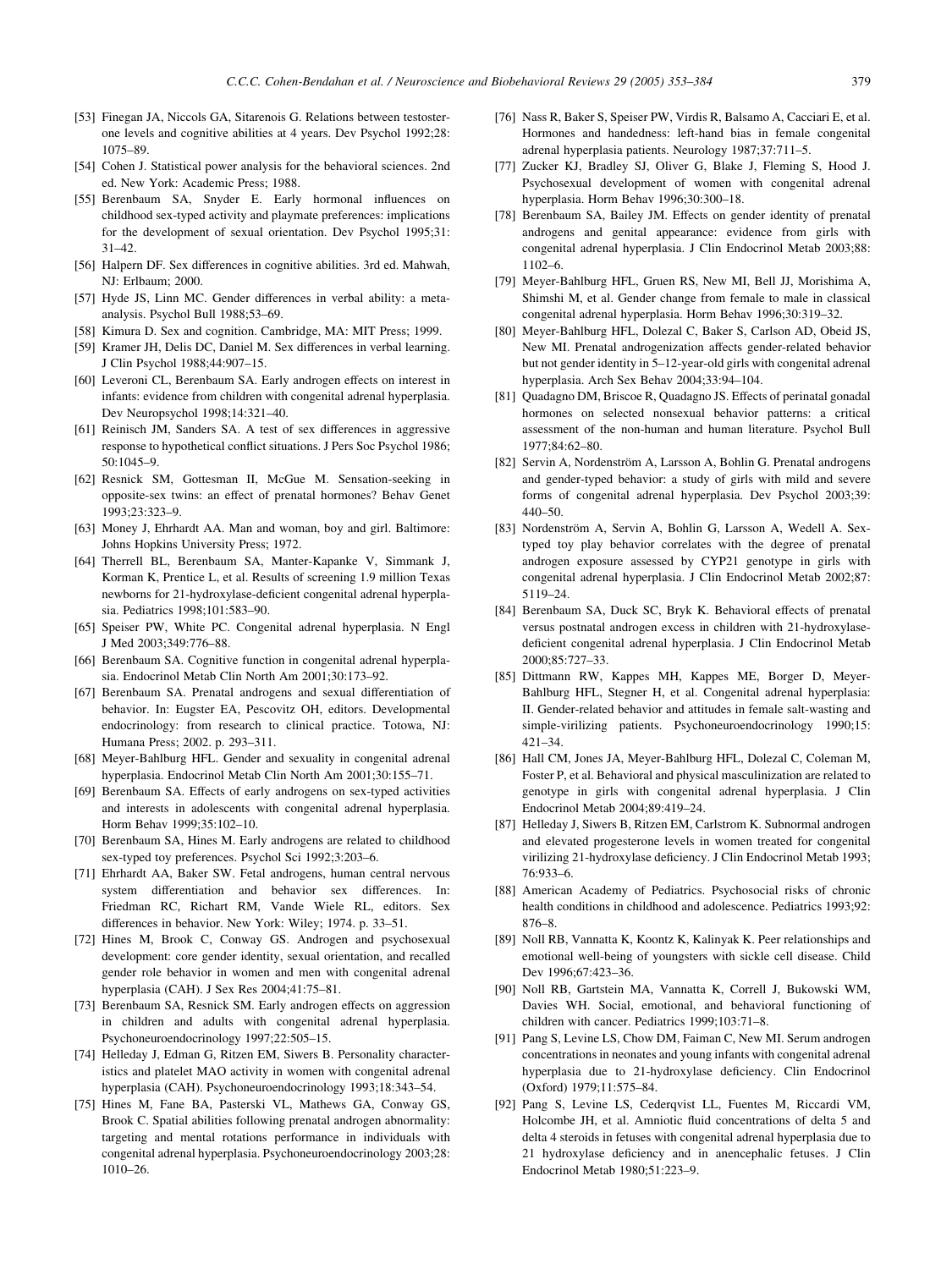[53] Finegan JA, Niccols GA, Sitarenois G. Relations between testosterone levels and cognitive abilities at 4 years. Dev Psychol 1992;28: 1075–89.

[54] Cohen J. Statistical power analysis for the behavioral sciences. 2nd ed. New York: Academic Press; 1988.

[55] Berenbaum SA, Snyder E. Early hormonal influences on childhood sex-typed activity and playmate preferences: implications for the development of sexual orientation. Dev Psychol 1995;31: 31–42.

[56] Halpern DF. Sex differences in cognitive abilities. 3rd ed. Mahwah, NJ: Erlbaum; 2000.

[57] Hyde JS, Linn MC. Gender differences in verbal ability: a meta-analysis. Psychol Bull 1988;53–69.

[58] Kimura D. Sex and cognition. Cambridge, MA: MIT Press; 1999.

[59] Kramer JH, Delis DC, Daniel M. Sex differences in verbal learning. J Clin Psychol 1988;44:907–15.

[60] Leveroni CL, Berenbaum SA. Early androgen effects on interest in infants: evidence from children with congenital adrenal hyperplasia. Dev Neuropsychol 1998;14:321–40.

[61] Reinisch JM, Sanders SA. A test of sex differences in aggressive response to hypothetical conflict situations. J Pers Soc Psychol 1986; 50:1045–9.

[62] Resnick SM, Gottesman II, McGue M. Sensation-seeking in opposite-sex twins: an effect of prenatal hormones? Behav Genet 1993;23:323–9.

[63] Money J, Ehrhardt AA. Man and woman, boy and girl. Baltimore: Johns Hopkins University Press; 1972.

[64] Therrell BL, Berenbaum SA, Manter-Kapanke V, Simmank J, Korman K, Prentice L, et al. Results of screening 1.9 million Texas newborns for 21-hydroxylase-deficient congenital adrenal hyperplasia. Pediatrics 1998;101:583–90.

[65] Speiser PW, White PC. Congenital adrenal hyperplasia. N Engl J Med 2003;349:776–88.

[66] Berenbaum SA. Cognitive function in congenital adrenal hyperplasia. Endocrinol Metab Clin North Am 2001;30:173–92.

[67] Berenbaum SA. Prenatal androgens and sexual differentiation of behavior. In: Eugster EA, Pescovitz OH, editors. Developmental endocrinology: from research to clinical practice. Totowa, NJ: Humana Press; 2002. p. 293–311.

[68] Meyer-Bahlburg HFL. Gender and sexuality in congenital adrenal hyperplasia. Endocrinol Metab Clin North Am 2001;30:155–71.

[69] Berenbaum SA. Effects of early androgens on sex-typed activities and interests in adolescents with congenital adrenal hyperplasia. Horm Behav 1999;35:102–10.

[70] Berenbaum SA, Hines M. Early androgens are related to childhood sex-typed toy preferences. Psychol Sci 1992;3:203–6.

[71] Ehrhardt AA, Baker SW. Fetal androgens, human central nervous system differentiation and behavior sex differences. In: Friedman RC, Richart RM, Vande Wiele RL, editors. Sex differences in behavior. New York: Wiley; 1974. p. 33–51.

[72] Hines M, Brook C, Conway GS. Androgen and psychosexual development: core gender identity, sexual orientation, and recalled gender role behavior in women and men with congenital adrenal hyperplasia (CAH). J Sex Res 2004;41:75–81.

[73] Berenbaum SA, Resnick SM. Early androgen effects on aggression in children and adults with congenital adrenal hyperplasia. Psychoneuroendocrinology 1997;22:505–15.

[74] Helleday J, Edman G, Ritzen EM, Siwers B. Personality characteristics and platelet MAO activity in women with congenital adrenal hyperplasia (CAH). Psychoneuroendocrinology 1993;18:343–54.

[75] Hines M, Fane BA, Pasterski VL, Mathews GA, Conway GS, Brook C. Spatial abilities following prenatal androgen abnormality: targeting and mental rotations performance in individuals with congenital adrenal hyperplasia. Psychoneuroendocrinology 2003;28: 1010–26.

[76] Nass R, Baker S, Speiser PW, Virdis R, Balsamo A, Cacciari E, et al. Hormones and handedness: left-hand bias in female congenital adrenal hyperplasia patients. Neurology 1987;37:711–5.

[77] Zucker KJ, Bradley SJ, Oliver G, Blake J, Fleming S, Hood J. Psychosexual development of women with congenital adrenal hyperplasia. Horm Behav 1996;30:300–18.

[78] Berenbaum SA, Bailey JM. Effects on gender identity of prenatal androgens and genital appearance: evidence from girls with congenital adrenal hyperplasia. J Clin Endocrinol Metab 2003;88: 1102–6.

[79] Meyer-Bahlburg HFL, Gruen RS, New MI, Bell JJ, Morishima A, Shimshi M, et al. Gender change from female to male in classical congenital adrenal hyperplasia. Horm Behav 1996;30:319–32.

[80] Meyer-Bahlburg HFL, Dolezal C, Baker S, Carlson AD, Obeid JS, New MI. Prenatal androgenization affects gender-related behavior but not gender identity in 5–12-year-old girls with congenital adrenal hyperplasia. Arch Sex Behav 2004;33:94–104.

[81] Quadagno DM, Briscoe R, Quadagno JS. Effects of perinatal gonadal hormones on selected nonsexual behavior patterns: a critical assessment of the non-human and human literature. Psychol Bull 1977;84:62–80.

[82] Servin A, Nordenström A, Larsson A, Bohlin G. Prenatal androgens and gender-typed behavior: a study of girls with mild and severe forms of congenital adrenal hyperplasia. Dev Psychol 2003;39: 440–50.

[83] Nordenström A, Servin A, Bohlin G, Larsson A, Wedell A. Sex-typed toy play behavior correlates with the degree of prenatal androgen exposure assessed by CYP21 genotype in girls with congenital adrenal hyperplasia. J Clin Endocrinol Metab 2002;87: 5119–24.

[84] Berenbaum SA, Duck SC, Bryk K. Behavioral effects of prenatal versus postnatal androgen excess in children with 21-hydroxylase-deficient congenital adrenal hyperplasia. J Clin Endocrinol Metab 2000;85:727–33.

[85] Dittmann RW, Kappes MH, Kappes ME, Borger D, Meyer-Bahlburg HFL, Stegner H, et al. Congenital adrenal hyperplasia: II. Gender-related behavior and attitudes in female salt-wasting and simple-virilizing patients. Psychoneuroendocrinology 1990;15: 421–34.

[86] Hall CM, Jones JA, Meyer-Bahlburg HFL, Dolezal C, Coleman M, Foster P, et al. Behavioral and physical masculinization are related to genotype in girls with congenital adrenal hyperplasia. J Clin Endocrinol Metab 2004;89:419–24.

[87] Helleday J, Siwers B, Ritzen EM, Carlstrom K. Subnormal androgen and elevated progesterone levels in women treated for congenital virilizing 21-hydroxylase deficiency. J Clin Endocrinol Metab 1993; 76:933–6.

[88] American Academy of Pediatrics. Psychosocial risks of chronic health conditions in childhood and adolescence. Pediatrics 1993;92: 876–8.

[89] Noll RB, Vannatta K, Koontz K, Kalinyak K. Peer relationships and emotional well-being of youngsters with sickle cell disease. Child Dev 1996;67:423–36.

[90] Noll RB, Gartstein MA, Vannatta K, Correll J, Bukowski WM, Davies WH. Social, emotional, and behavioral functioning of children with cancer. Pediatrics 1999;103:71–8.

[91] Pang S, Levine LS, Chow DM, Faiman C, New MI. Serum androgen concentrations in neonates and young infants with congenital adrenal hyperplasia due to 21-hydroxylase deficiency. Clin Endocrinol (Oxford) 1979;11:575–84.

[92] Pang S, Levine LS, Cederqvist LL, Fuentes M, Riccardi VM, Holcombe JH, et al. Amniotic fluid concentrations of delta 5 and delta 4 steroids in fetuses with congenital adrenal hyperplasia due to 21 hydroxylase deficiency and in anencephalic fetuses. J Clin Endocrinol Metab 1980;51:223–9.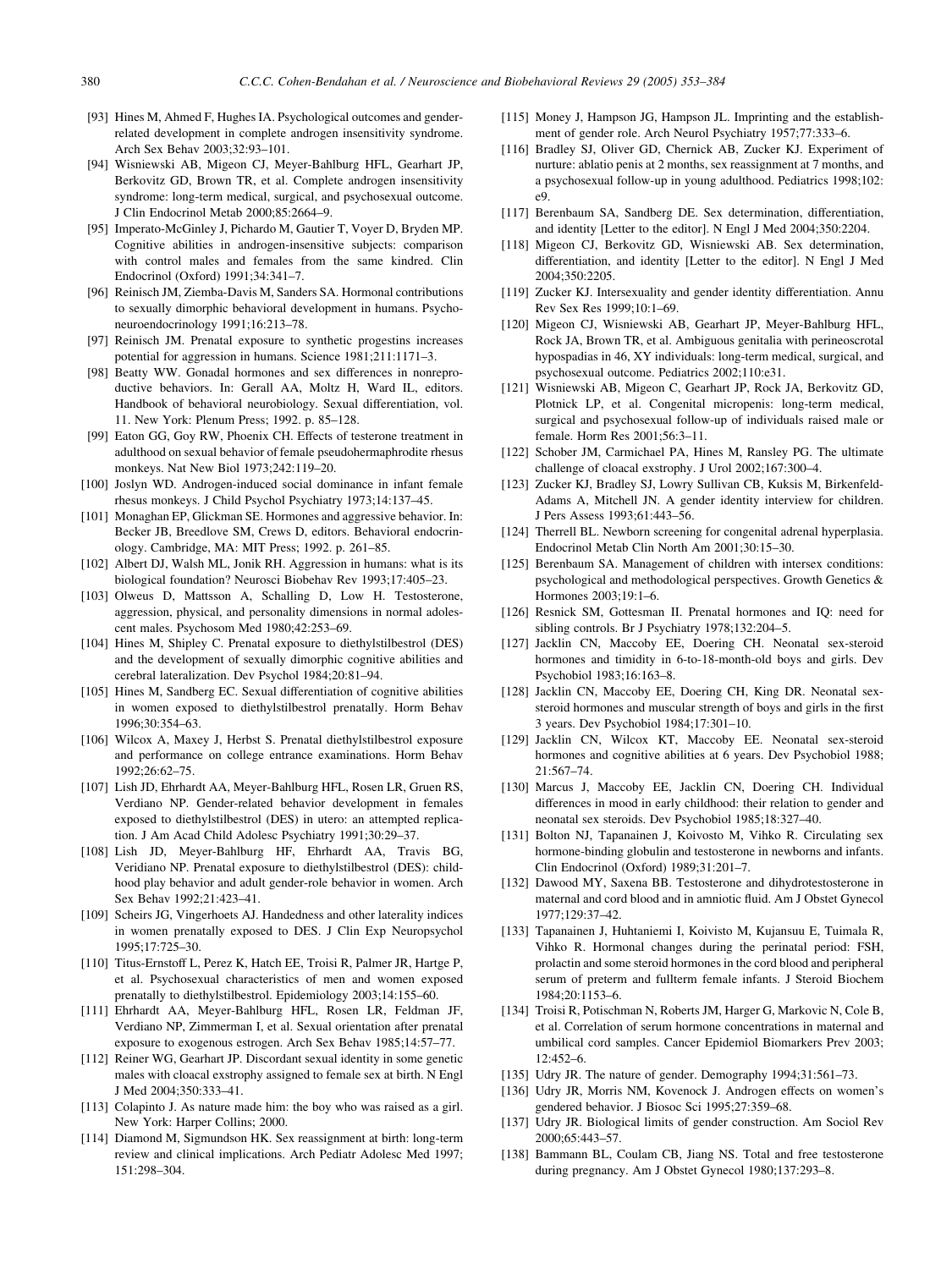[93] Hines M, Ahmed F, Hughes IA. Psychological outcomes and gender-related development in complete androgen insensitivity syndrome. Arch Sex Behav 2003;32:93–101.

[94] Wisniewski AB, Migeon CJ, Meyer-Bahlburg HFL, Gearhart JP, Berkovitz GD, Brown TR, et al. Complete androgen insensitivity syndrome: long-term medical, surgical, and psychosexual outcome. J Clin Endocrinol Metab 2000;85:2664–9.

[95] Imperato-McGinley J, Pichardo M, Gautier T, Voyer D, Bryden MP. Cognitive abilities in androgen-insensitive subjects: comparison with control males and females from the same kindred. Clin Endocrinol (Oxford) 1991;34:341–7.

[96] Reinisch JM, Ziemba-Davis M, Sanders SA. Hormonal contributions to sexually dimorphic behavioral development in humans. Psychoneuroendocrinology 1991;16:213–78.

[97] Reinisch JM. Prenatal exposure to synthetic progestins increases potential for aggression in humans. Science 1981;211:1171–3.

[98] Beatty WW. Gonadal hormones and sex differences in nonreproductive behaviors. In: Gerall AA, Moltz H, Ward IL, editors. Handbook of behavioral neurobiology. Sexual differentiation, vol. 11. New York: Plenum Press; 1992. p. 85–128.

[99] Eaton GG, Goy RW, Phoenix CH. Effects of testerone treatment in adulthood on sexual behavior of female pseudohermaphrodite rhesus monkeys. Nat New Biol 1973;242:119–20.

[100] Joslyn WD. Androgen-induced social dominance in infant female rhesus monkeys. J Child Psychol Psychiatry 1973;14:137–45.

[101] Monaghan EP, Glickman SE. Hormones and aggressive behavior. In: Becker JB, Breedlove SM, Crews D, editors. Behavioral endocrinology. Cambridge, MA: MIT Press; 1992. p. 261–85.

[102] Albert DJ, Walsh ML, Jonik RH. Aggression in humans: what is its biological foundation? Neurosci Biobehav Rev 1993;17:405–23.

[103] Olweus D, Mattsson A, Schalling D, Low H. Testosterone, aggression, physical, and personality dimensions in normal adolescent males. Psychosom Med 1980;42:253–69.

[104] Hines M, Shipley C. Prenatal exposure to diethylstilbestrol (DES) and the development of sexually dimorphic cognitive abilities and cerebral lateralization. Dev Psychol 1984;20:81–94.

[105] Hines M, Sandberg EC. Sexual differentiation of cognitive abilities in women exposed to diethylstilbestrol prenatally. Horm Behav 1996;30:354–63.

[106] Wilcox A, Maxey J, Herbst S. Prenatal diethylstilbestrol exposure and performance on college entrance examinations. Horm Behav 1992;26:62–75.

[107] Lish JD, Ehrhardt AA, Meyer-Bahlburg HFL, Rosen LR, Gruen RS, Verdiano NP. Gender-related behavior development in females exposed to diethylstilbestrol (DES) in utero: an attempted replication. J Am Acad Child Adolesc Psychiatry 1991;30:29–37.

[108] Lish JD, Meyer-Bahlburg HF, Ehrhardt AA, Travis BG, Veridiano NP. Prenatal exposure to diethylstilbestrol (DES): childhood play behavior and adult gender-role behavior in women. Arch Sex Behav 1992;21:423–41.

[109] Scheirs JG, Vingerhoets AJ. Handedness and other laterality indices in women prenatally exposed to DES. J Clin Exp Neuropsychol 1995;17:725–30.

[110] Titus-Ernstoff L, Perez K, Hatch EE, Troisi R, Palmer JR, Hartge P, et al. Psychosexual characteristics of men and women exposed prenatally to diethylstilbestrol. Epidemiology 2003;14:155–60.

[111] Ehrhardt AA, Meyer-Bahlburg HFL, Rosen LR, Feldman JF, Verdiano NP, Zimmerman I, et al. Sexual orientation after prenatal exposure to exogenous estrogen. Arch Sex Behav 1985;14:57–77.

[112] Reiner WG, Gearhart JP. Discordant sexual identity in some genetic males with cloacal exstrophy assigned to female sex at birth. N Engl J Med 2004;350:333–41.

[113] Colapinto J. As nature made him: the boy who was raised as a girl. New York: Harper Collins; 2000.

[114] Diamond M, Sigmundson HK. Sex reassignment at birth: long-term review and clinical implications. Arch Pediatr Adolesc Med 1997; 151:298–304.

[115] Money J, Hampson JG, Hampson JL. Imprinting and the establishment of gender role. Arch Neurol Psychiatry 1957;77:333–6.

[116] Bradley SJ, Oliver GD, Chernick AB, Zucker KJ. Experiment of nurture: ablatio penis at 2 months, sex reassignment at 7 months, and a psychosexual follow-up in young adulthood. Pediatrics 1998;102: e9.

[117] Berenbaum SA, Sandberg DE. Sex determination, differentiation, and identity [Letter to the editor]. N Engl J Med 2004;350:2204.

[118] Migeon CJ, Berkovitz GD, Wisniewski AB. Sex determination, differentiation, and identity [Letter to the editor]. N Engl J Med 2004;350:2205.

[119] Zucker KJ. Intersexuality and gender identity differentiation. Annu Rev Sex Res 1999;10:1–69.

[120] Migeon CJ, Wisniewski AB, Gearhart JP, Meyer-Bahlburg HFL, Rock JA, Brown TR, et al. Ambiguous genitalia with perineoscrotal hypospadias in 46, XY individuals: long-term medical, surgical, and psychosexual outcome. Pediatrics 2002;110:e31.

[121] Wisniewski AB, Migeon C, Gearhart JP, Rock JA, Berkovitz GD, Plotnick LP, et al. Congenital micropenis: long-term medical, surgical and psychosexual follow-up of individuals raised male or female. Horm Res 2001;56:3–11.

[122] Schober JM, Carmichael PA, Hines M, Ransley PG. The ultimate challenge of cloacal exstrophy. J Urol 2002;167:300–4.

[123] Zucker KJ, Bradley SJ, Lowry Sullivan CB, Kuksis M, Birkenfeld-Adams A, Mitchell JN. A gender identity interview for children. J Pers Assess 1993;61:443–56.

[124] Therrell BL. Newborn screening for congenital adrenal hyperplasia. Endocrinol Metab Clin North Am 2001;30:15–30.

[125] Berenbaum SA. Management of children with intersex conditions: psychological and methodological perspectives. Growth Genetics & Hormones 2003;19:1–6.

[126] Resnick SM, Gottesman II. Prenatal hormones and IQ: need for sibling controls. Br J Psychiatry 1978;132:204–5.

[127] Jacklin CN, Maccoby EE, Doering CH. Neonatal sex-steroid hormones and timidity in 6-to-18-month-old boys and girls. Dev Psychobiol 1983;16:163–8.

[128] Jacklin CN, Maccoby EE, Doering CH, King DR. Neonatal sex-steroid hormones and muscular strength of boys and girls in the first 3 years. Dev Psychobiol 1984;17:301–10.

[129] Jacklin CN, Wilcox KT, Maccoby EE. Neonatal sex-steroid hormones and cognitive abilities at 6 years. Dev Psychobiol 1988; 21:567–74.

[130] Marcus J, Maccoby EE, Jacklin CN, Doering CH. Individual differences in mood in early childhood: their relation to gender and neonatal sex steroids. Dev Psychobiol 1985;18:327–40.

[131] Bolton NJ, Tapanainen J, Koivosto M, Vihko R. Circulating sex hormone-binding globulin and testosterone in newborns and infants. Clin Endocrinol (Oxford) 1989;31:201–7.

[132] Dawood MY, Saxena BB. Testosterone and dihydrotestosterone in maternal and cord blood and in amniotic fluid. Am J Obstet Gynecol 1977;129:37–42.

[133] Tapanainen J, Huhtaniemi I, Koivisto M, Kujansuu E, Tuimala R, Vihko R. Hormonal changes during the perinatal period: FSH, prolactin and some steroid hormones in the cord blood and peripheral serum of preterm and fullterm female infants. J Steroid Biochem 1984;20:1153–6.

[134] Troisi R, Potischman N, Roberts JM, Harger G, Markovic N, Cole B, et al. Correlation of serum hormone concentrations in maternal and umbilical cord samples. Cancer Epidemiol Biomarkers Prev 2003; 12:452–6.

[135] Udry JR. The nature of gender. Demography 1994;31:561–73.

[136] Udry JR, Morris NM, Kovenock J. Androgen effects on women's gendered behavior. J Biosoc Sci 1995;27:359–68.

[137] Udry JR. Biological limits of gender construction. Am Sociol Rev 2000;65:443–57.

[138] Bammann BL, Coulam CB, Jiang NS. Total and free testosterone during pregnancy. Am J Obstet Gynecol 1980;137:293–8.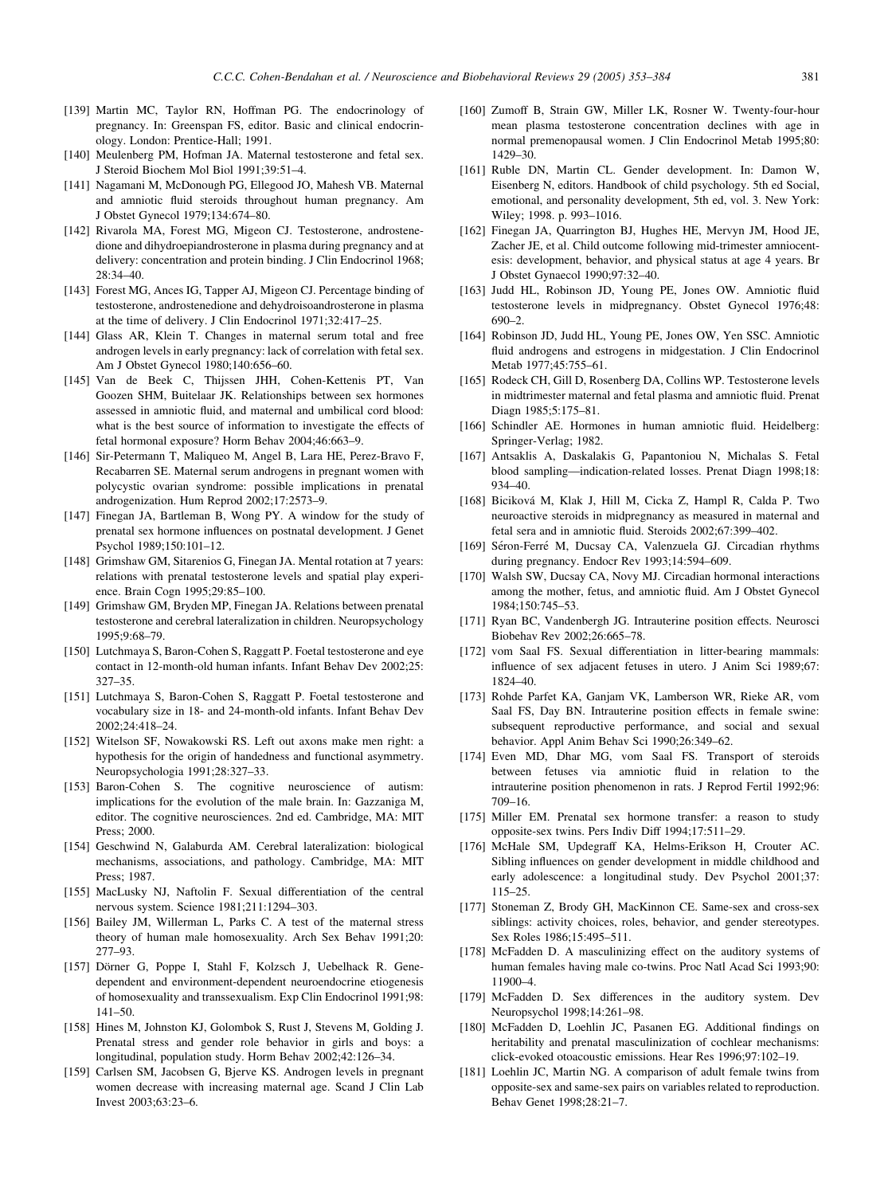[139] Martin MC, Taylor RN, Hoffman PG. The endocrinology of pregnancy. In: Greenspan FS, editor. Basic and clinical endocrinology. London: Prentice-Hall; 1991.

[140] Meulenberg PM, Hofman JA. Maternal testosterone and fetal sex. J Steroid Biochem Mol Biol 1991;39:51–4.

[141] Nagamani M, McDonough PG, Ellegood JO, Mahesh VB. Maternal and amniotic fluid steroids throughout human pregnancy. Am J Obstet Gynecol 1979;134:674–80.

[142] Rivarola MA, Forest MG, Migeon CJ. Testosterone, androstenedione and dihydroepiandrosterone in plasma during pregnancy and at delivery: concentration and protein binding. J Clin Endocrinol 1968; 28:34–40.

[143] Forest MG, Ances IG, Tapper AJ, Migeon CJ. Percentage binding of testosterone, androstenedione and dehydroisoandrosterone in plasma at the time of delivery. J Clin Endocrinol 1971;32:417–25.

[144] Glass AR, Klein T. Changes in maternal serum total and free androgen levels in early pregnancy: lack of correlation with fetal sex. Am J Obstet Gynecol 1980;140:656–60.

[145] Van de Beek C, Thijssen JHH, Cohen-Kettenis PT, Van Goozen SHM, Buitelaar JK. Relationships between sex hormones assessed in amniotic fluid, and maternal and umbilical cord blood: what is the best source of information to investigate the effects of fetal hormonal exposure? Horm Behav 2004;46:663–9.

[146] Sir-Petermann T, Maliqueo M, Angel B, Lara HE, Perez-Bravo F, Recabarren SE. Maternal serum androgens in pregnant women with polycystic ovarian syndrome: possible implications in prenatal androgenization. Hum Reprod 2002;17:2573–9.

[147] Finegan JA, Bartleman B, Wong PY. A window for the study of prenatal sex hormone influences on postnatal development. J Genet Psychol 1989;150:101–12.

[148] Grimshaw GM, Sitarenios G, Finegan JA. Mental rotation at 7 years: relations with prenatal testosterone levels and spatial play experience. Brain Cogn 1995;29:85–100.

[149] Grimshaw GM, Bryden MP, Finegan JA. Relations between prenatal testosterone and cerebral lateralization in children. Neuropsychology 1995;9:68–79.

[150] Lutchmaya S, Baron-Cohen S, Raggatt P. Foetal testosterone and eye contact in 12-month-old human infants. Infant Behav Dev 2002;25: 327–35.

[151] Lutchmaya S, Baron-Cohen S, Raggatt P. Foetal testosterone and vocabulary size in 18- and 24-month-old infants. Infant Behav Dev 2002;24:418–24.

[152] Witelson SF, Nowakowski RS. Left out axons make men right: a hypothesis for the origin of handedness and functional asymmetry. Neuropsychologia 1991;28:327–33.

[153] Baron-Cohen S. The cognitive neuroscience of autism: implications for the evolution of the male brain. In: Gazzaniga M, editor. The cognitive neurosciences. 2nd ed. Cambridge, MA: MIT Press; 2000.

[154] Geschwind N, Galaburda AM. Cerebral lateralization: biological mechanisms, associations, and pathology. Cambridge, MA: MIT Press; 1987.

[155] MacLusky NJ, Naftolin F. Sexual differentiation of the central nervous system. Science 1981;211:1294–303.

[156] Bailey JM, Willerman L, Parks C. A test of the maternal stress theory of human male homosexuality. Arch Sex Behav 1991;20: 277–93.

[157] Dörner G, Poppe I, Stahl F, Kolzsch J, Uebelhack R. Gene-dependent and environment-dependent neuroendocrine etiogenesis of homosexuality and transsexualism. Exp Clin Endocrinol 1991;98: 141–50.

[158] Hines M, Johnston KJ, Golombok S, Rust J, Stevens M, Golding J. Prenatal stress and gender role behavior in girls and boys: a longitudinal, population study. Horm Behav 2002;42:126–34.

[159] Carlsen SM, Jacobsen G, Bjerve KS. Androgen levels in pregnant women decrease with increasing maternal age. Scand J Clin Lab Invest 2003;63:23–6.

[160] Zumoff B, Strain GW, Miller LK, Rosner W. Twenty-four-hour mean plasma testosterone concentration declines with age in normal premenopausal women. J Clin Endocrinol Metab 1995;80: 1429–30.

[161] Ruble DN, Martin CL. Gender development. In: Damon W, Eisenberg N, editors. Handbook of child psychology. 5th ed Social, emotional, and personality development, 5th ed, vol. 3. New York: Wiley; 1998. p. 993–1016.

[162] Finegan JA, Quarrington BJ, Hughes HE, Mervyn JM, Hood JE, Zacher JE, et al. Child outcome following mid-trimester amniocentesis: development, behavior, and physical status at age 4 years. Br J Obstet Gynaecol 1990;97:32–40.

[163] Judd HL, Robinson JD, Young PE, Jones OW. Amniotic fluid testosterone levels in midpregnancy. Obstet Gynecol 1976;48: 690–2.

[164] Robinson JD, Judd HL, Young PE, Jones OW, Yen SSC. Amniotic fluid androgens and estrogens in midgestation. J Clin Endocrinol Metab 1977;45:755–61.

[165] Rodeck CH, Gill D, Rosenberg DA, Collins WP. Testosterone levels in midtrimester maternal and fetal plasma and amniotic fluid. Prenat Diagn 1985;5:175–81.

[166] Schindler AE. Hormones in human amniotic fluid. Heidelberg: Springer-Verlag; 1982.

[167] Antsaklis A, Daskalakis G, Papantoniou N, Michalas S. Fetal blood sampling—indication-related losses. Prenat Diagn 1998;18: 934–40.

[168] Biciková M, Klak J, Hill M, Cicka Z, Hampl R, Calda P. Two neuroactive steroids in midpregnancy as measured in maternal and fetal sera and in amniotic fluid. Steroids 2002;67:399–402.

[169] Séron-Ferré M, Ducsay CA, Valenzuela GJ. Circadian rhythms during pregnancy. Endocr Rev 1993;14:594–609.

[170] Walsh SW, Ducsay CA, Novy MJ. Circadian hormonal interactions among the mother, fetus, and amniotic fluid. Am J Obstet Gynecol 1984;150:745–53.

[171] Ryan BC, Vandenbergh JG. Intrauterine position effects. Neurosci Biobehav Rev 2002;26:665–78.

[172] vom Saal FS. Sexual differentiation in litter-bearing mammals: influence of sex adjacent fetuses in utero. J Anim Sci 1989;67: 1824–40.

[173] Rohde Parfet KA, Ganjam VK, Lamberson WR, Rieke AR, vom Saal FS, Day BN. Intrauterine position effects in female swine: subsequent reproductive performance, and social and sexual behavior. Appl Anim Behav Sci 1990;26:349–62.

[174] Even MD, Dhar MG, vom Saal FS. Transport of steroids between fetuses via amniotic fluid in relation to the intrauterine position phenomenon in rats. J Reprod Fertil 1992;96: 709–16.

[175] Miller EM. Prenatal sex hormone transfer: a reason to study opposite-sex twins. Pers Indiv Diff 1994;17:511–29.

[176] McHale SM, Updegraff KA, Helms-Erikson H, Crouter AC. Sibling influences on gender development in middle childhood and early adolescence: a longitudinal study. Dev Psychol 2001;37: 115–25.

[177] Stoneman Z, Brody GH, MacKinnon CE. Same-sex and cross-sex siblings: activity choices, roles, behavior, and gender stereotypes. Sex Roles 1986;15:495–511.

[178] McFadden D. A masculinizing effect on the auditory systems of human females having male co-twins. Proc Natl Acad Sci 1993;90: 11900–4.

[179] McFadden D. Sex differences in the auditory system. Dev Neuropsychol 1998;14:261–98.

[180] McFadden D, Loehlin JC, Pasanen EG. Additional findings on heritability and prenatal masculinization of cochlear mechanisms: click-evoked otoacoustic emissions. Hear Res 1996;97:102–19.

[181] Loehlin JC, Martin NG. A comparison of adult female twins from opposite-sex and same-sex pairs on variables related to reproduction. Behav Genet 1998;28:21–7.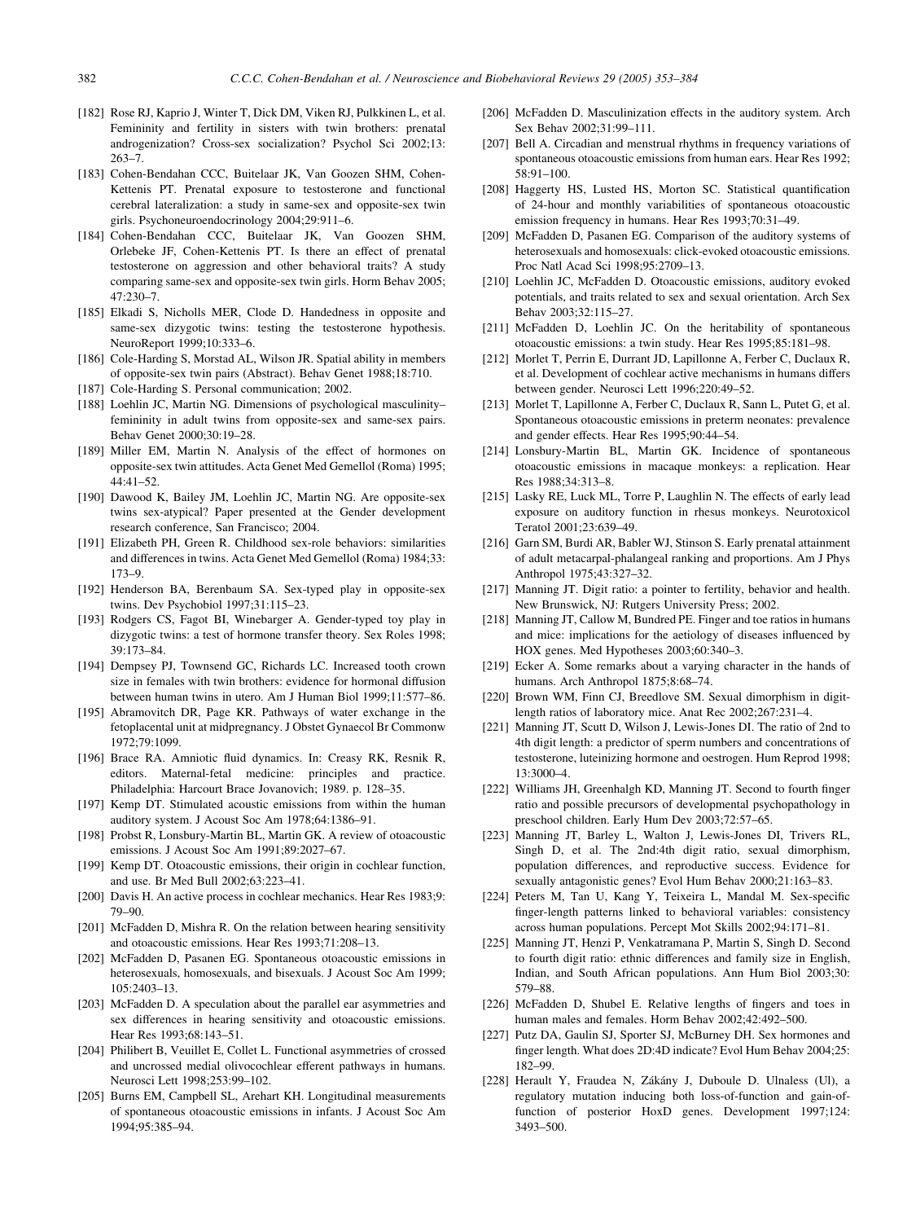[182] Rose RJ, Kaprio J, Winter T, Dick DM, Viken RJ, Pulkkinen L, et al. Femininity and fertility in sisters with twin brothers: prenatal androgenization? Cross-sex socialization? Psychol Sci 2002;13: 263–7.

[183] Cohen-Bendahan CCC, Buitelaar JK, Van Goozen SHM, Cohen-Kettenis PT. Prenatal exposure to testosterone and functional cerebral lateralization: a study in same-sex and opposite-sex twin girls. Psychoneuroendocrinology 2004;29:911–6.

[184] Cohen-Bendahan CCC, Buitelaar JK, Van Goozen SHM, Orlebeke JF, Cohen-Kettenis PT. Is there an effect of prenatal testosterone on aggression and other behavioral traits? A study comparing same-sex and opposite-sex twin girls. Horm Behav 2005; 47:230–7.

[185] Elkadi S, Nicholls MER, Clode D. Handedness in opposite and same-sex dizygotic twins: testing the testosterone hypothesis. NeuroReport 1999;10:333–6.

[186] Cole-Harding S, Morstad AL, Wilson JR. Spatial ability in members of opposite-sex twin pairs (Abstract). Behav Genet 1988;18:710.

[187] Cole-Harding S. Personal communication; 2002.

[188] Loehlin JC, Martin NG. Dimensions of psychological masculinity–femininity in adult twins from opposite-sex and same-sex pairs. Behav Genet 2000;30:19–28.

[189] Miller EM, Martin N. Analysis of the effect of hormones on opposite-sex twin attitudes. Acta Genet Med Gemellol (Roma) 1995; 44:41–52.

[190] Dawood K, Bailey JM, Loehlin JC, Martin NG. Are opposite-sex twins sex-atypical? Paper presented at the Gender development research conference, San Francisco; 2004.

[191] Elizabeth PH, Green R. Childhood sex-role behaviors: similarities and differences in twins. Acta Genet Med Gemellol (Roma) 1984;33: 173–9.

[192] Henderson BA, Berenbaum SA. Sex-typed play in opposite-sex twins. Dev Psychobiol 1997;31:115–23.

[193] Rodgers CS, Fagot BI, Winebarger A. Gender-typed toy play in dizygotic twins: a test of hormone transfer theory. Sex Roles 1998; 39:173–84.

[194] Dempsey PJ, Townsend GC, Richards LC. Increased tooth crown size in females with twin brothers: evidence for hormonal diffusion between human twins in utero. Am J Human Biol 1999;11:577–86.

[195] Abramovitch DR, Page KR. Pathways of water exchange in the fetoplacental unit at midpregnancy. J Obstet Gynaecol Br Commonw 1972;79:1099.

[196] Brace RA. Amniotic fluid dynamics. In: Creasy RK, Resnik R, editors. Maternal-fetal medicine: principles and practice. Philadelphia: Harcourt Brace Jovanovich; 1989. p. 128–35.

[197] Kemp DT. Stimulated acoustic emissions from within the human auditory system. J Acoust Soc Am 1978;64:1386–91.

[198] Probst R, Lonsbury-Martin BL, Martin GK. A review of otoacoustic emissions. J Acoust Soc Am 1991;89:2027–67.

[199] Kemp DT. Otoacoustic emissions, their origin in cochlear function, and use. Br Med Bull 2002;63:223–41.

[200] Davis H. An active process in cochlear mechanics. Hear Res 1983;9: 79–90.

[201] McFadden D, Mishra R. On the relation between hearing sensitivity and otoacoustic emissions. Hear Res 1993;71:208–13.

[202] McFadden D, Pasanen EG. Spontaneous otoacoustic emissions in heterosexuals, homosexuals, and bisexuals. J Acoust Soc Am 1999; 105:2403–13.

[203] McFadden D. A speculation about the parallel ear asymmetries and sex differences in hearing sensitivity and otoacoustic emissions. Hear Res 1993;68:143–51.

[204] Philibert B, Veuillet E, Collet L. Functional asymmetries of crossed and uncrossed medial olivocochlear efferent pathways in humans. Neurosci Lett 1998;253:99–102.

[205] Burns EM, Campbell SL, Arehart KH. Longitudinal measurements of spontaneous otoacoustic emissions in infants. J Acoust Soc Am 1994;95:385–94.

[206] McFadden D. Masculinization effects in the auditory system. Arch Sex Behav 2002;31:99–111.

[207] Bell A. Circadian and menstrual rhythms in frequency variations of spontaneous otoacoustic emissions from human ears. Hear Res 1992; 58:91–100.

[208] Haggerty HS, Lusted HS, Morton SC. Statistical quantification of 24-hour and monthly variabilities of spontaneous otoacoustic emission frequency in humans. Hear Res 1993;70:31–49.

[209] McFadden D, Pasanen EG. Comparison of the auditory systems of heterosexuals and homosexuals: click-evoked otoacoustic emissions. Proc Natl Acad Sci 1998;95:2709–13.

[210] Loehlin JC, McFadden D. Otoacoustic emissions, auditory evoked potentials, and traits related to sex and sexual orientation. Arch Sex Behav 2003;32:115–27.

[211] McFadden D, Loehlin JC. On the heritability of spontaneous otoacoustic emissions: a twin study. Hear Res 1995;85:181–98.

[212] Morlet T, Perrin E, Durrant JD, Lapillonne A, Ferber C, Duclaux R, et al. Development of cochlear active mechanisms in humans differs between gender. Neurosci Lett 1996;220:49–52.

[213] Morlet T, Lapillonne A, Ferber C, Duclaux R, Sann L, Putet G, et al. Spontaneous otoacoustic emissions in preterm neonates: prevalence and gender effects. Hear Res 1995;90:44–54.

[214] Lonsbury-Martin BL, Martin GK. Incidence of spontaneous otoacoustic emissions in macaque monkeys: a replication. Hear Res 1988;34:313–8.

[215] Lasky RE, Luck ML, Torre P, Laughlin N. The effects of early lead exposure on auditory function in rhesus monkeys. Neurotoxicol Teratol 2001;23:639–49.

[216] Garn SM, Burdi AR, Babler WJ, Stinson S. Early prenatal attainment of adult metacarpal-phalangeal ranking and proportions. Am J Phys Anthropol 1975;43:327–32.

[217] Manning JT. Digit ratio: a pointer to fertility, behavior and health. New Brunswick, NJ: Rutgers University Press; 2002.

[218] Manning JT, Callow M, Bundred PE. Finger and toe ratios in humans and mice: implications for the aetiology of diseases influenced by HOX genes. Med Hypotheses 2003;60:340–3.

[219] Ecker A. Some remarks about a varying character in the hands of humans. Arch Anthropol 1875;8:68–74.

[220] Brown WM, Finn CJ, Breedlove SM. Sexual dimorphism in digit-length ratios of laboratory mice. Anat Rec 2002;267:231–4.

[221] Manning JT, Scutt D, Wilson J, Lewis-Jones DI. The ratio of 2nd to 4th digit length: a predictor of sperm numbers and concentrations of testosterone, luteinizing hormone and oestrogen. Hum Reprod 1998; 13:3000–4.

[222] Williams JH, Greenhalgh KD, Manning JT. Second to fourth finger ratio and possible precursors of developmental psychopathology in preschool children. Early Hum Dev 2003;72:57–65.

[223] Manning JT, Barley L, Walton J, Lewis-Jones DI, Trivers RL, Singh D, et al. The 2nd:4th digit ratio, sexual dimorphism, population differences, and reproductive success. Evidence for sexually antagonistic genes? Evol Hum Behav 2000;21:163–83.

[224] Peters M, Tan U, Kang Y, Teixeira L, Mandal M. Sex-specific finger-length patterns linked to behavioral variables: consistency across human populations. Percept Mot Skills 2002;94:171–81.

[225] Manning JT, Henzi P, Venkatramana P, Martin S, Singh D. Second to fourth digit ratio: ethnic differences and family size in English, Indian, and South African populations. Ann Hum Biol 2003;30: 579–88.

[226] McFadden D, Shubel E. Relative lengths of fingers and toes in human males and females. Horm Behav 2002;42:492–500.

[227] Putz DA, Gaulin SJ, Sporter SJ, McBurney DH. Sex hormones and finger length. What does 2D:4D indicate? Evol Hum Behav 2004;25: 182–99.

[228] Herault Y, Fraudea N, Zákány J, Duboule D. Ulnaless (Ul), a regulatory mutation inducing both loss-of-function and gain-of-function of posterior HoxD genes. Development 1997;124: 3493–500.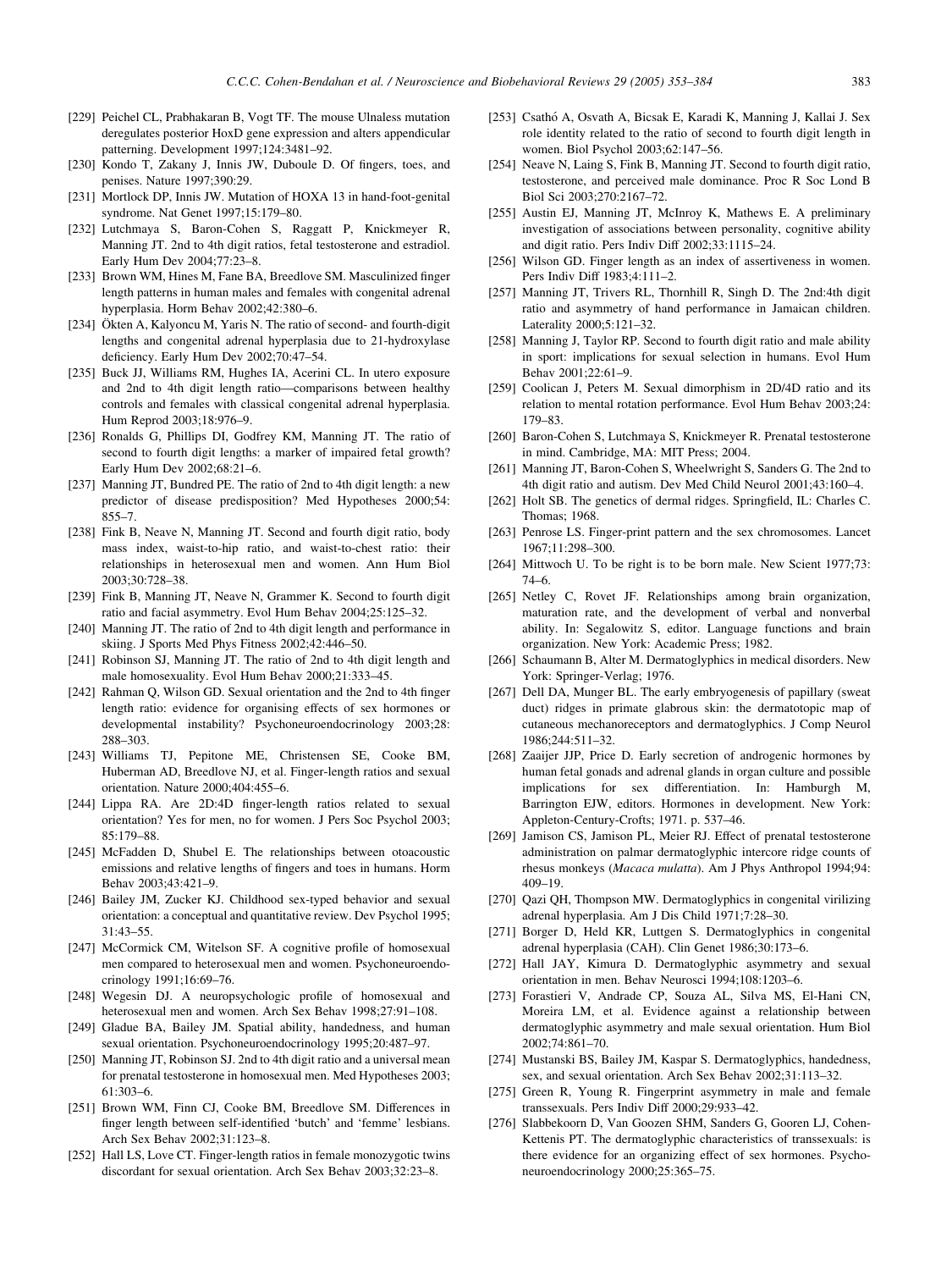[229] Peichel CL, Prabhakaran B, Vogt TF. The mouse Ulnaless mutation deregulates posterior HoxD gene expression and alters appendicular patterning. Development 1997;124:3481–92.

[230] Kondo T, Zakany J, Innis JW, Duboule D. Of fingers, toes, and penises. Nature 1997;390:29.

[231] Mortlock DP, Innis JW. Mutation of HOXA 13 in hand-foot-genital syndrome. Nat Genet 1997;15:179–80.

[232] Lutchmaya S, Baron-Cohen S, Raggatt P, Knickmeyer R, Manning JT. 2nd to 4th digit ratios, fetal testosterone and estradiol. Early Hum Dev 2004;77:23–8.

[233] Brown WM, Hines M, Fane BA, Breedlove SM. Masculinized finger length patterns in human males and females with congenital adrenal hyperplasia. Horm Behav 2002;42:380–6.

[234] Ökten A, Kalyoncu M, Yaris N. The ratio of second- and fourth-digit lengths and congenital adrenal hyperplasia due to 21-hydroxylase deficiency. Early Hum Dev 2002;70:47–54.

[235] Buck JJ, Williams RM, Hughes IA, Acerini CL. In utero exposure and 2nd to 4th digit length ratio—comparisons between healthy controls and females with classical congenital adrenal hyperplasia. Hum Reprod 2003;18:976–9.

[236] Ronalds G, Phillips DI, Godfrey KM, Manning JT. The ratio of second to fourth digit lengths: a marker of impaired fetal growth? Early Hum Dev 2002;68:21–6.

[237] Manning JT, Bundred PE. The ratio of 2nd to 4th digit length: a new predictor of disease predisposition? Med Hypotheses 2000;54: 855–7.

[238] Fink B, Neave N, Manning JT. Second and fourth digit ratio, body mass index, waist-to-hip ratio, and waist-to-chest ratio: their relationships in heterosexual men and women. Ann Hum Biol 2003;30:728–38.

[239] Fink B, Manning JT, Neave N, Grammer K. Second to fourth digit ratio and facial asymmetry. Evol Hum Behav 2004;25:125–32.

[240] Manning JT. The ratio of 2nd to 4th digit length and performance in skiing. J Sports Med Phys Fitness 2002;42:446–50.

[241] Robinson SJ, Manning JT. The ratio of 2nd to 4th digit length and male homosexuality. Evol Hum Behav 2000;21:333–45.

[242] Rahman Q, Wilson GD. Sexual orientation and the 2nd to 4th finger length ratio: evidence for organising effects of sex hormones or developmental instability? Psychoneuroendocrinology 2003;28: 288–303.

[243] Williams TJ, Pepitone ME, Christensen SE, Cooke BM, Huberman AD, Breedlove NJ, et al. Finger-length ratios and sexual orientation. Nature 2000;404:455–6.

[244] Lippa RA. Are 2D:4D finger-length ratios related to sexual orientation? Yes for men, no for women. J Pers Soc Psychol 2003; 85:179–88.

[245] McFadden D, Shubel E. The relationships between otoacoustic emissions and relative lengths of fingers and toes in humans. Horm Behav 2003;43:421–9.

[246] Bailey JM, Zucker KJ. Childhood sex-typed behavior and sexual orientation: a conceptual and quantitative review. Dev Psychol 1995; 31:43–55.

[247] McCormick CM, Witelson SF. A cognitive profile of homosexual men compared to heterosexual men and women. Psychoneuroendocrinology 1991;16:69–76.

[248] Wegesin DJ. A neuropsychologic profile of homosexual and heterosexual men and women. Arch Sex Behav 1998;27:91–108.

[249] Gladue BA, Bailey JM. Spatial ability, handedness, and human sexual orientation. Psychoneuroendocrinology 1995;20:487–97.

[250] Manning JT, Robinson SJ. 2nd to 4th digit ratio and a universal mean for prenatal testosterone in homosexual men. Med Hypotheses 2003; 61:303–6.

[251] Brown WM, Finn CJ, Cooke BM, Breedlove SM. Differences in finger length between self-identified 'butch' and 'femme' lesbians. Arch Sex Behav 2002;31:123–8.

[252] Hall LS, Love CT. Finger-length ratios in female monozygotic twins discordant for sexual orientation. Arch Sex Behav 2003;32:23–8.

[253] Csathó A, Osvath A, Bicsak E, Karadi K, Manning J, Kallai J. Sex role identity related to the ratio of second to fourth digit length in women. Biol Psychol 2003;62:147–56.

[254] Neave N, Laing S, Fink B, Manning JT. Second to fourth digit ratio, testosterone, and perceived male dominance. Proc R Soc Lond B Biol Sci 2003;270:2167–72.

[255] Austin EJ, Manning JT, McInroy K, Mathews E. A preliminary investigation of associations between personality, cognitive ability and digit ratio. Pers Indiv Diff 2002;33:1115–24.

[256] Wilson GD. Finger length as an index of assertiveness in women. Pers Indiv Diff 1983;4:111–2.

[257] Manning JT, Trivers RL, Thornhill R, Singh D. The 2nd:4th digit ratio and asymmetry of hand performance in Jamaican children. Laterality 2000;5:121–32.

[258] Manning J, Taylor RP. Second to fourth digit ratio and male ability in sport: implications for sexual selection in humans. Evol Hum Behav 2001;22:61–9.

[259] Coolican J, Peters M. Sexual dimorphism in 2D/4D ratio and its relation to mental rotation performance. Evol Hum Behav 2003;24: 179–83.

[260] Baron-Cohen S, Lutchmaya S, Knickmeyer R. Prenatal testosterone in mind. Cambridge, MA: MIT Press; 2004.

[261] Manning JT, Baron-Cohen S, Wheelwright S, Sanders G. The 2nd to 4th digit ratio and autism. Dev Med Child Neurol 2001;43:160–4.

[262] Holt SB. The genetics of dermal ridges. Springfield, IL: Charles C. Thomas; 1968.

[263] Penrose LS. Finger-print pattern and the sex chromosomes. Lancet 1967;11:298–300.

[264] Mittwoch U. To be right is to be born male. New Scient 1977;73: 74–6.

[265] Netley C, Rovet JF. Relationships among brain organization, maturation rate, and the development of verbal and nonverbal ability. In: Segalowitz S, editor. Language functions and brain organization. New York: Academic Press; 1982.

[266] Schaumann B, Alter M. Dermatoglyphics in medical disorders. New York: Springer-Verlag; 1976.

[267] Dell DA, Munger BL. The early embryogenesis of papillary (sweat duct) ridges in primate glabrous skin: the dermatotopic map of cutaneous mechanoreceptors and dermatoglyphics. J Comp Neurol 1986;244:511–32.

[268] Zaaijer JJP, Price D. Early secretion of androgenic hormones by human fetal gonads and adrenal glands in organ culture and possible implications for sex differentiation. In: Hamburgh M, Barrington EJW, editors. Hormones in development. New York: Appleton-Century-Crofts; 1971. p. 537–46.

[269] Jamison CS, Jamison PL, Meier RJ. Effect of prenatal testosterone administration on palmar dermatoglyphic intercore ridge counts of rhesus monkeys (*Macaca mulatta*). Am J Phys Anthropol 1994;94: 409–19.

[270] Qazi QH, Thompson MW. Dermatoglyphics in congenital virilizing adrenal hyperplasia. Am J Dis Child 1971;7:28–30.

[271] Borger D, Held KR, Luttgen S. Dermatoglyphics in congenital adrenal hyperplasia (CAH). Clin Genet 1986;30:173–6.

[272] Hall JAY, Kimura D. Dermatoglyphic asymmetry and sexual orientation in men. Behav Neurosci 1994;108:1203–6.

[273] Forastieri V, Andrade CP, Souza AL, Silva MS, El-Hani CN, Moreira LM, et al. Evidence against a relationship between dermatoglyphic asymmetry and male sexual orientation. Hum Biol 2002;74:861–70.

[274] Mustanski BS, Bailey JM, Kaspar S. Dermatoglyphics, handedness, sex, and sexual orientation. Arch Sex Behav 2002;31:113–32.

[275] Green R, Young R. Fingerprint asymmetry in male and female transsexuals. Pers Indiv Diff 2000;29:933–42.

[276] Slabbekoorn D, Van Goozen SHM, Sanders G, Gooren LJ, Cohen-Kettenis PT. The dermatoglyphic characteristics of transsexuals: is there evidence for an organizing effect of sex hormones. Psychoneuroendocrinology 2000;25:365–75.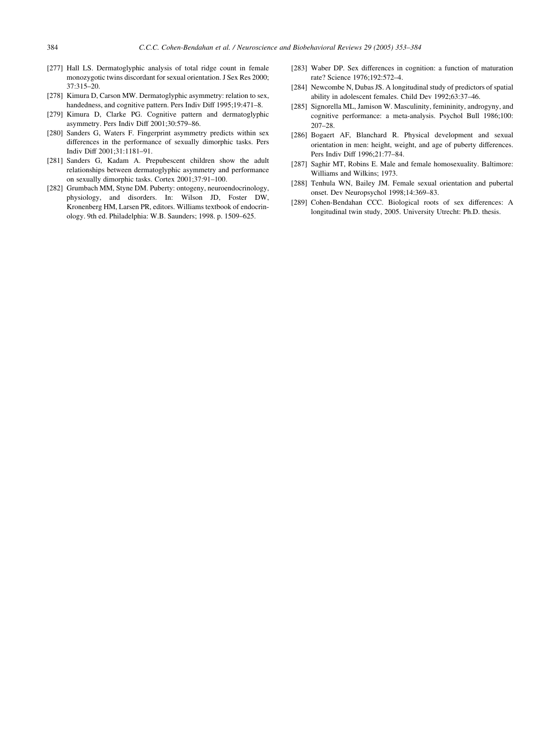[277] Hall LS. Dermatoglyphic analysis of total ridge count in female monozygotic twins discordant for sexual orientation. J Sex Res 2000; 37:315–20.

[278] Kimura D, Carson MW. Dermatoglyphic asymmetry: relation to sex, handedness, and cognitive pattern. Pers Indiv Diff 1995;19:471–8.

[279] Kimura D, Clarke PG. Cognitive pattern and dermatoglyphic asymmetry. Pers Indiv Diff 2001;30:579–86.

[280] Sanders G, Waters F. Fingerprint asymmetry predicts within sex differences in the performance of sexually dimorphic tasks. Pers Indiv Diff 2001;31:1181–91.

[281] Sanders G, Kadam A. Prepubescent children show the adult relationships between dermatoglyphic asymmetry and performance on sexually dimorphic tasks. Cortex 2001;37:91–100.

[282] Grumbach MM, Styne DM. Puberty: ontogeny, neuroendocrinology, physiology, and disorders. In: Wilson JD, Foster DW, Kronenberg HM, Larsen PR, editors. Williams textbook of endocrinology. 9th ed. Philadelphia: W.B. Saunders; 1998. p. 1509–625.

[283] Waber DP. Sex differences in cognition: a function of maturation rate? Science 1976;192:572–4.

[284] Newcombe N, Dubas JS. A longitudinal study of predictors of spatial ability in adolescent females. Child Dev 1992;63:37–46.

[285] Signorella ML, Jamison W. Masculinity, femininity, androgyny, and cognitive performance: a meta-analysis. Psychol Bull 1986;100: 207–28.

[286] Bogaert AF, Blanchard R. Physical development and sexual orientation in men: height, weight, and age of puberty differences. Pers Indiv Diff 1996;21:77–84.

[287] Saghir MT, Robins E. Male and female homosexuality. Baltimore: Williams and Wilkins; 1973.

[288] Tenhula WN, Bailey JM. Female sexual orientation and pubertal onset. Dev Neuropsychol 1998;14:369–83.

[289] Cohen-Bendahan CCC. Biological roots of sex differences: A longitudinal twin study, 2005. University Utrecht: Ph.D. thesis.